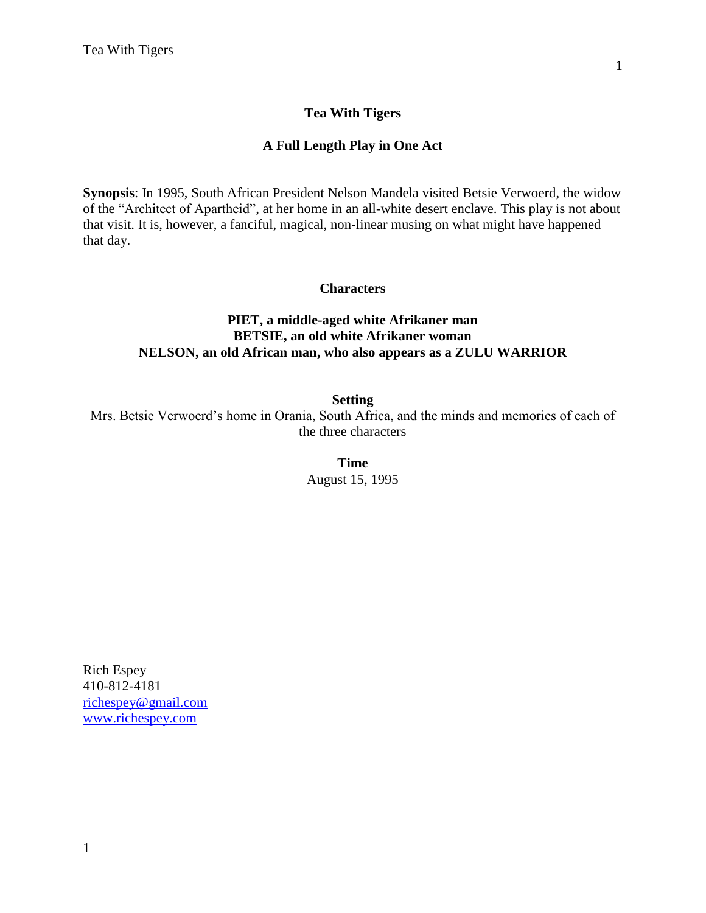# Tea With Tigers

## A Full Length Play in One Act

**Synopsis**: In 1995, South African President Nelson Mandela visited Betsie Verwoerd, the widow of the "Architect of Apartheid", at her home in an all-white desert enclave. This play is not about that visit. It is, however, a fanciful, magical, non-linear musing on what might have happened that day.

### Characters

**PIET, a middle-aged white Afrikaner man**
**BETSIE, an old white Afrikaner woman**
**NELSON, an old African man, who also appears as a ZULU WARRIOR**

### Setting

Mrs. Betsie Verwoerd's home in Orania, South Africa, and the minds and memories of each of the three characters

### Time

August 15, 1995

Rich Espey
410-812-4181
richespey@gmail.com
www.richespey.com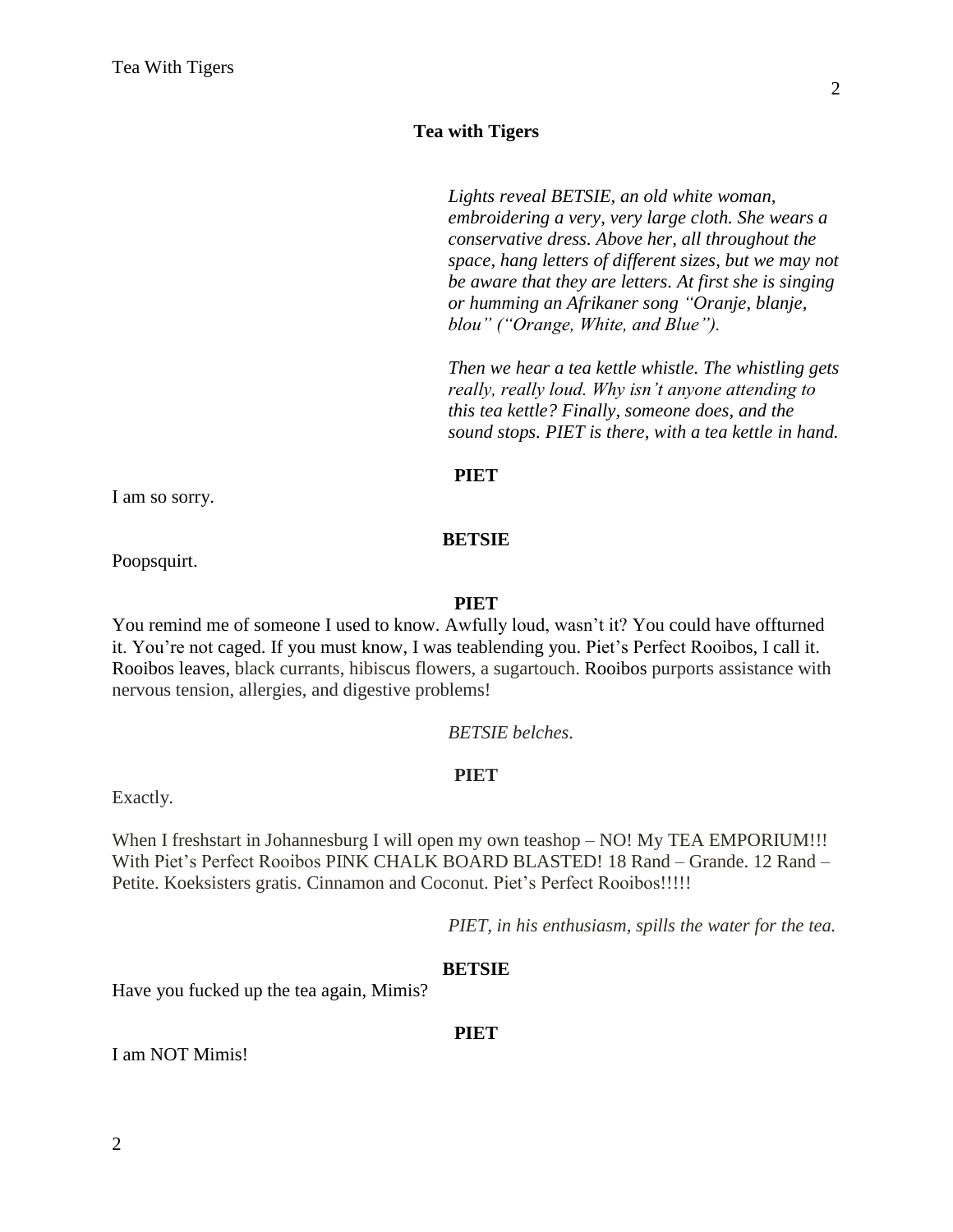## Tea with Tigers

*Lights reveal BETSIE, an old white woman, embroidering a very, very large cloth. She wears a conservative dress. Above her, all throughout the space, hang letters of different sizes, but we may not be aware that they are letters. At first she is singing or humming an Afrikaner song "Oranje, blanje, blou" ("Orange, White, and Blue").*

*Then we hear a tea kettle whistle. The whistling gets really, really loud. Why isn't anyone attending to this tea kettle? Finally, someone does, and the sound stops. PIET is there, with a tea kettle in hand.*

**PIET**

I am so sorry.

**BETSIE**

Poopsquirt.

**PIET**

You remind me of someone I used to know. Awfully loud, wasn't it? You could have offturned it. You're not caged. If you must know, I was teablending you. Piet's Perfect Rooibos, I call it. Rooibos leaves, black currants, hibiscus flowers, a sugartouch. Rooibos purports assistance with nervous tension, allergies, and digestive problems!

*BETSIE belches.*

**PIET**

Exactly.

When I freshstart in Johannesburg I will open my own teashop – NO! My TEA EMPORIUM!!! With Piet's Perfect Rooibos PINK CHALK BOARD BLASTED! 18 Rand – Grande. 12 Rand – Petite. Koeksisters gratis. Cinnamon and Coconut. Piet's Perfect Rooibos!!!!!

*PIET, in his enthusiasm, spills the water for the tea.*

**BETSIE**

Have you fucked up the tea again, Mimis?

**PIET**

I am NOT Mimis!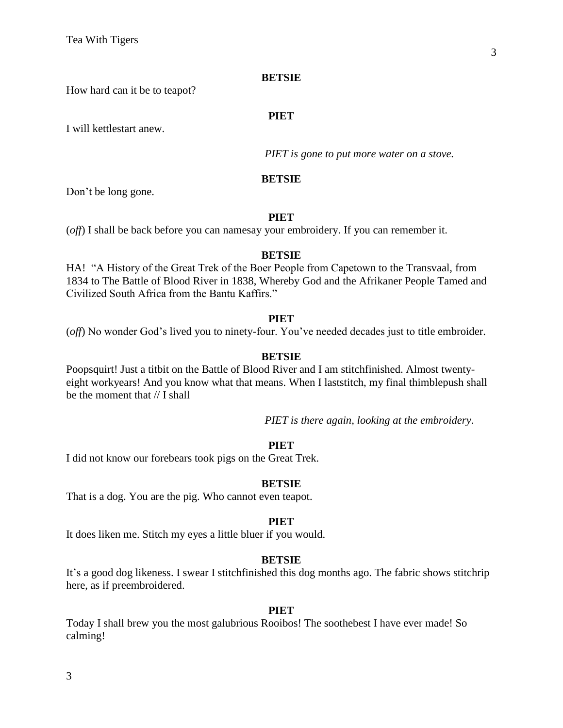**BETSIE**

How hard can it be to teapot?

**PIET**

I will kettlestart anew.

*PIET is gone to put more water on a stove.*

**BETSIE**

Don't be long gone.

**PIET**

(*off*) I shall be back before you can namesay your embroidery. If you can remember it.

**BETSIE**

HA! "A History of the Great Trek of the Boer People from Capetown to the Transvaal, from 1834 to The Battle of Blood River in 1838, Whereby God and the Afrikaner People Tamed and Civilized South Africa from the Bantu Kaffirs."

**PIET**

(*off*) No wonder God's lived you to ninety-four. You've needed decades just to title embroider.

**BETSIE**

Poopsquirt! Just a titbit on the Battle of Blood River and I am stitchfinished. Almost twenty-eight workyears! And you know what that means. When I laststitch, my final thimblepush shall be the moment that // I shall

*PIET is there again, looking at the embroidery.*

**PIET**

I did not know our forebears took pigs on the Great Trek.

**BETSIE**

That is a dog. You are the pig. Who cannot even teapot.

**PIET**

It does liken me. Stitch my eyes a little bluer if you would.

**BETSIE**

It's a good dog likeness. I swear I stitchfinished this dog months ago. The fabric shows stitchrip here, as if preembroidered.

**PIET**

Today I shall brew you the most galubrious Rooibos! The soothebest I have ever made! So calming!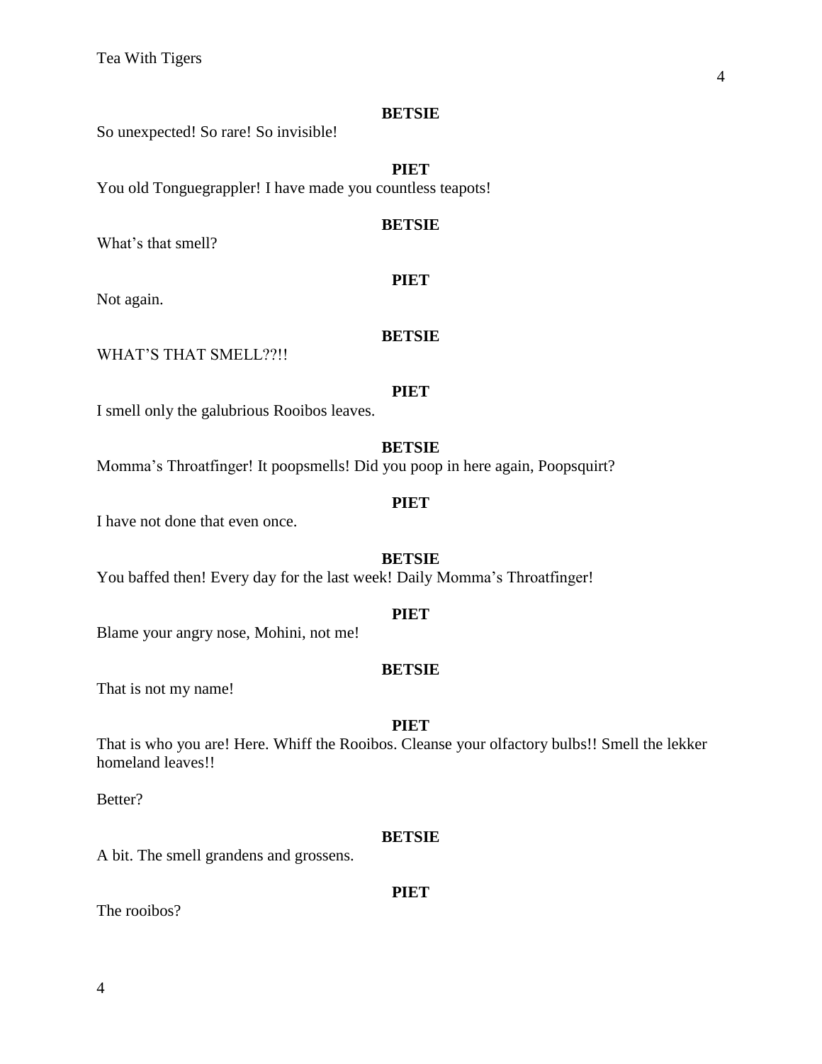**BETSIE**

So unexpected! So rare! So invisible!

**PIET**

You old Tonguegrappler! I have made you countless teapots!

**BETSIE**

What's that smell?

**PIET**

Not again.

**BETSIE**

WHAT'S THAT SMELL??!!

**PIET**

I smell only the galubrious Rooibos leaves.

**BETSIE**

Momma's Throatfinger! It poopsmells! Did you poop in here again, Poopsquirt?

**PIET**

I have not done that even once.

**BETSIE**

You baffed then! Every day for the last week! Daily Momma's Throatfinger!

**PIET**

Blame your angry nose, Mohini, not me!

**BETSIE**

That is not my name!

**PIET**

That is who you are! Here. Whiff the Rooibos. Cleanse your olfactory bulbs!! Smell the lekker homeland leaves!!

Better?

**BETSIE**

A bit. The smell grandens and grossens.

**PIET**

The rooibos?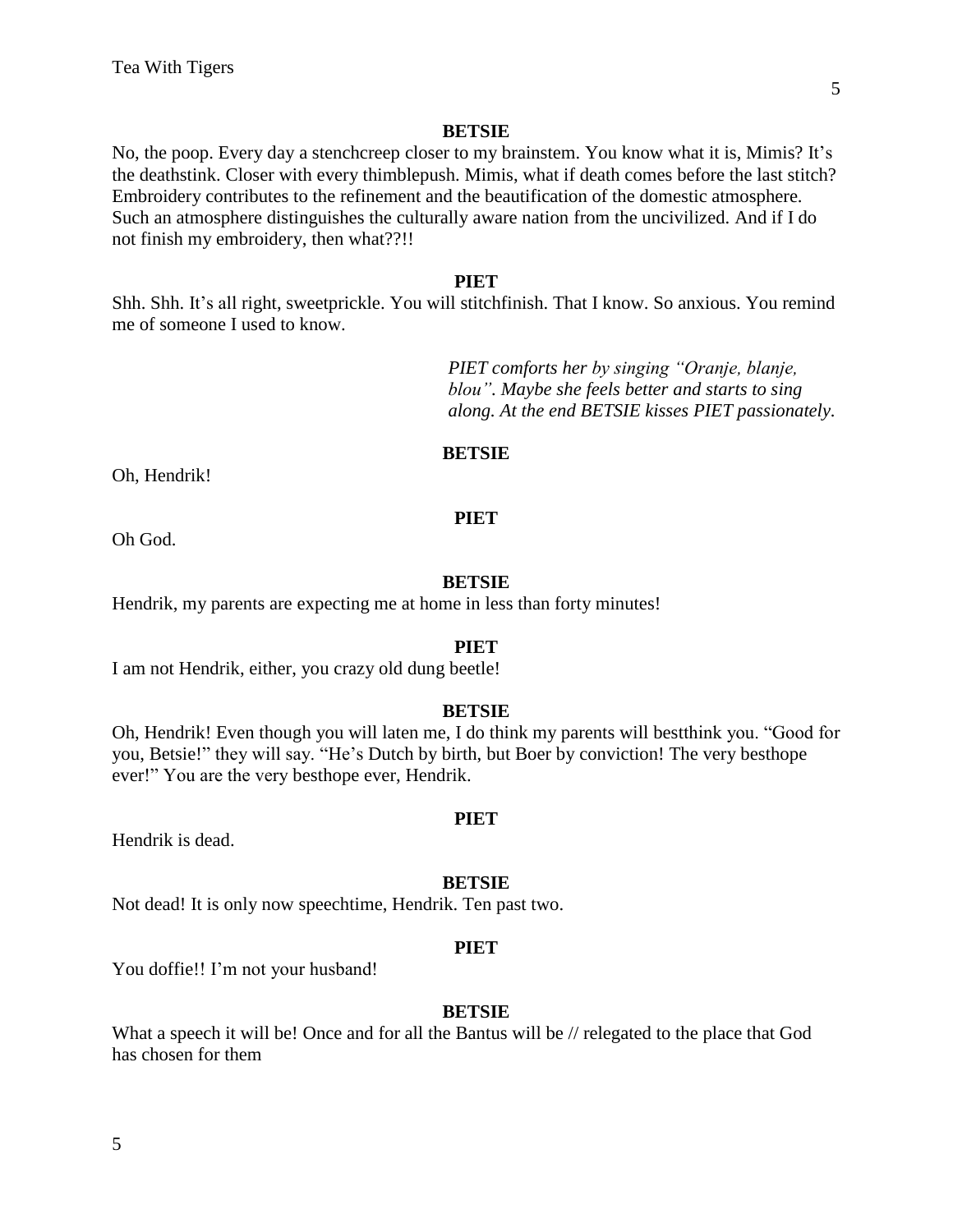**BETSIE**

No, the poop. Every day a stenchcreep closer to my brainstem. You know what it is, Mimis? It's the deathstink. Closer with every thimblepush. Mimis, what if death comes before the last stitch? Embroidery contributes to the refinement and the beautification of the domestic atmosphere. Such an atmosphere distinguishes the culturally aware nation from the uncivilized. And if I do not finish my embroidery, then what??!!

**PIET**

Shh. Shh. It's all right, sweetprickle. You will stitchfinish. That I know. So anxious. You remind me of someone I used to know.

*PIET comforts her by singing "Oranje, blanje, blou". Maybe she feels better and starts to sing along. At the end BETSIE kisses PIET passionately.*

**BETSIE**

Oh, Hendrik!

**PIET**

Oh God.

**BETSIE**

Hendrik, my parents are expecting me at home in less than forty minutes!

**PIET**

I am not Hendrik, either, you crazy old dung beetle!

**BETSIE**

Oh, Hendrik! Even though you will laten me, I do think my parents will bestthink you. "Good for you, Betsie!" they will say. "He's Dutch by birth, but Boer by conviction! The very besthope ever!" You are the very besthope ever, Hendrik.

**PIET**

Hendrik is dead.

**BETSIE**

Not dead! It is only now speechtime, Hendrik. Ten past two.

**PIET**

You doffie!! I'm not your husband!

**BETSIE**

What a speech it will be! Once and for all the Bantus will be // relegated to the place that God has chosen for them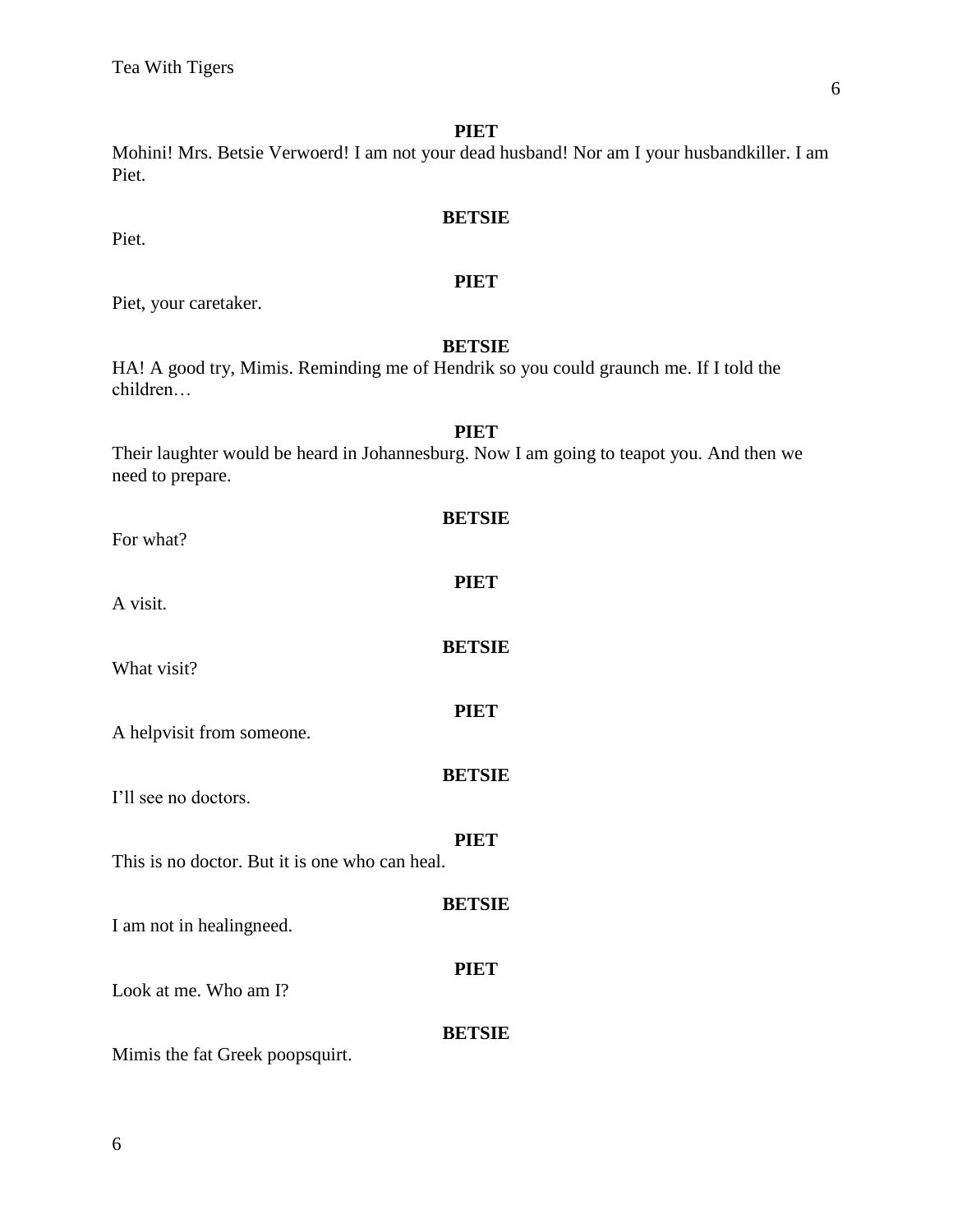**PIET**

Mohini! Mrs. Betsie Verwoerd! I am not your dead husband! Nor am I your husbandkiller. I am Piet.

**BETSIE**

Piet.

**PIET**

Piet, your caretaker.

**BETSIE**

HA! A good try, Mimis. Reminding me of Hendrik so you could graunch me. If I told the children…

**PIET**

Their laughter would be heard in Johannesburg. Now I am going to teapot you. And then we need to prepare.

**BETSIE**

For what?

**PIET**

A visit.

**BETSIE**

What visit?

**PIET**

A helpvisit from someone.

**BETSIE**

I'll see no doctors.

**PIET**

This is no doctor. But it is one who can heal.

**BETSIE**

I am not in healingneed.

**PIET**

Look at me. Who am I?

**BETSIE**

Mimis the fat Greek poopsquirt.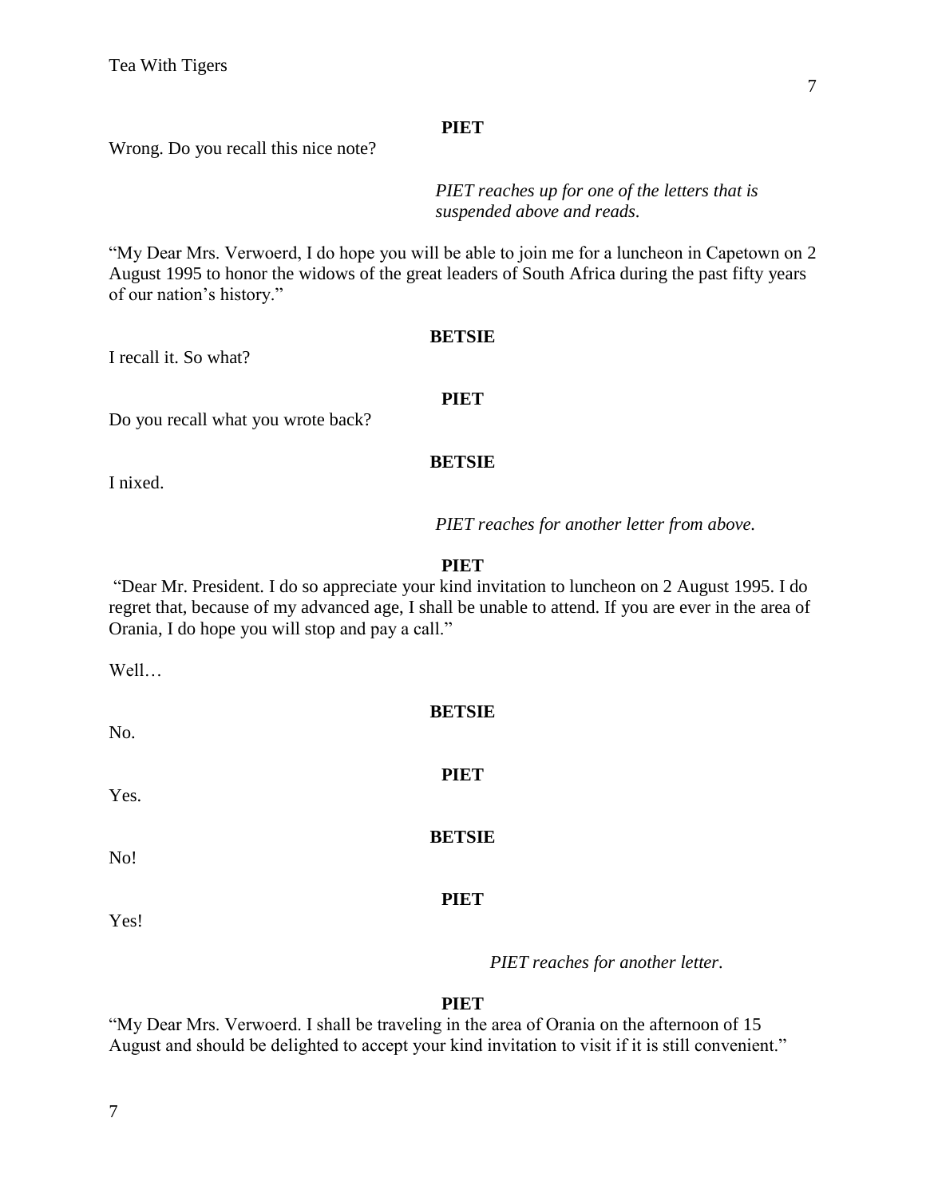**PIET**

Wrong. Do you recall this nice note?

*PIET reaches up for one of the letters that is suspended above and reads.*

"My Dear Mrs. Verwoerd, I do hope you will be able to join me for a luncheon in Capetown on 2 August 1995 to honor the widows of the great leaders of South Africa during the past fifty years of our nation's history."

**BETSIE**

I recall it. So what?

**PIET**

Do you recall what you wrote back?

**BETSIE**

I nixed.

*PIET reaches for another letter from above.*

**PIET**

"Dear Mr. President. I do so appreciate your kind invitation to luncheon on 2 August 1995. I do regret that, because of my advanced age, I shall be unable to attend. If you are ever in the area of Orania, I do hope you will stop and pay a call."

Well…

**BETSIE**

No.

**PIET**

Yes.

**BETSIE**

No!

**PIET**

Yes!

*PIET reaches for another letter.*

**PIET**

"My Dear Mrs. Verwoerd. I shall be traveling in the area of Orania on the afternoon of 15 August and should be delighted to accept your kind invitation to visit if it is still convenient."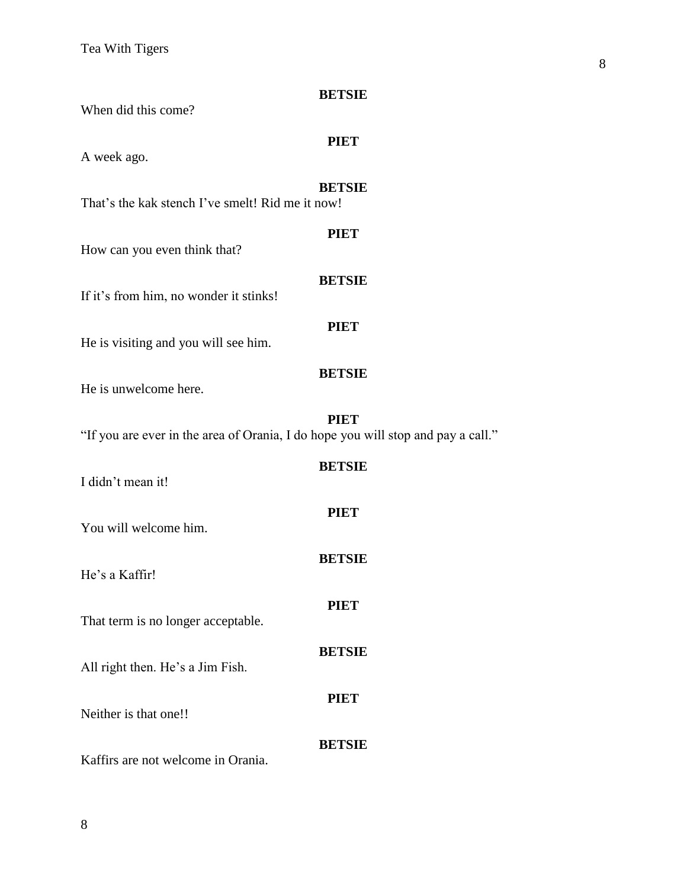**BETSIE**

When did this come?

**PIET**

A week ago.

**BETSIE**

That's the kak stench I've smelt! Rid me it now!

**PIET**

How can you even think that?

**BETSIE**

If it's from him, no wonder it stinks!

**PIET**

He is visiting and you will see him.

**BETSIE**

He is unwelcome here.

**PIET**

"If you are ever in the area of Orania, I do hope you will stop and pay a call."

**BETSIE**

I didn't mean it!

**PIET**

You will welcome him.

**BETSIE**

He's a Kaffir!

**PIET**

That term is no longer acceptable.

**BETSIE**

All right then. He's a Jim Fish.

**PIET**

Neither is that one!!

**BETSIE**

Kaffirs are not welcome in Orania.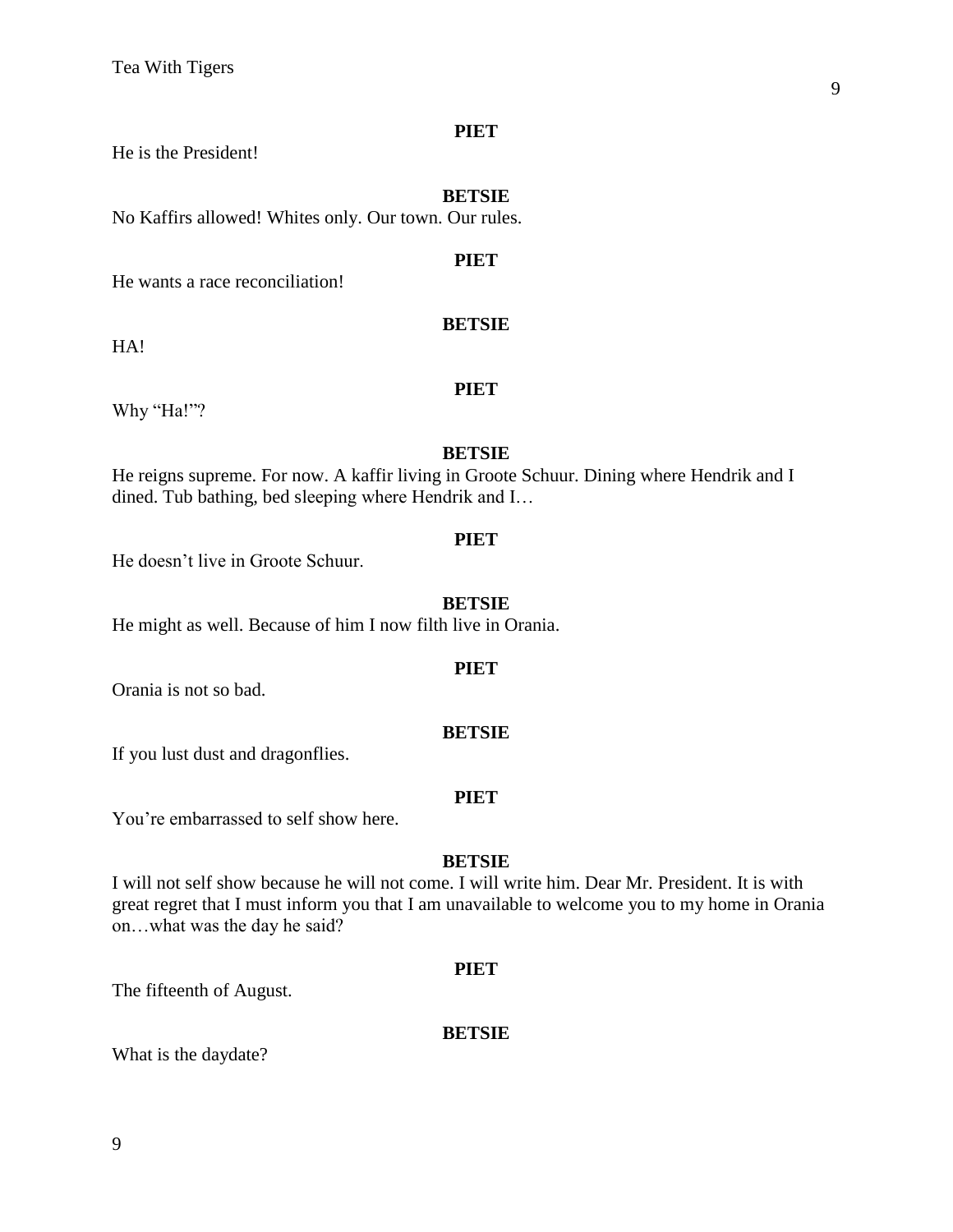**PIET**

He is the President!

**BETSIE**

No Kaffirs allowed! Whites only. Our town. Our rules.

**PIET**

He wants a race reconciliation!

**BETSIE**

HA!

**PIET**

Why "Ha!"?

**BETSIE**

He reigns supreme. For now. A kaffir living in Groote Schuur. Dining where Hendrik and I dined. Tub bathing, bed sleeping where Hendrik and I…

**PIET**

He doesn't live in Groote Schuur.

**BETSIE**

He might as well. Because of him I now filth live in Orania.

**PIET**

Orania is not so bad.

**BETSIE**

If you lust dust and dragonflies.

**PIET**

You're embarrassed to self show here.

**BETSIE**

I will not self show because he will not come. I will write him. Dear Mr. President. It is with great regret that I must inform you that I am unavailable to welcome you to my home in Orania on…what was the day he said?

**PIET**

The fifteenth of August.

**BETSIE**

What is the daydate?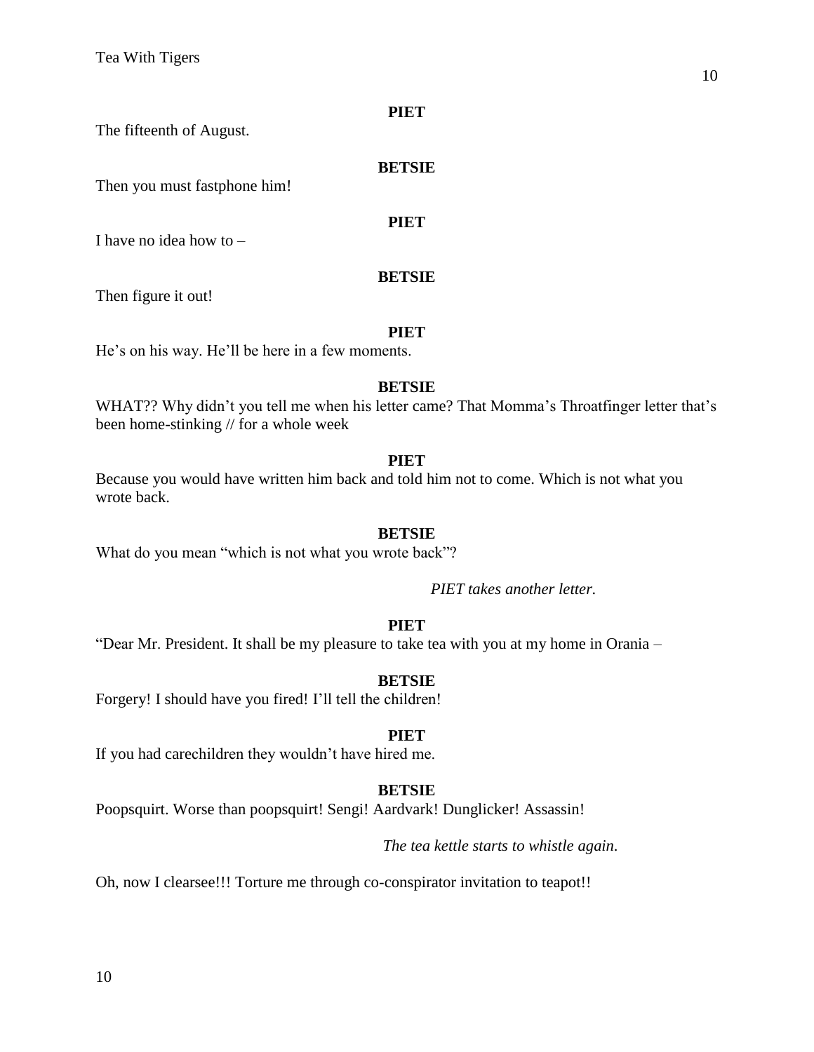**PIET**

The fifteenth of August.

**BETSIE**

Then you must fastphone him!

**PIET**

I have no idea how to –

**BETSIE**

Then figure it out!

**PIET**

He's on his way. He'll be here in a few moments.

**BETSIE**

WHAT?? Why didn't you tell me when his letter came? That Momma's Throatfinger letter that's been home-stinking // for a whole week

**PIET**

Because you would have written him back and told him not to come. Which is not what you wrote back.

**BETSIE**

What do you mean "which is not what you wrote back"?

*PIET takes another letter.*

**PIET**

"Dear Mr. President. It shall be my pleasure to take tea with you at my home in Orania –

**BETSIE**

Forgery! I should have you fired! I'll tell the children!

**PIET**

If you had carechildren they wouldn't have hired me.

**BETSIE**

Poopsquirt. Worse than poopsquirt! Sengi! Aardvark! Dunglicker! Assassin!

*The tea kettle starts to whistle again.*

Oh, now I clearsee!!! Torture me through co-conspirator invitation to teapot!!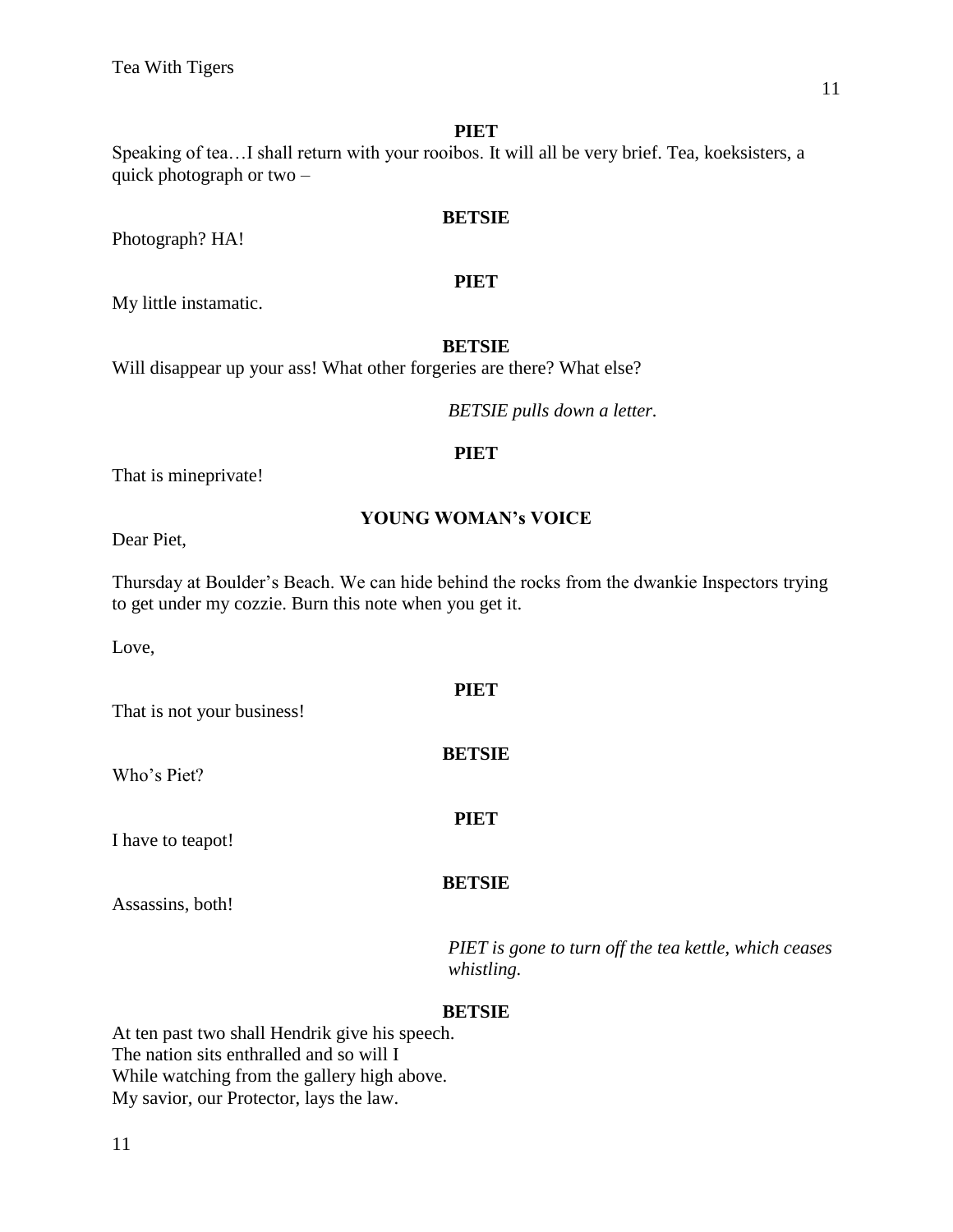**PIET**

Speaking of tea…I shall return with your rooibos. It will all be very brief. Tea, koeksisters, a quick photograph or two –

**BETSIE**

Photograph? HA!

**PIET**

My little instamatic.

**BETSIE**

Will disappear up your ass! What other forgeries are there? What else?

*BETSIE pulls down a letter.*

**PIET**

That is mineprivate!

**YOUNG WOMAN's VOICE**

Dear Piet,

Thursday at Boulder's Beach. We can hide behind the rocks from the dwankie Inspectors trying to get under my cozzie. Burn this note when you get it.

Love,

**PIET**

That is not your business!

**BETSIE**

Who's Piet?

**PIET**

I have to teapot!

**BETSIE**

Assassins, both!

*PIET is gone to turn off the tea kettle, which ceases whistling.*

**BETSIE**

At ten past two shall Hendrik give his speech.
The nation sits enthralled and so will I
While watching from the gallery high above.
My savior, our Protector, lays the law.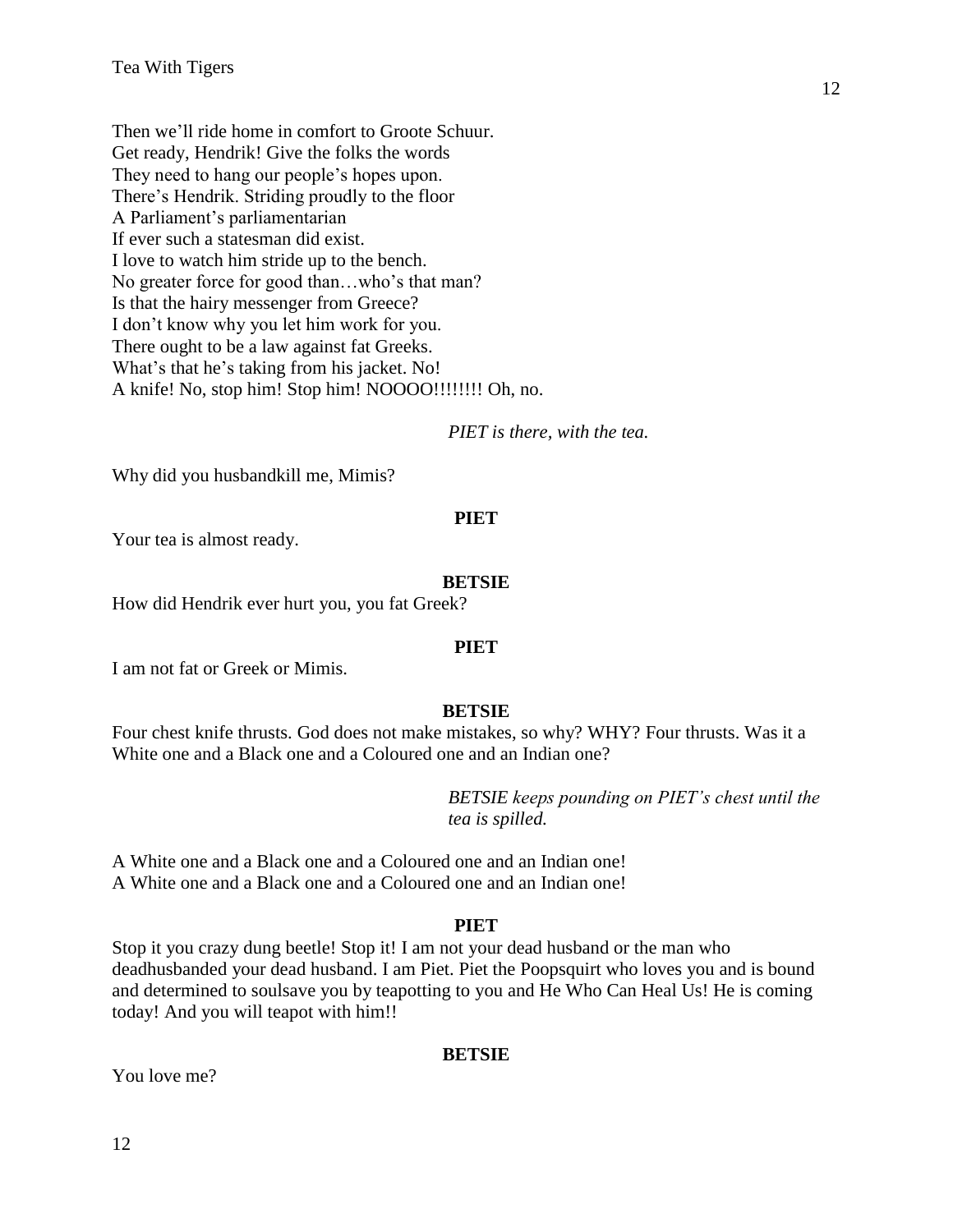Then we'll ride home in comfort to Groote Schuur.
Get ready, Hendrik! Give the folks the words
They need to hang our people's hopes upon.
There's Hendrik. Striding proudly to the floor
A Parliament's parliamentarian
If ever such a statesman did exist.
I love to watch him stride up to the bench.
No greater force for good than…who's that man?
Is that the hairy messenger from Greece?
I don't know why you let him work for you.
There ought to be a law against fat Greeks.
What's that he's taking from his jacket. No!
A knife! No, stop him! Stop him! NOOOO!!!!!!!! Oh, no.

*PIET is there, with the tea.*

Why did you husbandkill me, Mimis?

**PIET**

Your tea is almost ready.

**BETSIE**

How did Hendrik ever hurt you, you fat Greek?

**PIET**

I am not fat or Greek or Mimis.

**BETSIE**

Four chest knife thrusts. God does not make mistakes, so why? WHY? Four thrusts. Was it a White one and a Black one and a Coloured one and an Indian one?

*BETSIE keeps pounding on PIET's chest until the tea is spilled.*

A White one and a Black one and a Coloured one and an Indian one!
A White one and a Black one and a Coloured one and an Indian one!

**PIET**

Stop it you crazy dung beetle! Stop it! I am not your dead husband or the man who deadhusbanded your dead husband. I am Piet. Piet the Poopsquirt who loves you and is bound and determined to soulsave you by teapotting to you and He Who Can Heal Us! He is coming today! And you will teapot with him!!

**BETSIE**

You love me?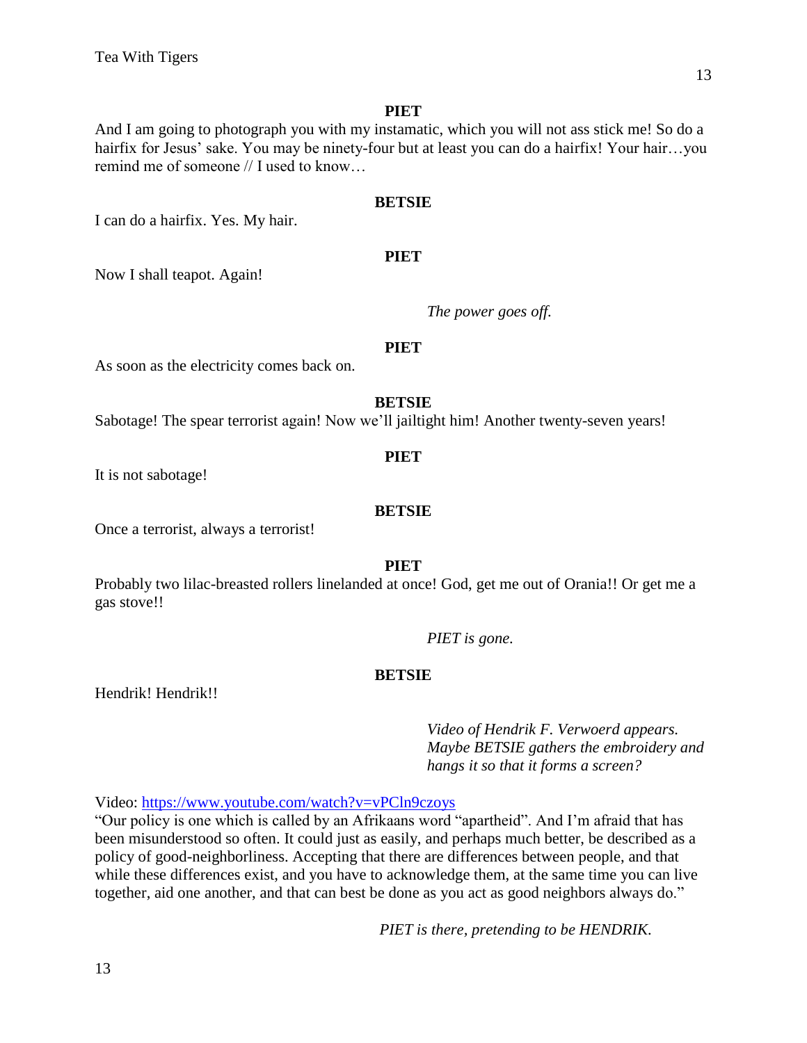**PIET**

And I am going to photograph you with my instamatic, which you will not ass stick me! So do a hairfix for Jesus' sake. You may be ninety-four but at least you can do a hairfix! Your hair…you remind me of someone // I used to know…

**BETSIE**

I can do a hairfix. Yes. My hair.

**PIET**

Now I shall teapot. Again!

*The power goes off.*

**PIET**

As soon as the electricity comes back on.

**BETSIE**

Sabotage! The spear terrorist again! Now we'll jailtight him! Another twenty-seven years!

**PIET**

It is not sabotage!

**BETSIE**

Once a terrorist, always a terrorist!

**PIET**

Probably two lilac-breasted rollers linelanded at once! God, get me out of Orania!! Or get me a gas stove!!

*PIET is gone.*

**BETSIE**

Hendrik! Hendrik!!

*Video of Hendrik F. Verwoerd appears. Maybe BETSIE gathers the embroidery and hangs it so that it forms a screen?*

Video: [https://www.youtube.com/watch?v=vPCln9czoys](https://www.youtube.com/watch?v=vPCln9czoys)

"Our policy is one which is called by an Afrikaans word "apartheid". And I'm afraid that has been misunderstood so often. It could just as easily, and perhaps much better, be described as a policy of good-neighborliness. Accepting that there are differences between people, and that while these differences exist, and you have to acknowledge them, at the same time you can live together, aid one another, and that can best be done as you act as good neighbors always do."

*PIET is there, pretending to be HENDRIK.*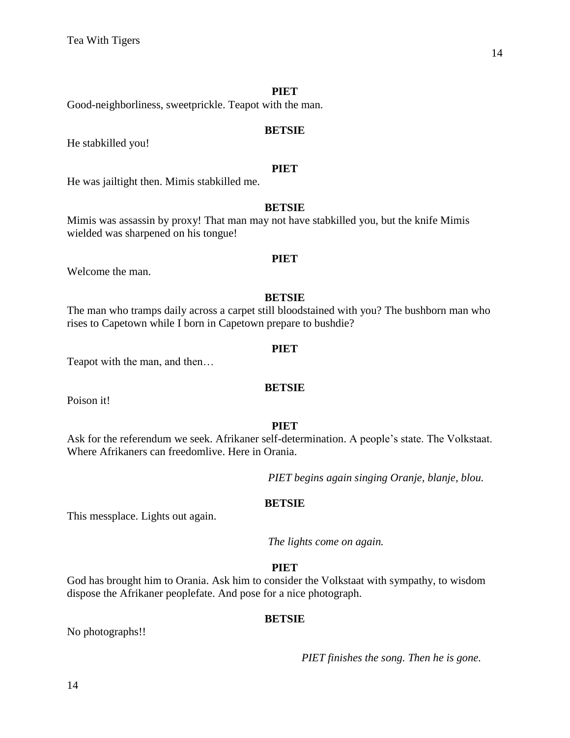**PIET**

Good-neighborliness, sweetprickle. Teapot with the man.

**BETSIE**

He stabkilled you!

**PIET**

He was jailtight then. Mimis stabkilled me.

**BETSIE**

Mimis was assassin by proxy! That man may not have stabkilled you, but the knife Mimis wielded was sharpened on his tongue!

**PIET**

Welcome the man.

**BETSIE**

The man who tramps daily across a carpet still bloodstained with you? The bushborn man who rises to Capetown while I born in Capetown prepare to bushdie?

**PIET**

Teapot with the man, and then…

**BETSIE**

Poison it!

**PIET**

Ask for the referendum we seek. Afrikaner self-determination. A people's state. The Volkstaat. Where Afrikaners can freedomlive. Here in Orania.

*PIET begins again singing Oranje, blanje, blou.*

**BETSIE**

This messplace. Lights out again.

*The lights come on again.*

**PIET**

God has brought him to Orania. Ask him to consider the Volkstaat with sympathy, to wisdom dispose the Afrikaner peoplefate. And pose for a nice photograph.

**BETSIE**

No photographs!!

*PIET finishes the song. Then he is gone.*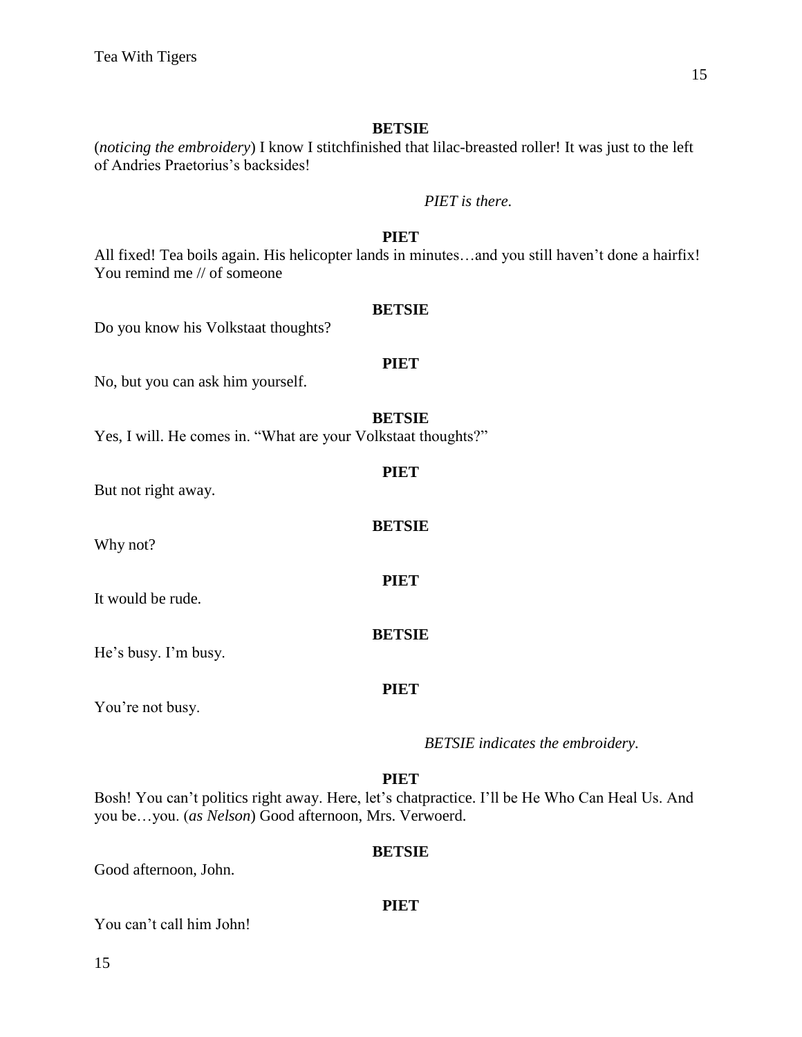**BETSIE**

(*noticing the embroidery*) I know I stitchfinished that lilac-breasted roller! It was just to the left of Andries Praetorius's backsides!

*PIET is there.*

**PIET**

All fixed! Tea boils again. His helicopter lands in minutes…and you still haven't done a hairfix! You remind me // of someone

**BETSIE**

Do you know his Volkstaat thoughts?

**PIET**

No, but you can ask him yourself.

**BETSIE**

Yes, I will. He comes in. "What are your Volkstaat thoughts?"

**PIET**

But not right away.

**BETSIE**

Why not?

**PIET**

It would be rude.

**BETSIE**

He's busy. I'm busy.

**PIET**

You're not busy.

*BETSIE indicates the embroidery.*

**PIET**

Bosh! You can't politics right away. Here, let's chatpractice. I'll be He Who Can Heal Us. And you be…you. (*as Nelson*) Good afternoon, Mrs. Verwoerd.

**BETSIE**

Good afternoon, John.

**PIET**

You can't call him John!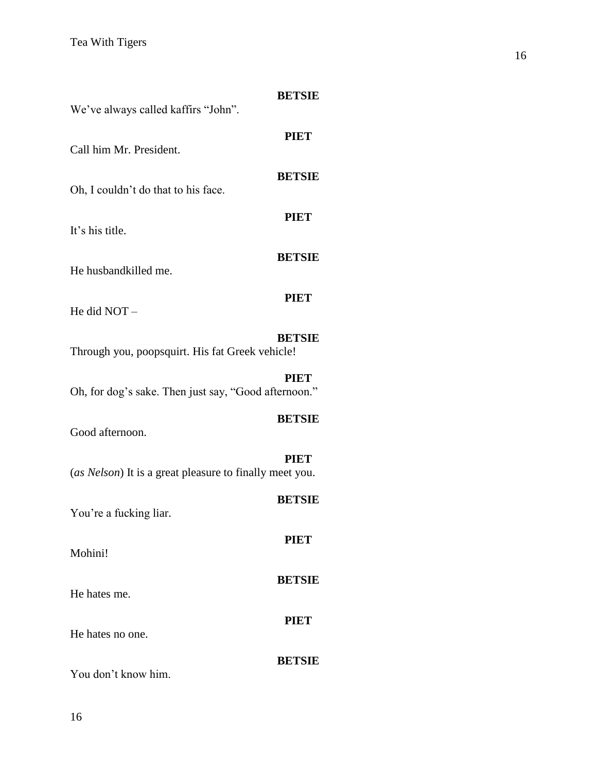**BETSIE**

We've always called kaffirs "John".

**PIET**

Call him Mr. President.

**BETSIE**

Oh, I couldn't do that to his face.

**PIET**

It's his title.

**BETSIE**

He husbandkilled me.

**PIET**

He did NOT –

**BETSIE**

Through you, poopsquirt. His fat Greek vehicle!

**PIET**

Oh, for dog's sake. Then just say, "Good afternoon."

**BETSIE**

Good afternoon.

**PIET**

(*as Nelson*) It is a great pleasure to finally meet you.

**BETSIE**

You're a fucking liar.

**PIET**

Mohini!

**BETSIE**

He hates me.

**PIET**

He hates no one.

**BETSIE**

You don't know him.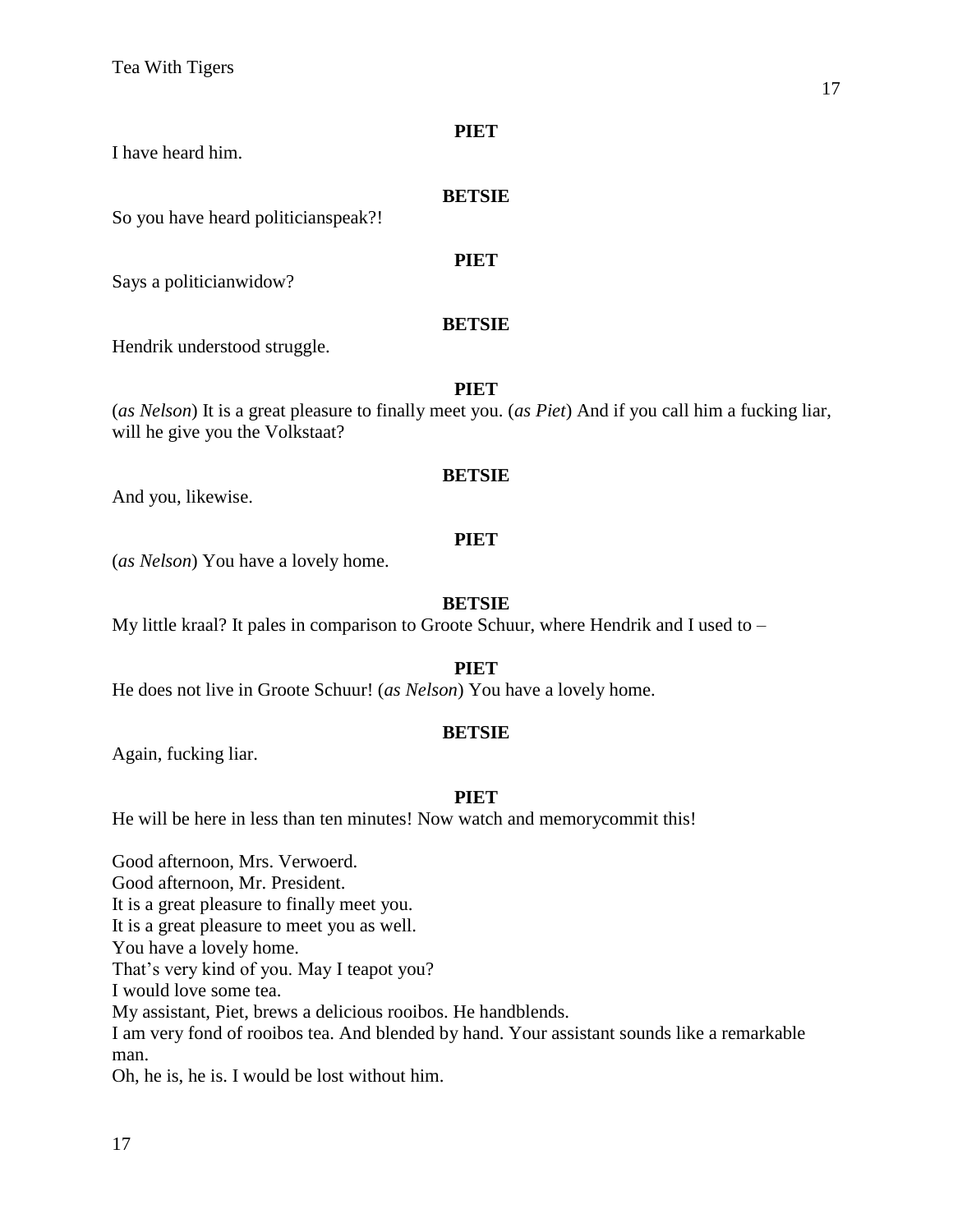**PIET**

I have heard him.

**BETSIE**

So you have heard politicianspeak?!

**PIET**

Says a politicianwidow?

**BETSIE**

Hendrik understood struggle.

**PIET**

(*as Nelson*) It is a great pleasure to finally meet you. (*as Piet*) And if you call him a fucking liar, will he give you the Volkstaat?

**BETSIE**

And you, likewise.

**PIET**

(*as Nelson*) You have a lovely home.

**BETSIE**

My little kraal? It pales in comparison to Groote Schuur, where Hendrik and I used to –

**PIET**

He does not live in Groote Schuur! (*as Nelson*) You have a lovely home.

**BETSIE**

Again, fucking liar.

**PIET**

He will be here in less than ten minutes! Now watch and memorycommit this!

Good afternoon, Mrs. Verwoerd.
Good afternoon, Mr. President.
It is a great pleasure to finally meet you.
It is a great pleasure to meet you as well.
You have a lovely home.
That's very kind of you. May I teapot you?
I would love some tea.
My assistant, Piet, brews a delicious rooibos. He handblends.
I am very fond of rooibos tea. And blended by hand. Your assistant sounds like a remarkable man.
Oh, he is, he is. I would be lost without him.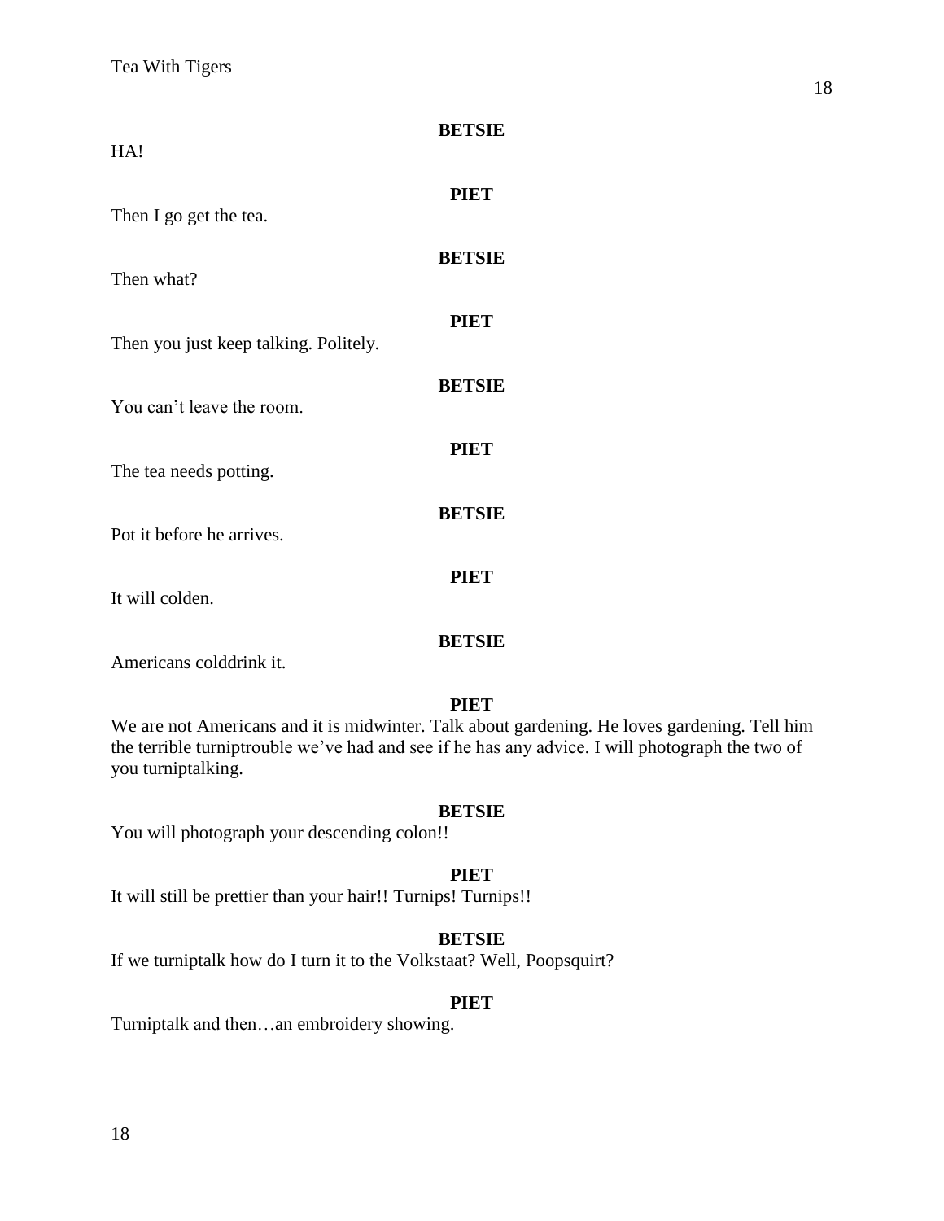**BETSIE**

HA!

**PIET**

Then I go get the tea.

**BETSIE**

Then what?

**PIET**

Then you just keep talking. Politely.

**BETSIE**

You can't leave the room.

**PIET**

The tea needs potting.

**BETSIE**

Pot it before he arrives.

**PIET**

It will colden.

**BETSIE**

Americans colddrink it.

**PIET**

We are not Americans and it is midwinter. Talk about gardening. He loves gardening. Tell him the terrible turniptrouble we've had and see if he has any advice. I will photograph the two of you turniptalking.

**BETSIE**

You will photograph your descending colon!!

**PIET**

It will still be prettier than your hair!! Turnips! Turnips!!

**BETSIE**

If we turniptalk how do I turn it to the Volkstaat? Well, Poopsquirt?

**PIET**

Turniptalk and then…an embroidery showing.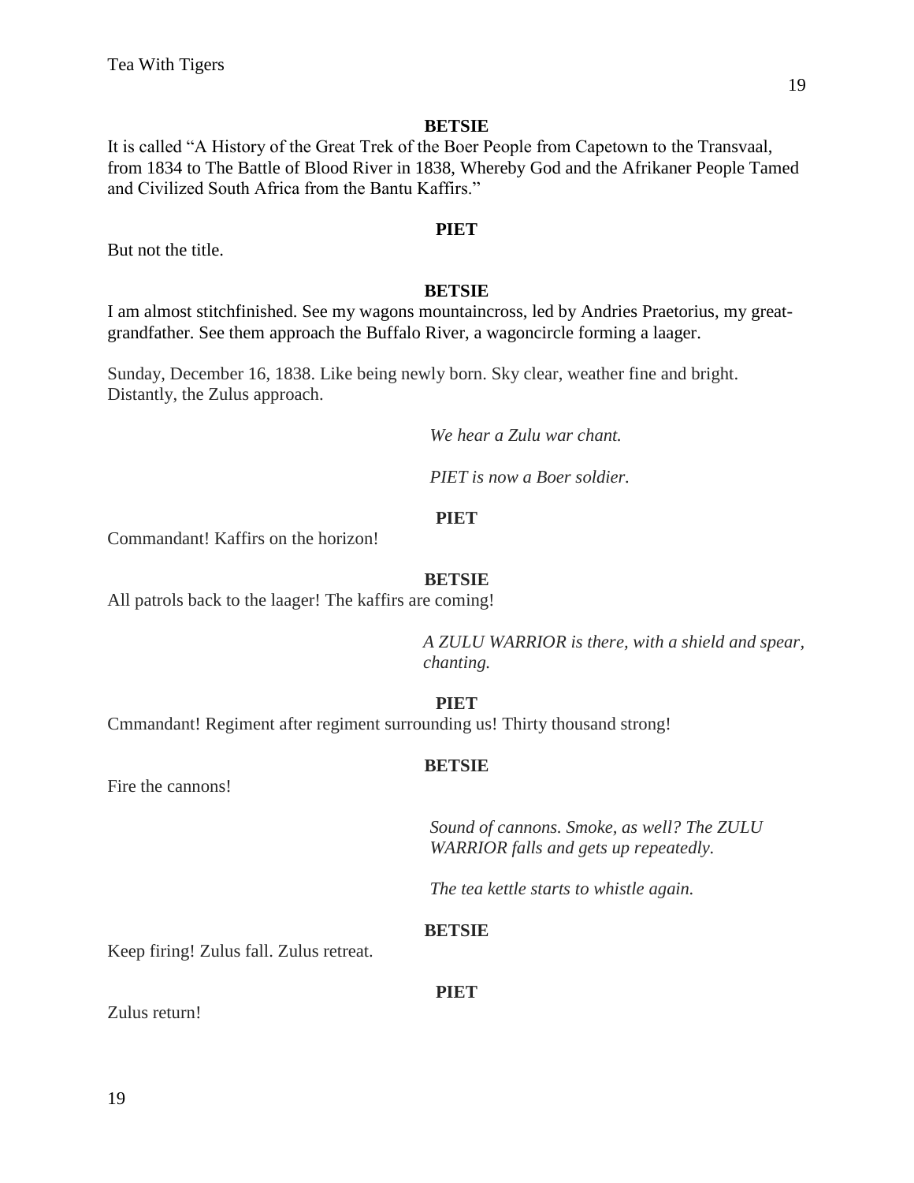**BETSIE**

It is called "A History of the Great Trek of the Boer People from Capetown to the Transvaal, from 1834 to The Battle of Blood River in 1838, Whereby God and the Afrikaner People Tamed and Civilized South Africa from the Bantu Kaffirs."

**PIET**

But not the title.

**BETSIE**

I am almost stitchfinished. See my wagons mountaincross, led by Andries Praetorius, my great-grandfather. See them approach the Buffalo River, a wagoncircle forming a laager.

Sunday, December 16, 1838. Like being newly born. Sky clear, weather fine and bright. Distantly, the Zulus approach.

*We hear a Zulu war chant.*

*PIET is now a Boer soldier.*

**PIET**

Commandant! Kaffirs on the horizon!

**BETSIE**

All patrols back to the laager! The kaffirs are coming!

*A ZULU WARRIOR is there, with a shield and spear, chanting.*

**PIET**

Cmmandant! Regiment after regiment surrounding us! Thirty thousand strong!

**BETSIE**

Fire the cannons!

*Sound of cannons. Smoke, as well? The ZULU WARRIOR falls and gets up repeatedly.*

*The tea kettle starts to whistle again.*

**BETSIE**

Keep firing! Zulus fall. Zulus retreat.

**PIET**

Zulus return!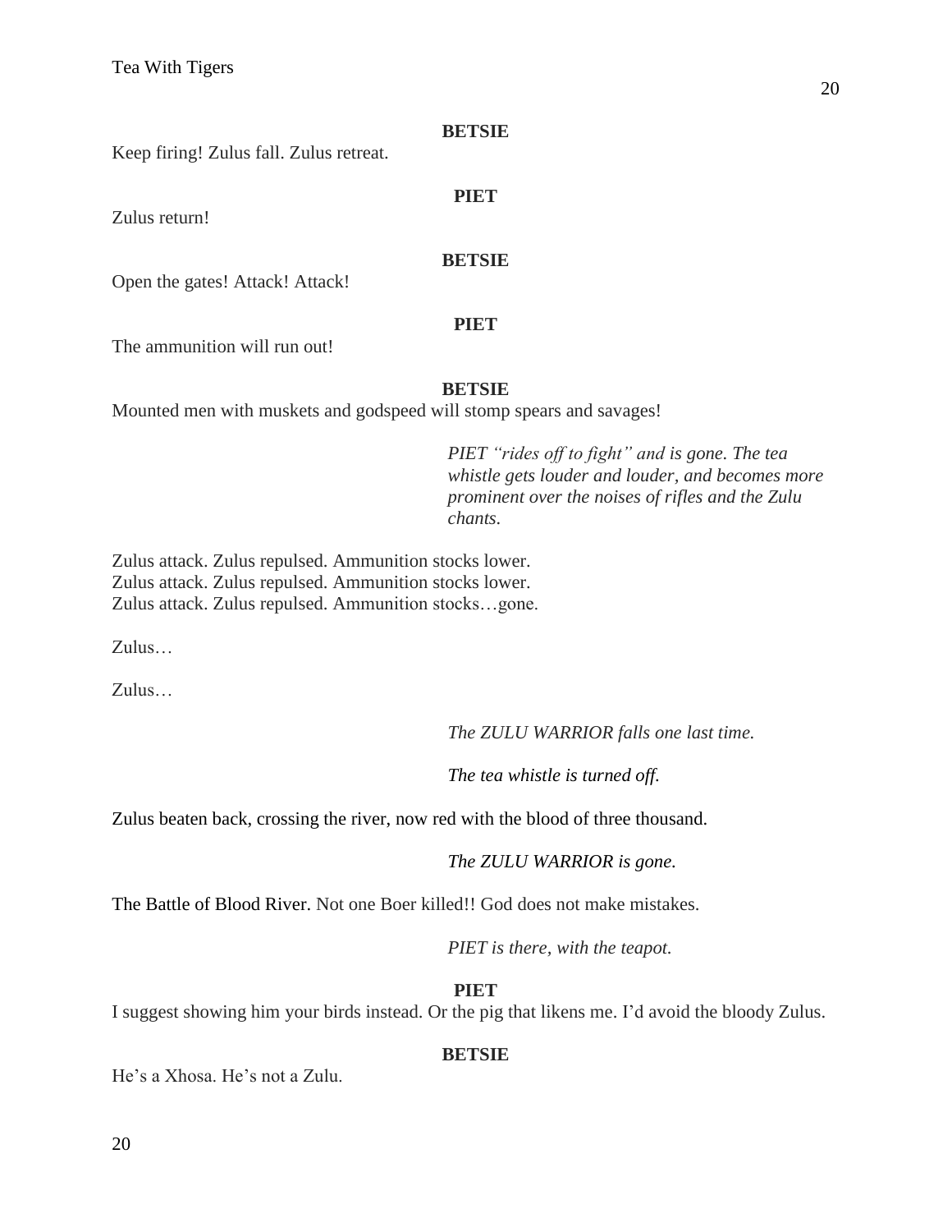**BETSIE**

Keep firing! Zulus fall. Zulus retreat.

**PIET**

Zulus return!

**BETSIE**

Open the gates! Attack! Attack!

**PIET**

The ammunition will run out!

**BETSIE**

Mounted men with muskets and godspeed will stomp spears and savages!

*PIET "rides off to fight" and is gone. The tea whistle gets louder and louder, and becomes more prominent over the noises of rifles and the Zulu chants.*

Zulus attack. Zulus repulsed. Ammunition stocks lower.
Zulus attack. Zulus repulsed. Ammunition stocks lower.
Zulus attack. Zulus repulsed. Ammunition stocks…gone.

Zulus…

Zulus…

*The ZULU WARRIOR falls one last time.*

*The tea whistle is turned off.*

Zulus beaten back, crossing the river, now red with the blood of three thousand.

*The ZULU WARRIOR is gone.*

The Battle of Blood River. Not one Boer killed!! God does not make mistakes.

*PIET is there, with the teapot.*

**PIET**

I suggest showing him your birds instead. Or the pig that likens me. I'd avoid the bloody Zulus.

**BETSIE**

He's a Xhosa. He's not a Zulu.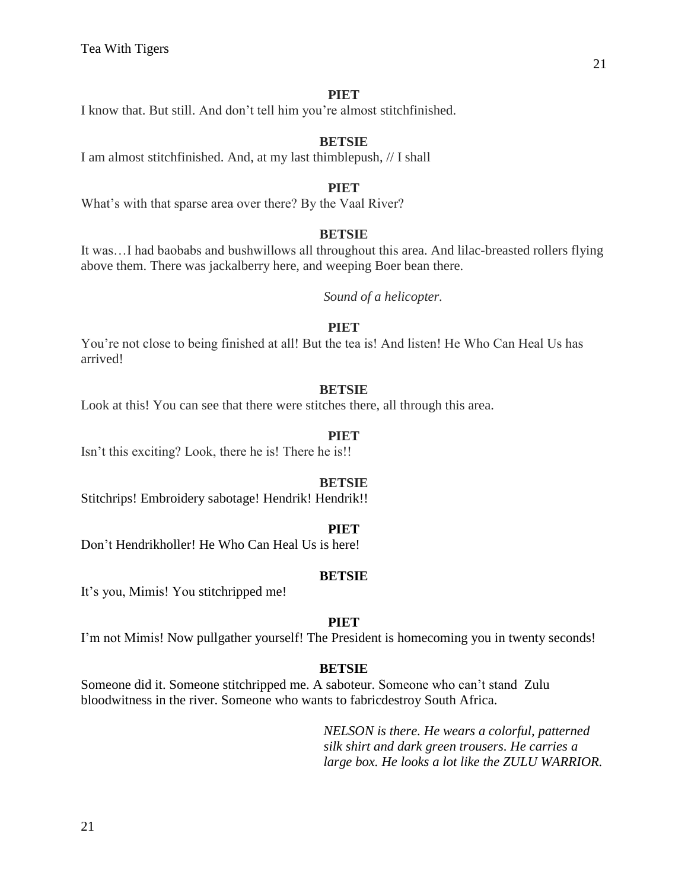**PIET**

I know that. But still. And don't tell him you're almost stitchfinished.

**BETSIE**

I am almost stitchfinished. And, at my last thimblepush, // I shall

**PIET**

What's with that sparse area over there? By the Vaal River?

**BETSIE**

It was…I had baobabs and bushwillows all throughout this area. And lilac-breasted rollers flying above them. There was jackalberry here, and weeping Boer bean there.

*Sound of a helicopter.*

**PIET**

You're not close to being finished at all! But the tea is! And listen! He Who Can Heal Us has arrived!

**BETSIE**

Look at this! You can see that there were stitches there, all through this area.

**PIET**

Isn't this exciting? Look, there he is! There he is!!

**BETSIE**

Stitchrips! Embroidery sabotage! Hendrik! Hendrik!!

**PIET**

Don't Hendrikholler! He Who Can Heal Us is here!

**BETSIE**

It's you, Mimis! You stitchripped me!

**PIET**

I'm not Mimis! Now pullgather yourself! The President is homecoming you in twenty seconds!

**BETSIE**

Someone did it. Someone stitchripped me. A saboteur. Someone who can't stand Zulu bloodwitness in the river. Someone who wants to fabricdestroy South Africa.

*NELSON is there. He wears a colorful, patterned silk shirt and dark green trousers. He carries a large box. He looks a lot like the ZULU WARRIOR.*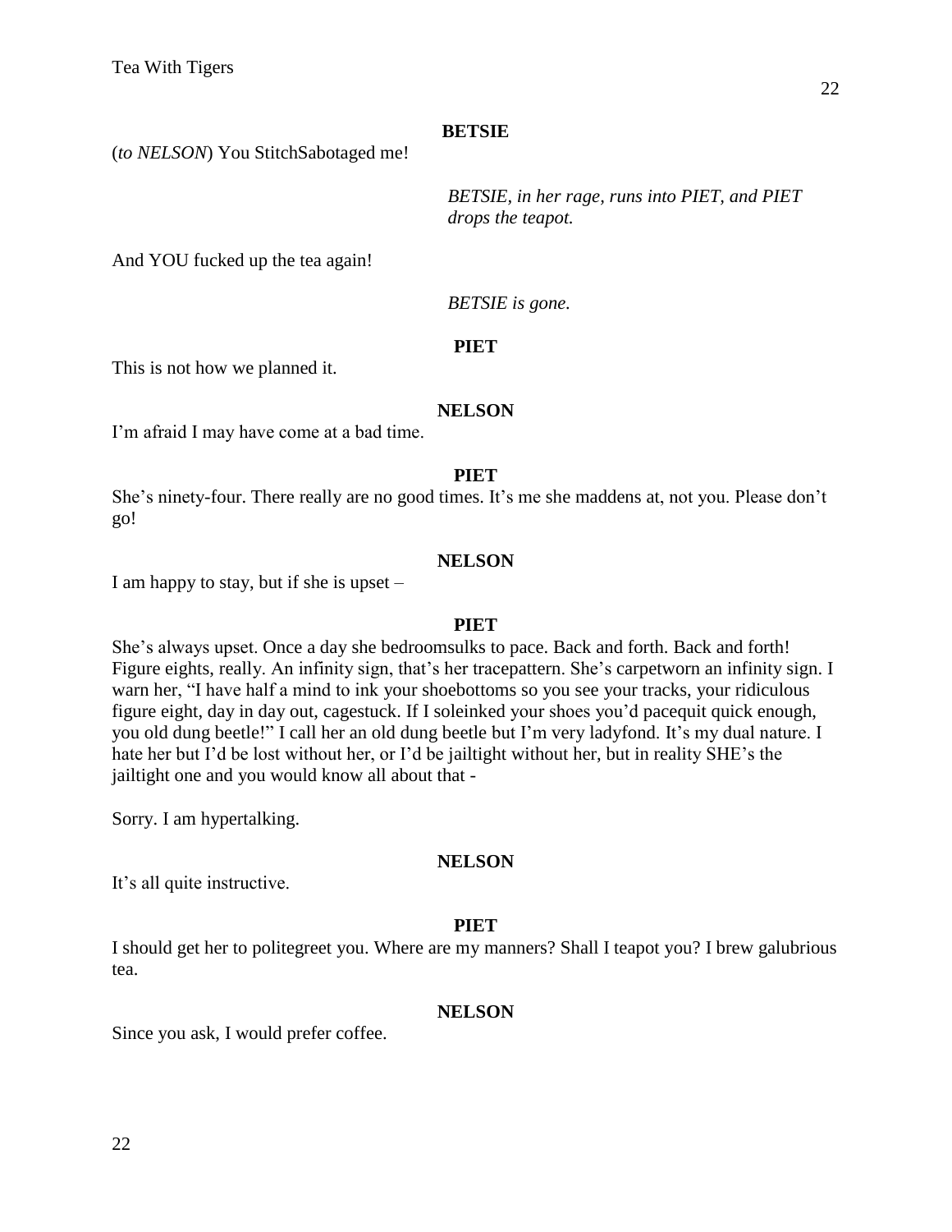**BETSIE**

(*to NELSON*) You StitchSabotaged me!

*BETSIE, in her rage, runs into PIET, and PIET drops the teapot.*

And YOU fucked up the tea again!

*BETSIE is gone.*

**PIET**

This is not how we planned it.

**NELSON**

I'm afraid I may have come at a bad time.

**PIET**

She's ninety-four. There really are no good times. It's me she maddens at, not you. Please don't go!

**NELSON**

I am happy to stay, but if she is upset –

**PIET**

She's always upset. Once a day she bedroomsulks to pace. Back and forth. Back and forth! Figure eights, really. An infinity sign, that's her tracepattern. She's carpetworn an infinity sign. I warn her, "I have half a mind to ink your shoebottoms so you see your tracks, your ridiculous figure eight, day in day out, cagestuck. If I soleinked your shoes you'd pacequit quick enough, you old dung beetle!" I call her an old dung beetle but I'm very ladyfond. It's my dual nature. I hate her but I'd be lost without her, or I'd be jailtight without her, but in reality SHE's the jailtight one and you would know all about that -

Sorry. I am hypertalking.

**NELSON**

It's all quite instructive.

**PIET**

I should get her to politegreet you. Where are my manners? Shall I teapot you? I brew galubrious tea.

**NELSON**

Since you ask, I would prefer coffee.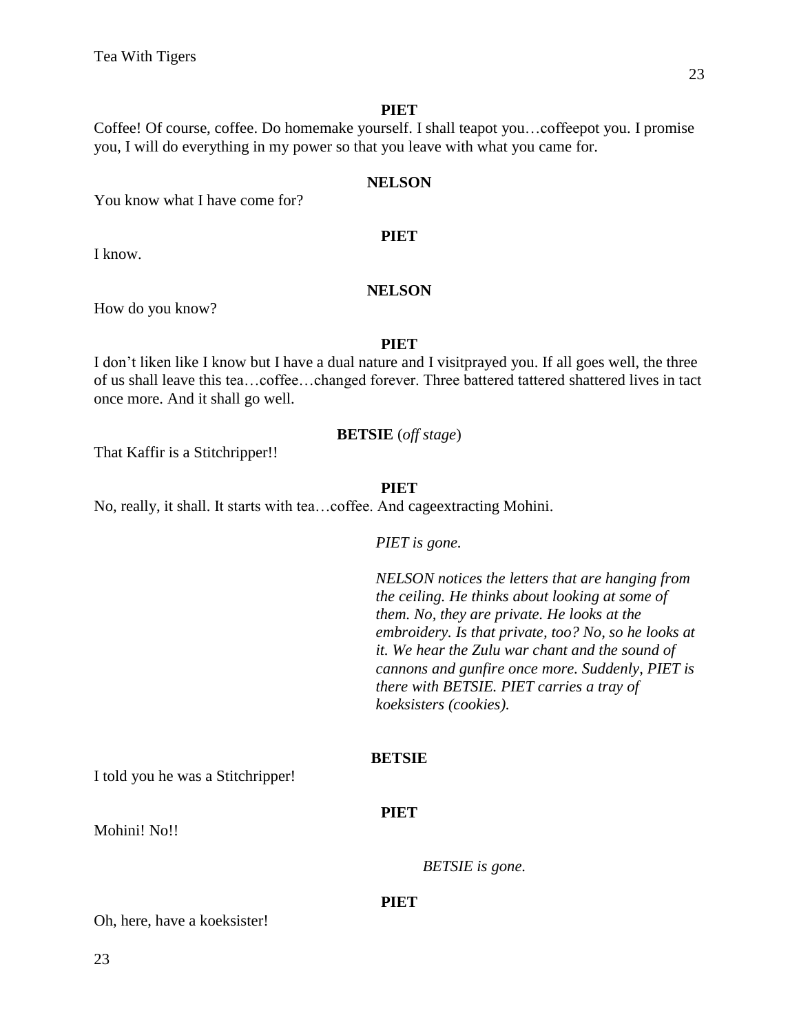**PIET**

Coffee! Of course, coffee. Do homemake yourself. I shall teapot you…coffeepot you. I promise you, I will do everything in my power so that you leave with what you came for.

**NELSON**

You know what I have come for?

**PIET**

I know.

**NELSON**

How do you know?

**PIET**

I don't liken like I know but I have a dual nature and I visitprayed you. If all goes well, the three of us shall leave this tea…coffee…changed forever. Three battered tattered shattered lives in tact once more. And it shall go well.

**BETSIE** (*off stage*)

That Kaffir is a Stitchripper!!

**PIET**

No, really, it shall. It starts with tea…coffee. And cageextracting Mohini.

*PIET is gone.*

*NELSON notices the letters that are hanging from the ceiling. He thinks about looking at some of them. No, they are private. He looks at the embroidery. Is that private, too? No, so he looks at it. We hear the Zulu war chant and the sound of cannons and gunfire once more. Suddenly, PIET is there with BETSIE. PIET carries a tray of koeksisters (cookies).*

**BETSIE**

I told you he was a Stitchripper!

**PIET**

Mohini! No!!

*BETSIE is gone.*

**PIET**

Oh, here, have a koeksister!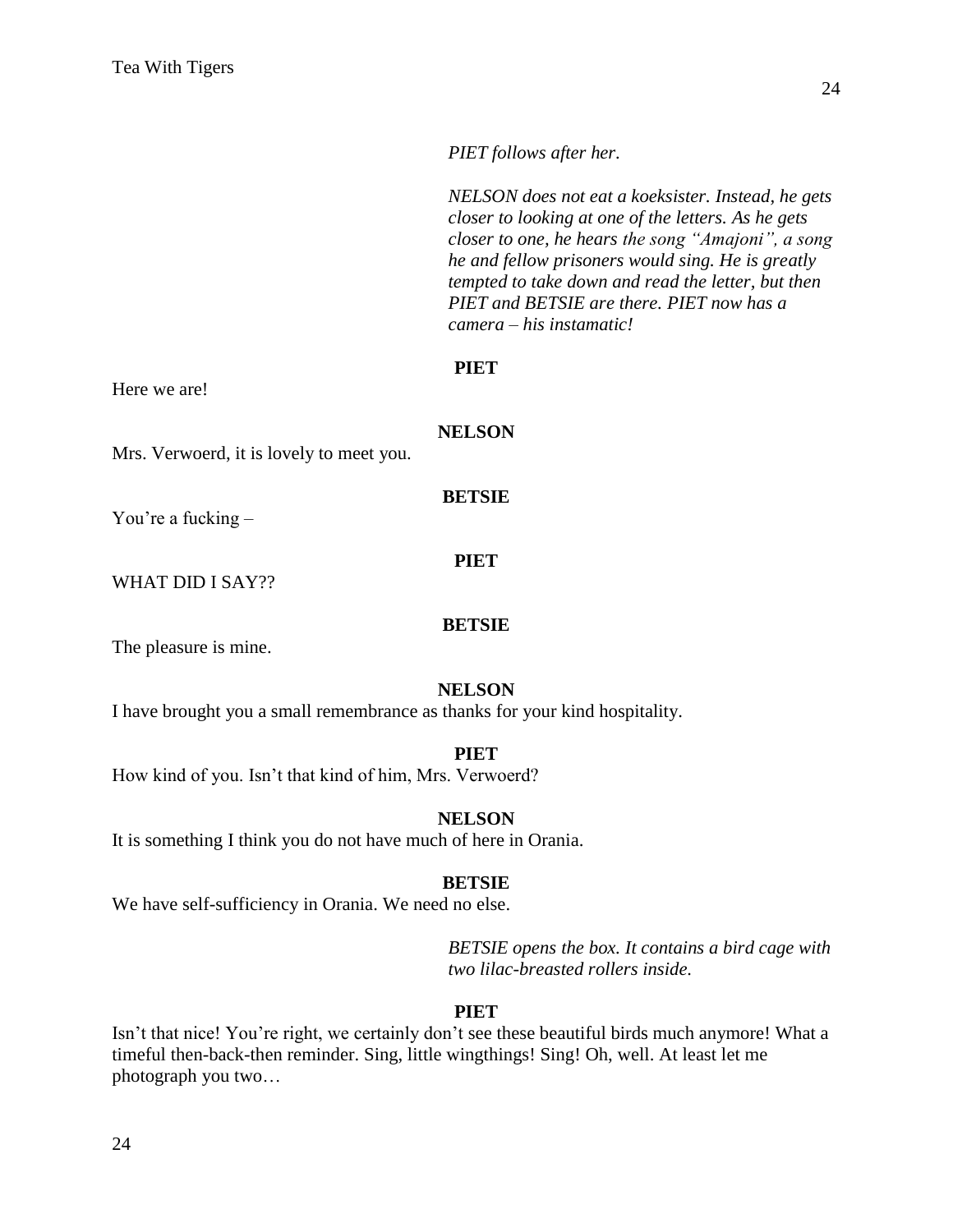*PIET follows after her.*

*NELSON does not eat a koeksister. Instead, he gets closer to looking at one of the letters. As he gets closer to one, he hears the song "Amajoni", a song he and fellow prisoners would sing. He is greatly tempted to take down and read the letter, but then PIET and BETSIE are there. PIET now has a camera – his instamatic!*

**PIET**

Here we are!

**NELSON**

Mrs. Verwoerd, it is lovely to meet you.

**BETSIE**

You're a fucking –

**PIET**

WHAT DID I SAY??

**BETSIE**

The pleasure is mine.

**NELSON**

I have brought you a small remembrance as thanks for your kind hospitality.

**PIET**

How kind of you. Isn't that kind of him, Mrs. Verwoerd?

**NELSON**

It is something I think you do not have much of here in Orania.

**BETSIE**

We have self-sufficiency in Orania. We need no else.

*BETSIE opens the box. It contains a bird cage with two lilac-breasted rollers inside.*

**PIET**

Isn't that nice! You're right, we certainly don't see these beautiful birds much anymore! What a timeful then-back-then reminder. Sing, little wingthings! Sing! Oh, well. At least let me photograph you two…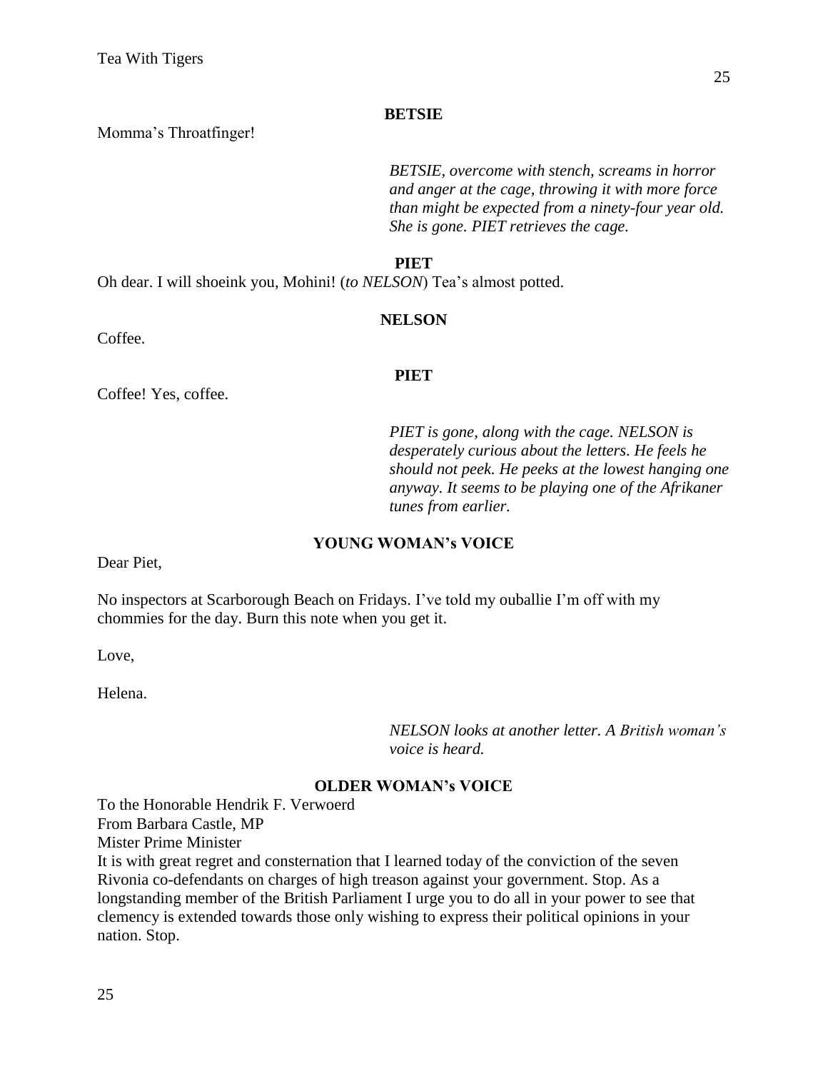**BETSIE**

Momma's Throatfinger!

*BETSIE, overcome with stench, screams in horror and anger at the cage, throwing it with more force than might be expected from a ninety-four year old. She is gone. PIET retrieves the cage.*

**PIET**

Oh dear. I will shoeink you, Mohini! (*to NELSON*) Tea's almost potted.

**NELSON**

Coffee.

**PIET**

Coffee! Yes, coffee.

*PIET is gone, along with the cage. NELSON is desperately curious about the letters. He feels he should not peek. He peeks at the lowest hanging one anyway. It seems to be playing one of the Afrikaner tunes from earlier.*

**YOUNG WOMAN's VOICE**

Dear Piet,

No inspectors at Scarborough Beach on Fridays. I've told my ouballie I'm off with my chommies for the day. Burn this note when you get it.

Love,

Helena.

*NELSON looks at another letter. A British woman's voice is heard.*

**OLDER WOMAN's VOICE**

To the Honorable Hendrik F. Verwoerd
From Barbara Castle, MP
Mister Prime Minister
It is with great regret and consternation that I learned today of the conviction of the seven Rivonia co-defendants on charges of high treason against your government. Stop. As a longstanding member of the British Parliament I urge you to do all in your power to see that clemency is extended towards those only wishing to express their political opinions in your nation. Stop.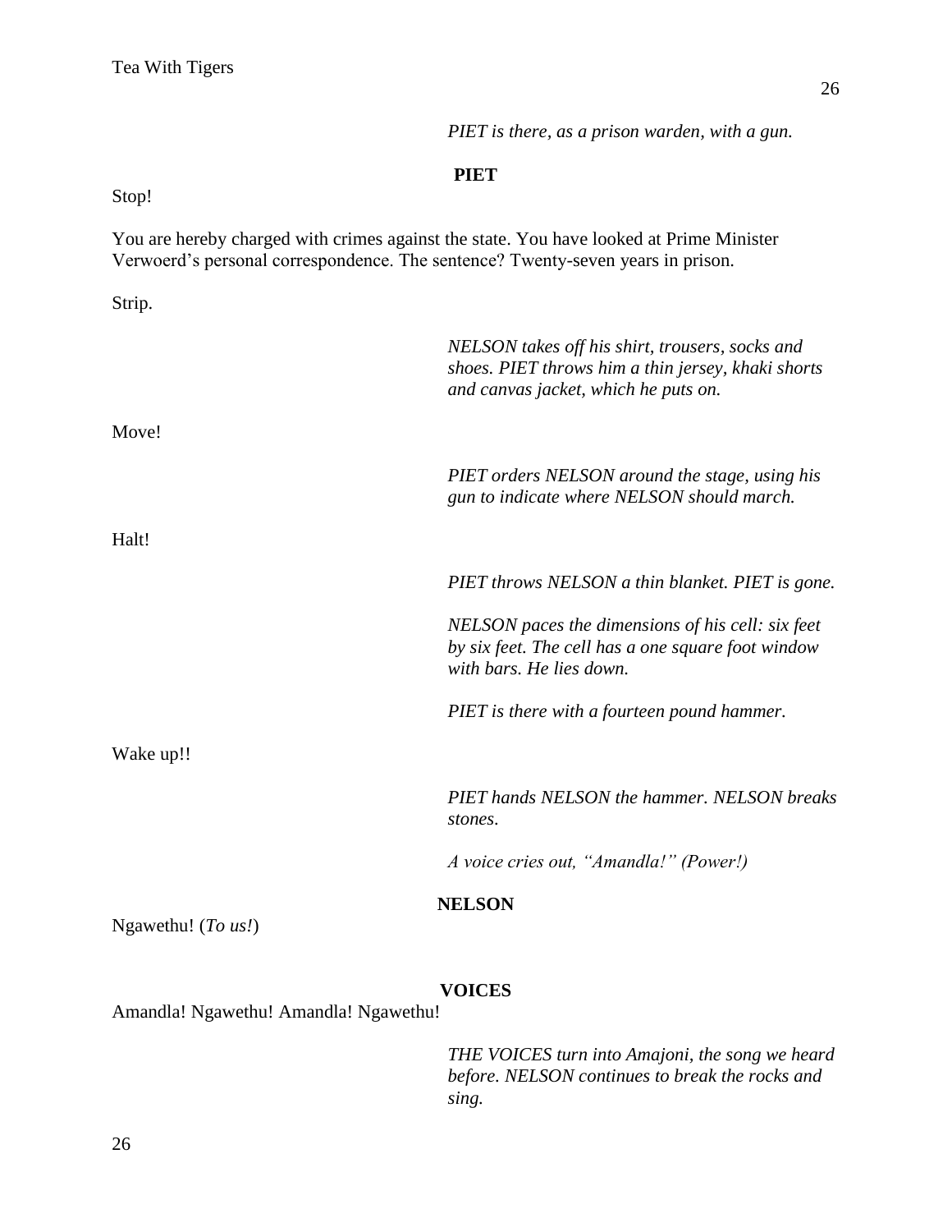*PIET is there, as a prison warden, with a gun.*

**PIET**

Stop!

You are hereby charged with crimes against the state. You have looked at Prime Minister Verwoerd's personal correspondence. The sentence? Twenty-seven years in prison.

Strip.

*NELSON takes off his shirt, trousers, socks and shoes. PIET throws him a thin jersey, khaki shorts and canvas jacket, which he puts on.*

Move!

*PIET orders NELSON around the stage, using his gun to indicate where NELSON should march.*

Halt!

*PIET throws NELSON a thin blanket. PIET is gone.*

*NELSON paces the dimensions of his cell: six feet by six feet. The cell has a one square foot window with bars. He lies down.*

*PIET is there with a fourteen pound hammer.*

Wake up!!

*PIET hands NELSON the hammer. NELSON breaks stones.*

*A voice cries out, "Amandla!" (Power!)*

**NELSON**

Ngawethu! (*To us!*)

**VOICES**

Amandla! Ngawethu! Amandla! Ngawethu!

*THE VOICES turn into Amajoni, the song we heard before. NELSON continues to break the rocks and sing.*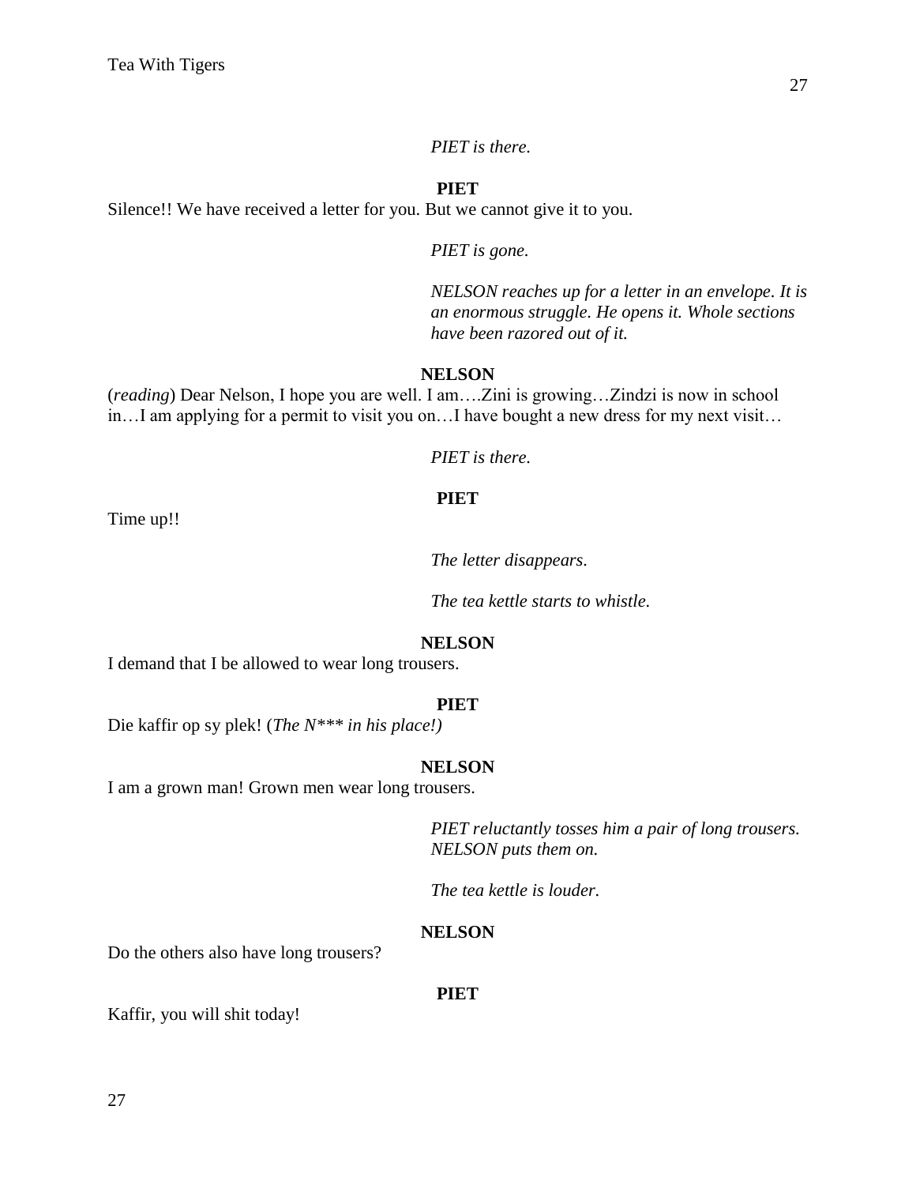*PIET is there.*

**PIET**

Silence!! We have received a letter for you. But we cannot give it to you.

*PIET is gone.*

*NELSON reaches up for a letter in an envelope. It is an enormous struggle. He opens it. Whole sections have been razored out of it.*

**NELSON**

(*reading*) Dear Nelson, I hope you are well. I am….Zini is growing…Zindzi is now in school in…I am applying for a permit to visit you on…I have bought a new dress for my next visit…

*PIET is there.*

**PIET**

Time up!!

*The letter disappears.*

*The tea kettle starts to whistle.*

**NELSON**

I demand that I be allowed to wear long trousers.

**PIET**

Die kaffir op sy plek! (*The N*** in his place!)*

**NELSON**

I am a grown man! Grown men wear long trousers.

*PIET reluctantly tosses him a pair of long trousers. NELSON puts them on.*

*The tea kettle is louder.*

**NELSON**

Do the others also have long trousers?

**PIET**

Kaffir, you will shit today!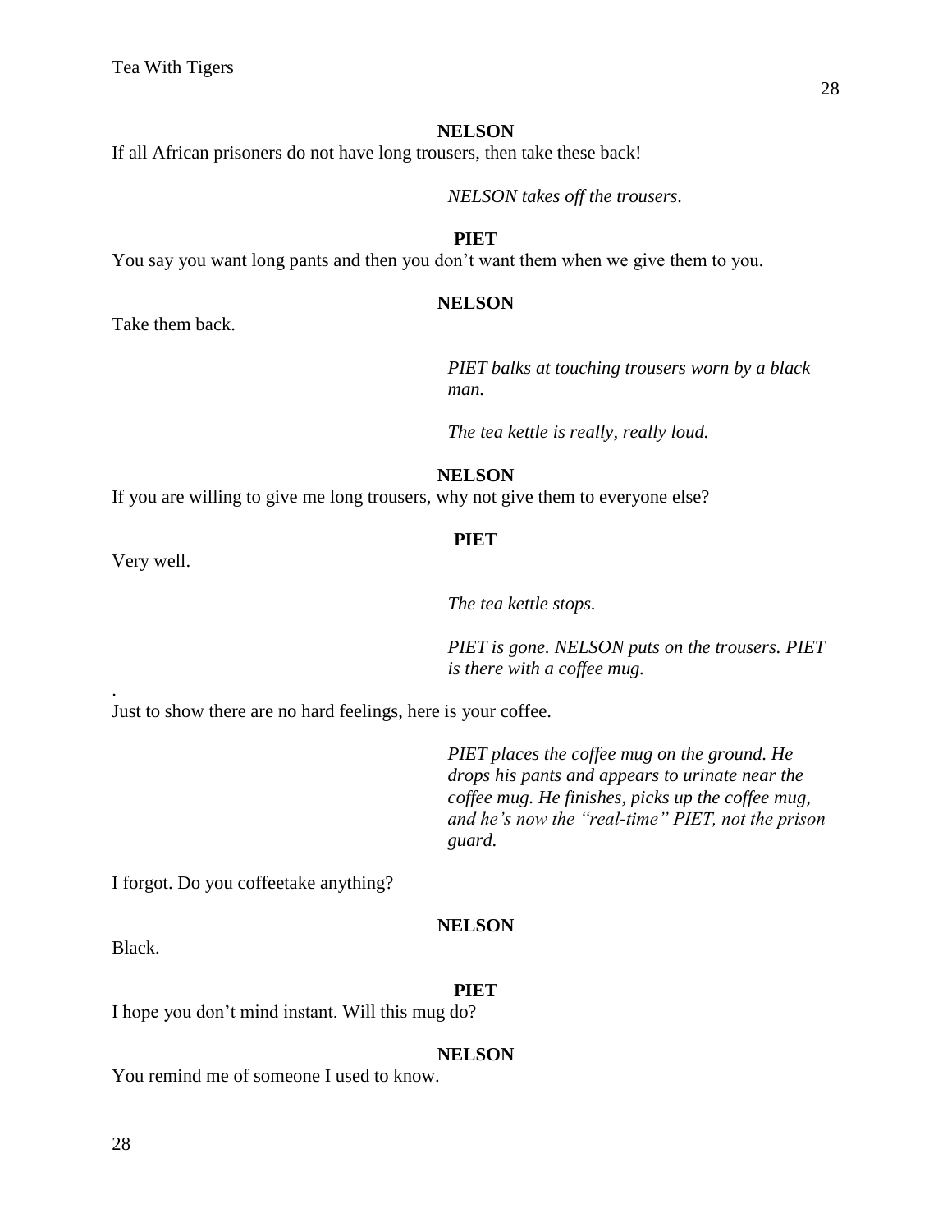**NELSON**

If all African prisoners do not have long trousers, then take these back!

*NELSON takes off the trousers.*

**PIET**

You say you want long pants and then you don't want them when we give them to you.

**NELSON**

Take them back.

*PIET balks at touching trousers worn by a black man.*

*The tea kettle is really, really loud.*

**NELSON**

If you are willing to give me long trousers, why not give them to everyone else?

**PIET**

Very well.

*The tea kettle stops.*

*PIET is gone. NELSON puts on the trousers. PIET is there with a coffee mug.*

.
Just to show there are no hard feelings, here is your coffee.

*PIET places the coffee mug on the ground. He drops his pants and appears to urinate near the coffee mug. He finishes, picks up the coffee mug, and he's now the "real-time" PIET, not the prison guard.*

I forgot. Do you coffeetake anything?

**NELSON**

Black.

**PIET**

I hope you don't mind instant. Will this mug do?

**NELSON**

You remind me of someone I used to know.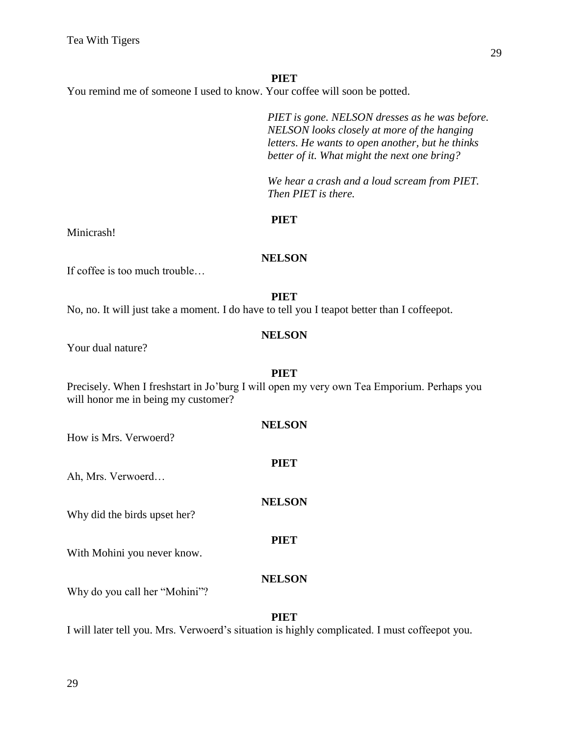**PIET**

You remind me of someone I used to know. Your coffee will soon be potted.

*PIET is gone. NELSON dresses as he was before. NELSON looks closely at more of the hanging letters. He wants to open another, but he thinks better of it. What might the next one bring?*

*We hear a crash and a loud scream from PIET. Then PIET is there.*

**PIET**

Minicrash!

**NELSON**

If coffee is too much trouble…

**PIET**

No, no. It will just take a moment. I do have to tell you I teapot better than I coffeepot.

**NELSON**

Your dual nature?

**PIET**

Precisely. When I freshstart in Jo'burg I will open my very own Tea Emporium. Perhaps you will honor me in being my customer?

**NELSON**

How is Mrs. Verwoerd?

**PIET**

Ah, Mrs. Verwoerd…

**NELSON**

Why did the birds upset her?

**PIET**

With Mohini you never know.

**NELSON**

Why do you call her "Mohini"?

**PIET**

I will later tell you. Mrs. Verwoerd's situation is highly complicated. I must coffeepot you.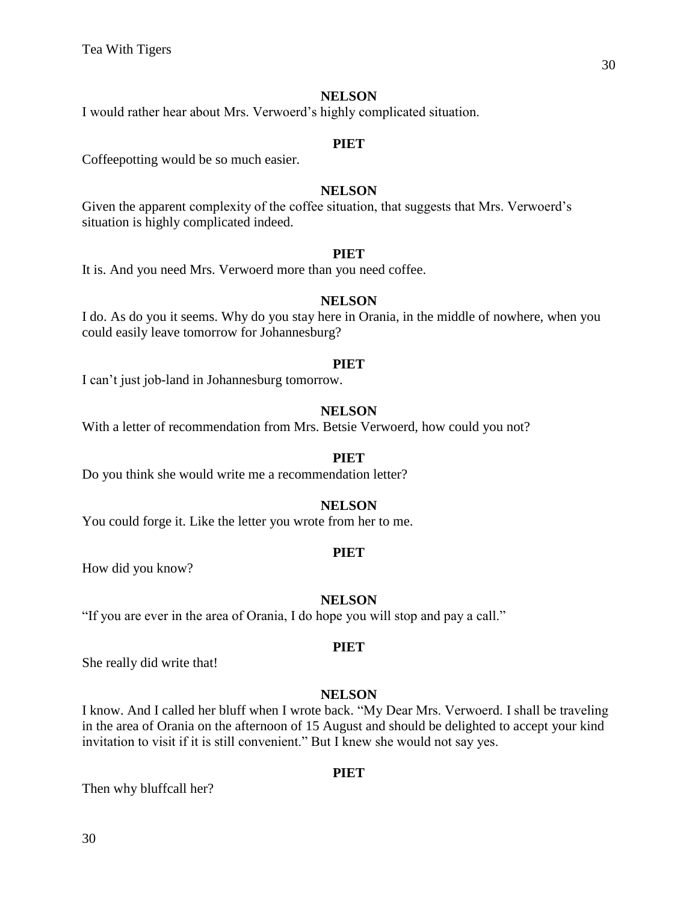**NELSON**

I would rather hear about Mrs. Verwoerd's highly complicated situation.

**PIET**

Coffeepotting would be so much easier.

**NELSON**

Given the apparent complexity of the coffee situation, that suggests that Mrs. Verwoerd's situation is highly complicated indeed.

**PIET**

It is. And you need Mrs. Verwoerd more than you need coffee.

**NELSON**

I do. As do you it seems. Why do you stay here in Orania, in the middle of nowhere, when you could easily leave tomorrow for Johannesburg?

**PIET**

I can't just job-land in Johannesburg tomorrow.

**NELSON**

With a letter of recommendation from Mrs. Betsie Verwoerd, how could you not?

**PIET**

Do you think she would write me a recommendation letter?

**NELSON**

You could forge it. Like the letter you wrote from her to me.

**PIET**

How did you know?

**NELSON**

"If you are ever in the area of Orania, I do hope you will stop and pay a call."

**PIET**

She really did write that!

**NELSON**

I know. And I called her bluff when I wrote back. "My Dear Mrs. Verwoerd. I shall be traveling in the area of Orania on the afternoon of 15 August and should be delighted to accept your kind invitation to visit if it is still convenient." But I knew she would not say yes.

**PIET**

Then why bluffcall her?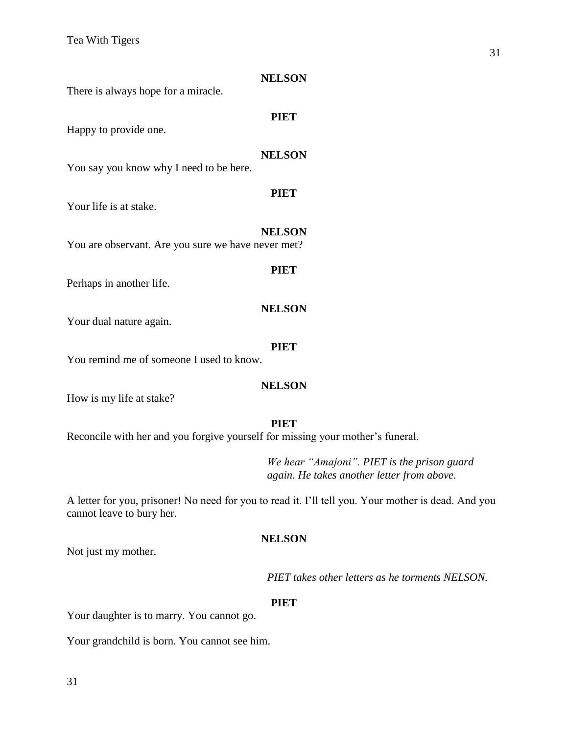**NELSON**

There is always hope for a miracle.

**PIET**

Happy to provide one.

**NELSON**

You say you know why I need to be here.

**PIET**

Your life is at stake.

**NELSON**

You are observant. Are you sure we have never met?

**PIET**

Perhaps in another life.

**NELSON**

Your dual nature again.

**PIET**

You remind me of someone I used to know.

**NELSON**

How is my life at stake?

**PIET**

Reconcile with her and you forgive yourself for missing your mother's funeral.

*We hear "Amajoni". PIET is the prison guard again. He takes another letter from above.*

A letter for you, prisoner! No need for you to read it. I'll tell you. Your mother is dead. And you cannot leave to bury her.

**NELSON**

Not just my mother.

*PIET takes other letters as he torments NELSON.*

**PIET**

Your daughter is to marry. You cannot go.

Your grandchild is born. You cannot see him.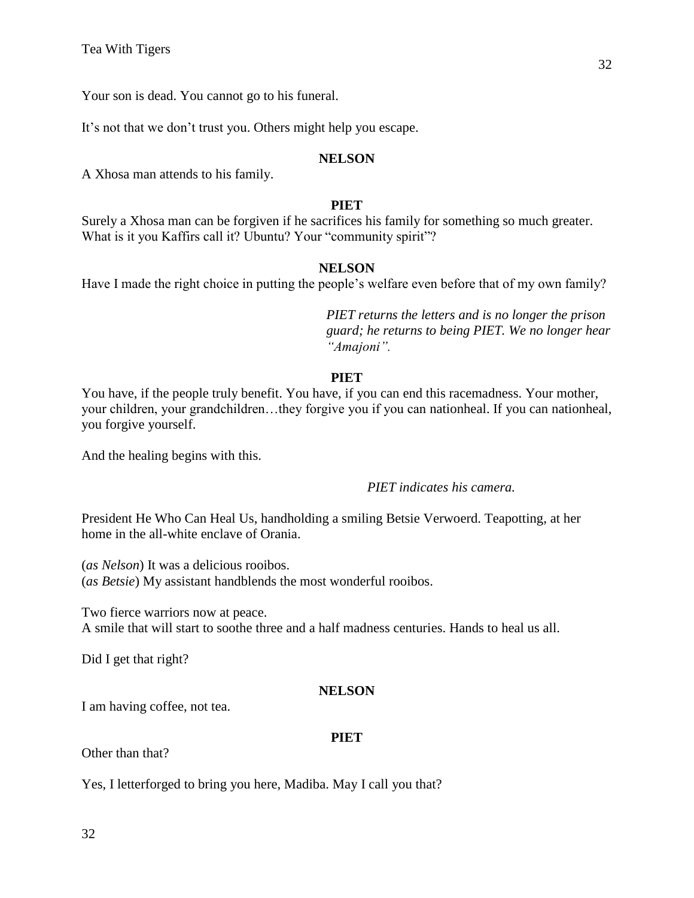Your son is dead. You cannot go to his funeral.

It’s not that we don’t trust you. Others might help you escape.

**NELSON**

A Xhosa man attends to his family.

**PIET**

Surely a Xhosa man can be forgiven if he sacrifices his family for something so much greater. What is it you Kaffirs call it? Ubuntu? Your “community spirit”?

**NELSON**

Have I made the right choice in putting the people’s welfare even before that of my own family?

*PIET returns the letters and is no longer the prison guard; he returns to being PIET. We no longer hear “Amajoni”.*

**PIET**

You have, if the people truly benefit. You have, if you can end this racemadness. Your mother, your children, your grandchildren…they forgive you if you can nationheal. If you can nationheal, you forgive yourself.

And the healing begins with this.

*PIET indicates his camera.*

President He Who Can Heal Us, handholding a smiling Betsie Verwoerd. Teapotting, at her home in the all-white enclave of Orania.

(*as Nelson*) It was a delicious rooibos.
(*as Betsie*) My assistant handblends the most wonderful rooibos.

Two fierce warriors now at peace.
A smile that will start to soothe three and a half madness centuries. Hands to heal us all.

Did I get that right?

**NELSON**

I am having coffee, not tea.

**PIET**

Other than that?

Yes, I letterforged to bring you here, Madiba. May I call you that?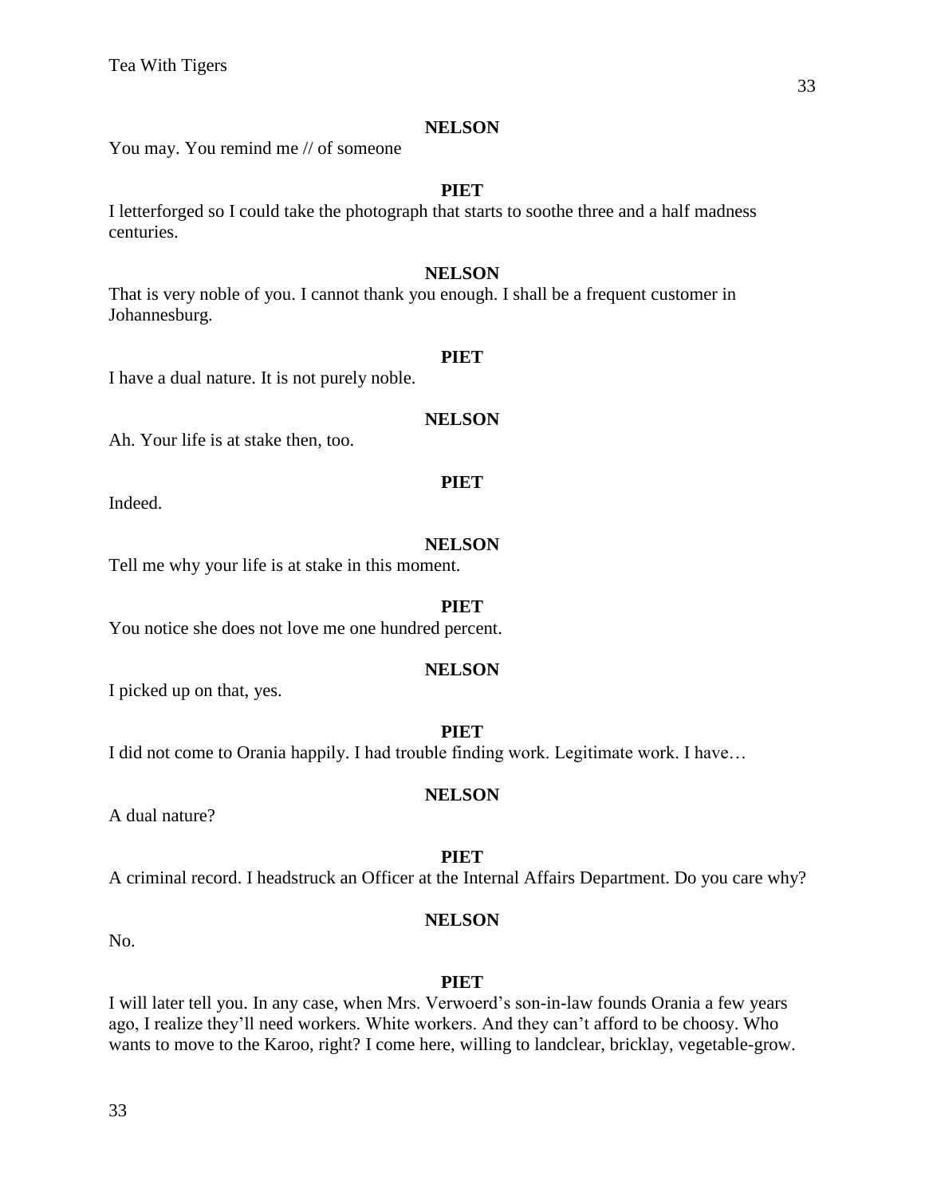**NELSON**

You may. You remind me // of someone

**PIET**

I letterforged so I could take the photograph that starts to soothe three and a half madness centuries.

**NELSON**

That is very noble of you. I cannot thank you enough. I shall be a frequent customer in Johannesburg.

**PIET**

I have a dual nature. It is not purely noble.

**NELSON**

Ah. Your life is at stake then, too.

**PIET**

Indeed.

**NELSON**

Tell me why your life is at stake in this moment.

**PIET**

You notice she does not love me one hundred percent.

**NELSON**

I picked up on that, yes.

**PIET**

I did not come to Orania happily. I had trouble finding work. Legitimate work. I have…

**NELSON**

A dual nature?

**PIET**

A criminal record. I headstruck an Officer at the Internal Affairs Department. Do you care why?

**NELSON**

No.

**PIET**

I will later tell you. In any case, when Mrs. Verwoerd's son-in-law founds Orania a few years ago, I realize they'll need workers. White workers. And they can't afford to be choosy. Who wants to move to the Karoo, right? I come here, willing to landclear, bricklay, vegetable-grow.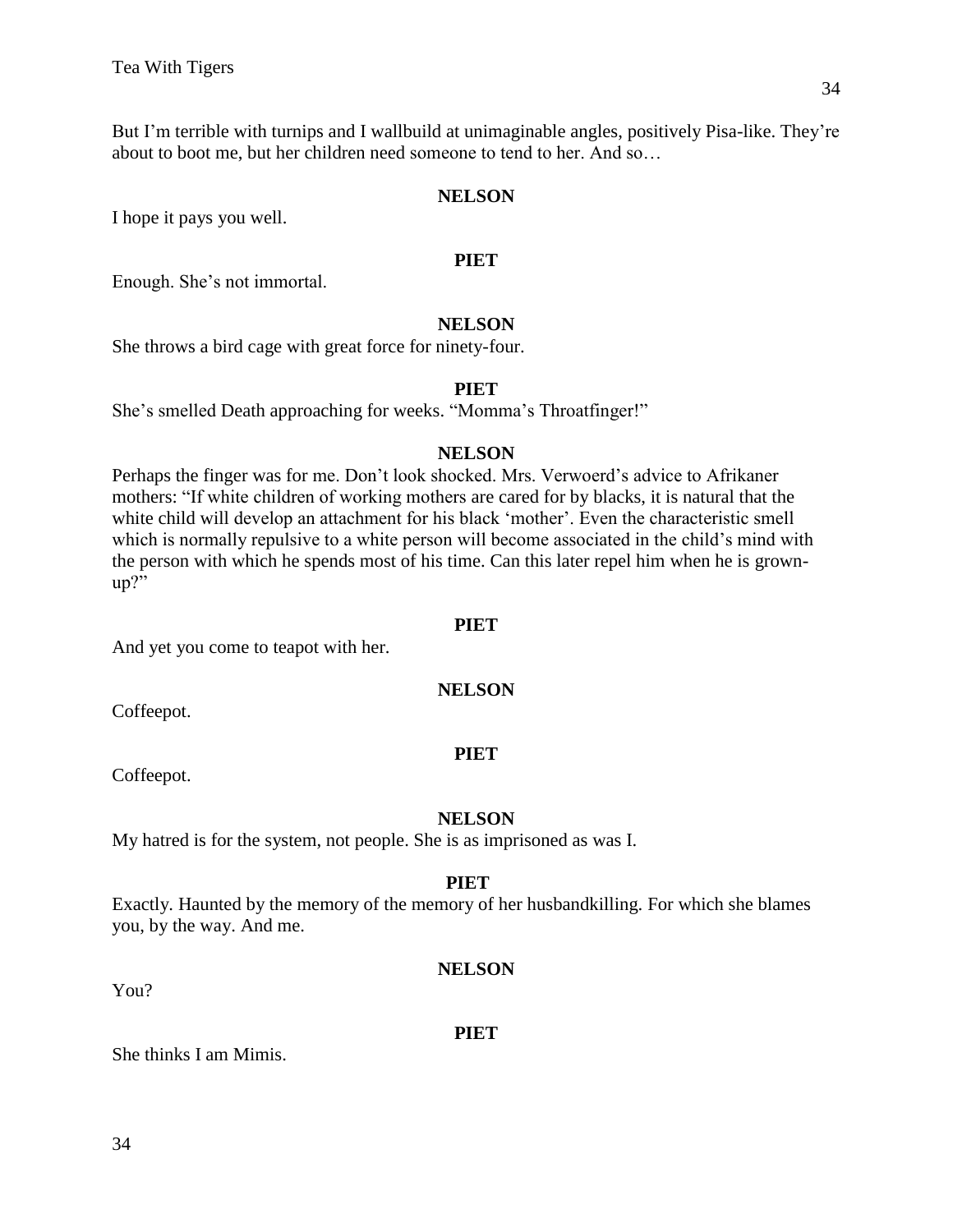But I'm terrible with turnips and I wallbuild at unimaginable angles, positively Pisa-like. They're about to boot me, but her children need someone to tend to her. And so…

**NELSON**

I hope it pays you well.

**PIET**

Enough. She's not immortal.

**NELSON**

She throws a bird cage with great force for ninety-four.

**PIET**

She's smelled Death approaching for weeks. "Momma's Throatfinger!"

**NELSON**

Perhaps the finger was for me. Don't look shocked. Mrs. Verwoerd's advice to Afrikaner mothers: "If white children of working mothers are cared for by blacks, it is natural that the white child will develop an attachment for his black 'mother'. Even the characteristic smell which is normally repulsive to a white person will become associated in the child's mind with the person with which he spends most of his time. Can this later repel him when he is grown-up?"

**PIET**

And yet you come to teapot with her.

**NELSON**

Coffeepot.

**PIET**

Coffeepot.

**NELSON**

My hatred is for the system, not people. She is as imprisoned as was I.

**PIET**

Exactly. Haunted by the memory of the memory of her husbandkilling. For which she blames you, by the way. And me.

**NELSON**

You?

**PIET**

She thinks I am Mimis.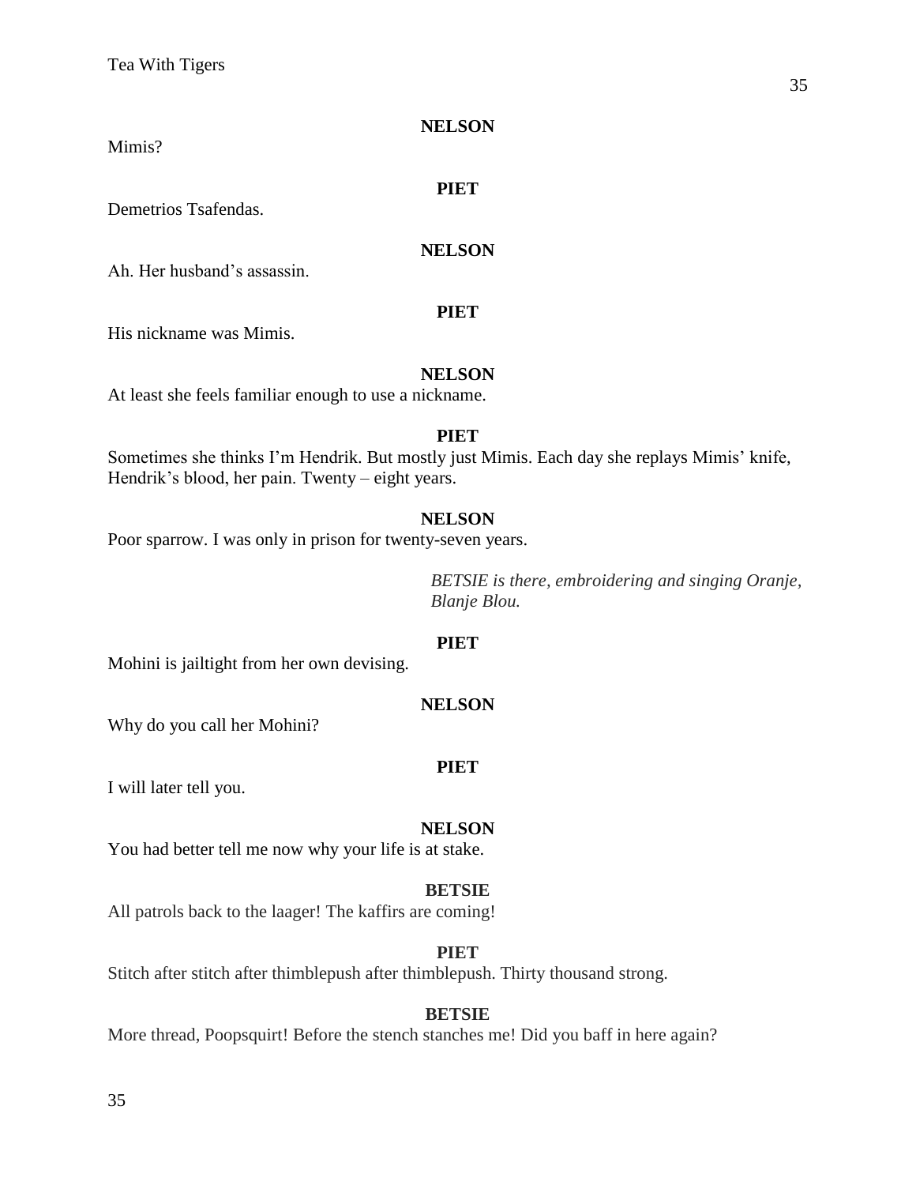**NELSON**

Mimis?

**PIET**

Demetrios Tsafendas.

**NELSON**

Ah. Her husband's assassin.

**PIET**

His nickname was Mimis.

**NELSON**

At least she feels familiar enough to use a nickname.

**PIET**

Sometimes she thinks I'm Hendrik. But mostly just Mimis. Each day she replays Mimis' knife, Hendrik's blood, her pain. Twenty – eight years.

**NELSON**

Poor sparrow. I was only in prison for twenty-seven years.

*BETSIE is there, embroidering and singing Oranje, Blanje Blou.*

**PIET**

Mohini is jailtight from her own devising.

**NELSON**

Why do you call her Mohini?

**PIET**

I will later tell you.

**NELSON**

You had better tell me now why your life is at stake.

**BETSIE**

All patrols back to the laager! The kaffirs are coming!

**PIET**

Stitch after stitch after thimblepush after thimblepush. Thirty thousand strong.

**BETSIE**

More thread, Poopsquirt! Before the stench stanches me! Did you baff in here again?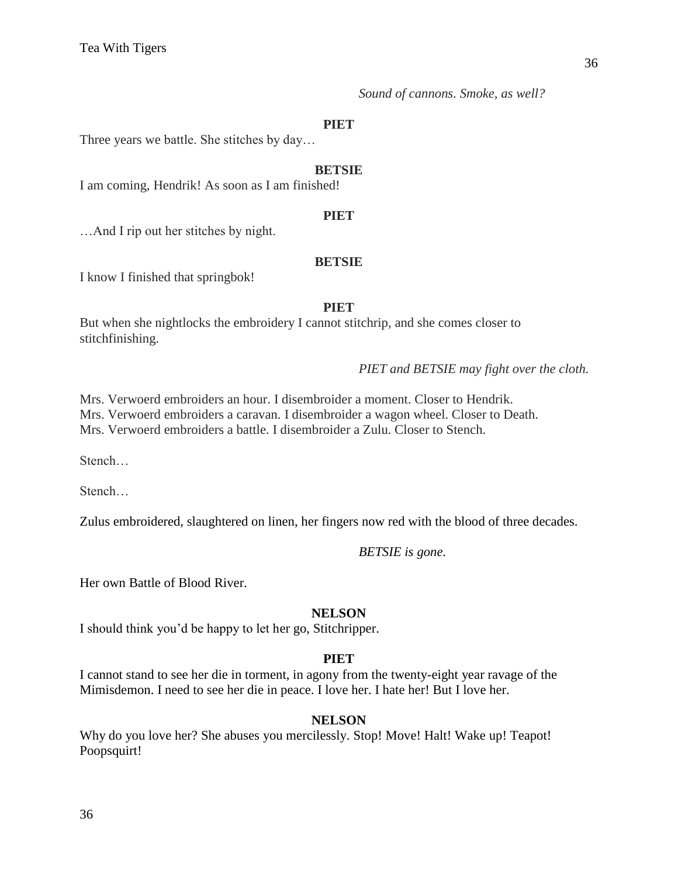*Sound of cannons. Smoke, as well?*

**PIET**

Three years we battle. She stitches by day…

**BETSIE**

I am coming, Hendrik! As soon as I am finished!

**PIET**

…And I rip out her stitches by night.

**BETSIE**

I know I finished that springbok!

**PIET**

But when she nightlocks the embroidery I cannot stitchrip, and she comes closer to stitchfinishing.

*PIET and BETSIE may fight over the cloth.*

Mrs. Verwoerd embroiders an hour. I disembroider a moment. Closer to Hendrik.
Mrs. Verwoerd embroiders a caravan. I disembroider a wagon wheel. Closer to Death.
Mrs. Verwoerd embroiders a battle. I disembroider a Zulu. Closer to Stench.

Stench…

Stench…

Zulus embroidered, slaughtered on linen, her fingers now red with the blood of three decades.

*BETSIE is gone.*

Her own Battle of Blood River.

**NELSON**

I should think you'd be happy to let her go, Stitchripper.

**PIET**

I cannot stand to see her die in torment, in agony from the twenty-eight year ravage of the Mimisdemon. I need to see her die in peace. I love her. I hate her! But I love her.

**NELSON**

Why do you love her? She abuses you mercilessly. Stop! Move! Halt! Wake up! Teapot! Poopsquirt!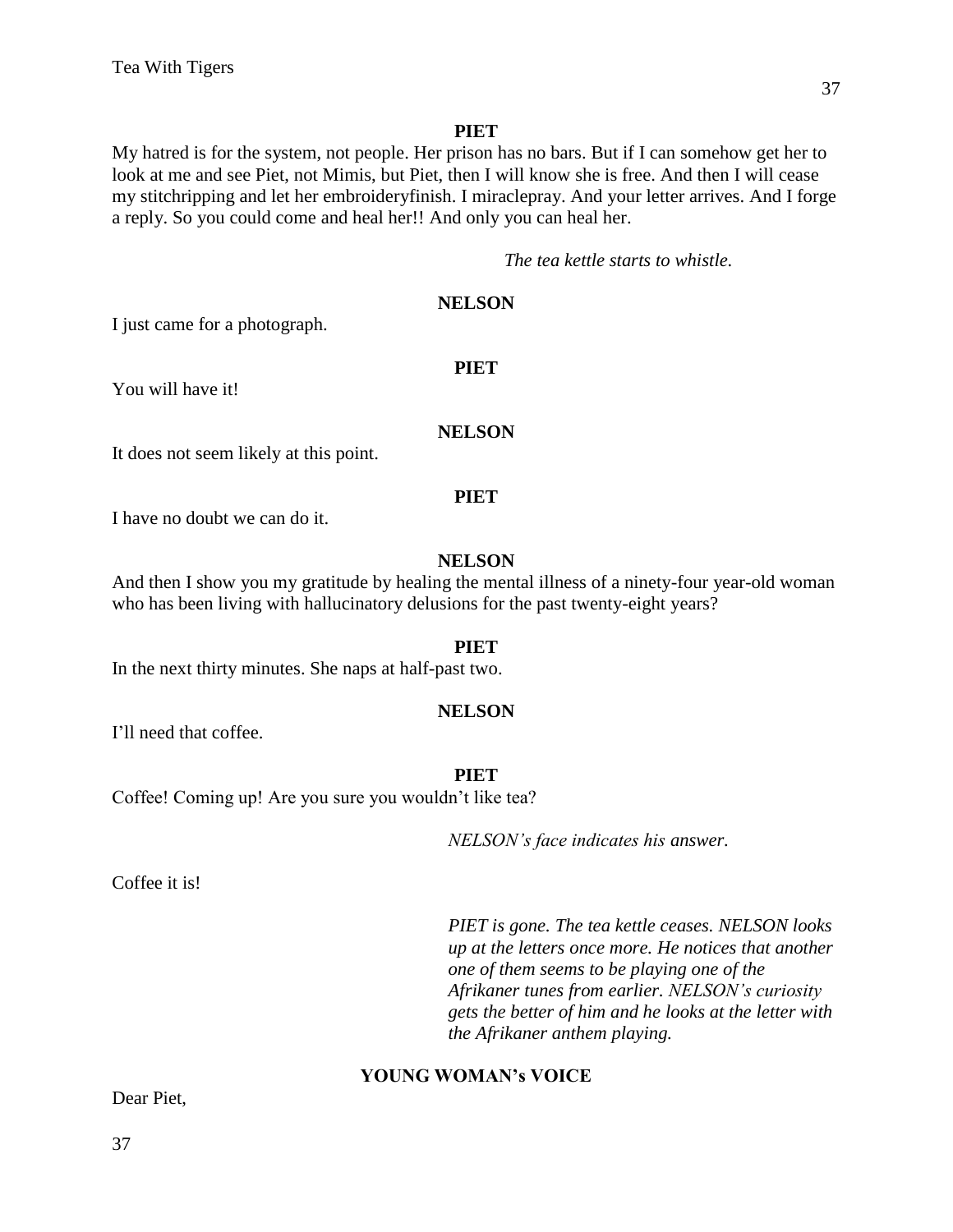**PIET**

My hatred is for the system, not people. Her prison has no bars. But if I can somehow get her to look at me and see Piet, not Mimis, but Piet, then I will know she is free. And then I will cease my stitchripping and let her embroideryfinish. I miraclepray. And your letter arrives. And I forge a reply. So you could come and heal her!! And only you can heal her.

*The tea kettle starts to whistle.*

**NELSON**

I just came for a photograph.

**PIET**

You will have it!

**NELSON**

It does not seem likely at this point.

**PIET**

I have no doubt we can do it.

**NELSON**

And then I show you my gratitude by healing the mental illness of a ninety-four year-old woman who has been living with hallucinatory delusions for the past twenty-eight years?

**PIET**

In the next thirty minutes. She naps at half-past two.

**NELSON**

I'll need that coffee.

**PIET**

Coffee! Coming up! Are you sure you wouldn't like tea?

*NELSON's face indicates his answer.*

Coffee it is!

*PIET is gone. The tea kettle ceases. NELSON looks up at the letters once more. He notices that another one of them seems to be playing one of the Afrikaner tunes from earlier. NELSON's curiosity gets the better of him and he looks at the letter with the Afrikaner anthem playing.*

**YOUNG WOMAN's VOICE**

Dear Piet,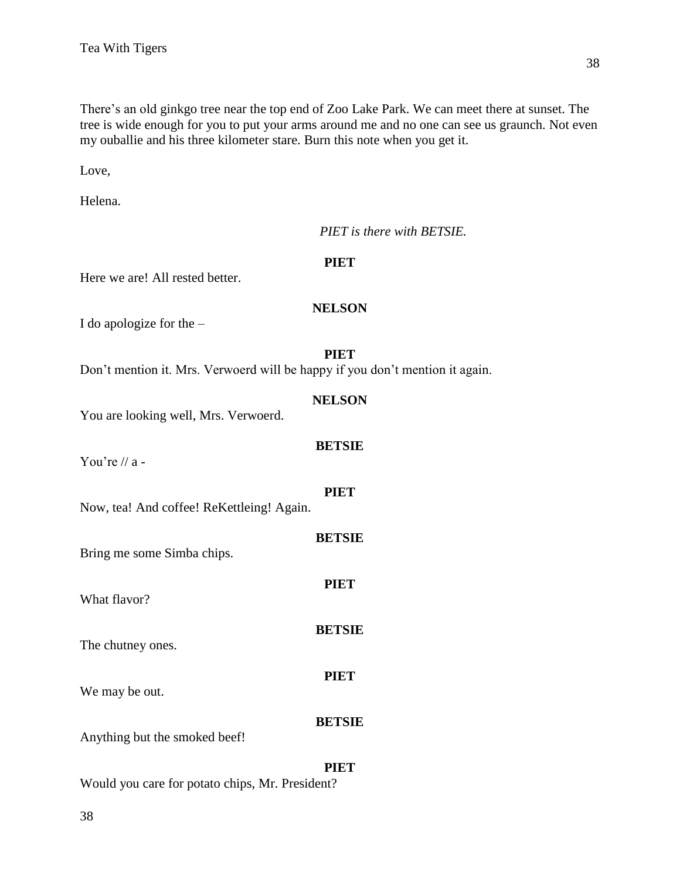There's an old ginkgo tree near the top end of Zoo Lake Park. We can meet there at sunset. The tree is wide enough for you to put your arms around me and no one can see us graunch. Not even my ouballie and his three kilometer stare. Burn this note when you get it.

Love,

Helena.

*PIET is there with BETSIE.*

**PIET**

Here we are! All rested better.

**NELSON**

I do apologize for the –

**PIET**

Don't mention it. Mrs. Verwoerd will be happy if you don't mention it again.

**NELSON**

You are looking well, Mrs. Verwoerd.

**BETSIE**

You're // a -

**PIET**

Now, tea! And coffee! ReKettleing! Again.

**BETSIE**

Bring me some Simba chips.

**PIET**

What flavor?

**BETSIE**

The chutney ones.

**PIET**

We may be out.

**BETSIE**

Anything but the smoked beef!

**PIET**

Would you care for potato chips, Mr. President?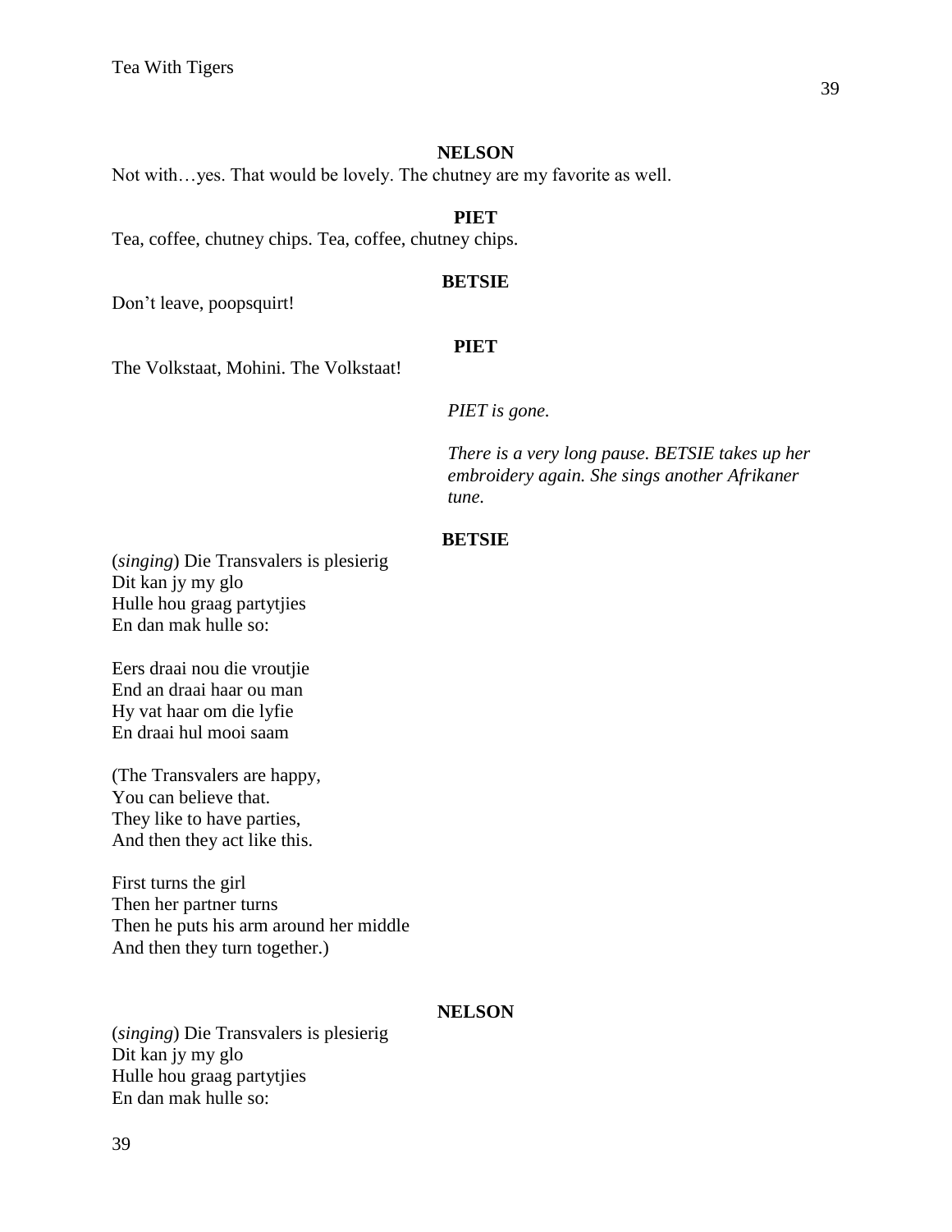**NELSON**

Not with…yes. That would be lovely. The chutney are my favorite as well.

**PIET**

Tea, coffee, chutney chips. Tea, coffee, chutney chips.

**BETSIE**

Don't leave, poopsquirt!

**PIET**

The Volkstaat, Mohini. The Volkstaat!

*PIET is gone.*

*There is a very long pause. BETSIE takes up her embroidery again. She sings another Afrikaner tune.*

**BETSIE**

(*singing*) Die Transvalers is plesierig
Dit kan jy my glo
Hulle hou graag partytjies
En dan mak hulle so:

Eers draai nou die vroutjie
End an draai haar ou man
Hy vat haar om die lyfie
En draai hul mooi saam

(The Transvalers are happy,
You can believe that.
They like to have parties,
And then they act like this.

First turns the girl
Then her partner turns
Then he puts his arm around her middle
And then they turn together.)

**NELSON**

(*singing*) Die Transvalers is plesierig
Dit kan jy my glo
Hulle hou graag partytjies
En dan mak hulle so: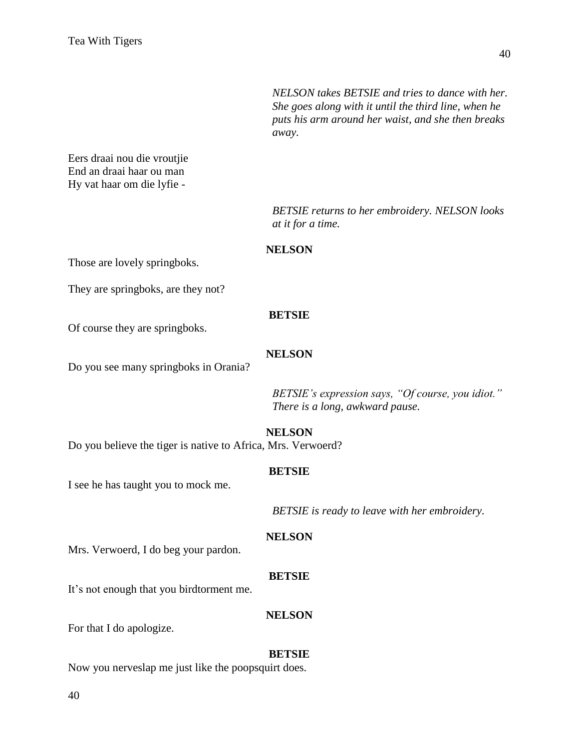*NELSON takes BETSIE and tries to dance with her. She goes along with it until the third line, when he puts his arm around her waist, and she then breaks away.*

Eers draai nou die vroutjie
End an draai haar ou man
Hy vat haar om die lyfie -

*BETSIE returns to her embroidery. NELSON looks at it for a time.*

**NELSON**

Those are lovely springboks.

They are springboks, are they not?

**BETSIE**

Of course they are springboks.

**NELSON**

Do you see many springboks in Orania?

*BETSIE's expression says, "Of course, you idiot." There is a long, awkward pause.*

**NELSON**

Do you believe the tiger is native to Africa, Mrs. Verwoerd?

**BETSIE**

I see he has taught you to mock me.

*BETSIE is ready to leave with her embroidery.*

**NELSON**

Mrs. Verwoerd, I do beg your pardon.

**BETSIE**

It's not enough that you birdtorment me.

**NELSON**

For that I do apologize.

**BETSIE**

Now you nerveslap me just like the poopsquirt does.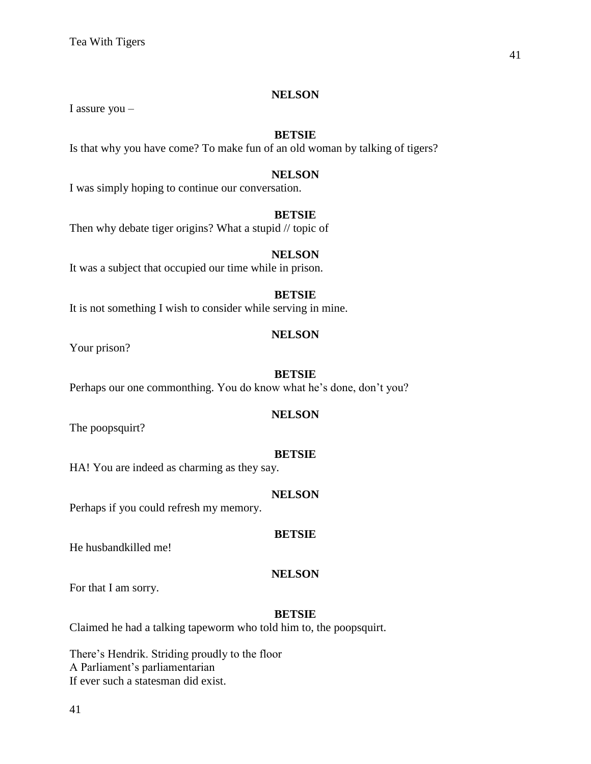**NELSON**

I assure you –

**BETSIE**

Is that why you have come? To make fun of an old woman by talking of tigers?

**NELSON**

I was simply hoping to continue our conversation.

**BETSIE**

Then why debate tiger origins? What a stupid // topic of

**NELSON**

It was a subject that occupied our time while in prison.

**BETSIE**

It is not something I wish to consider while serving in mine.

**NELSON**

Your prison?

**BETSIE**

Perhaps our one commonthing. You do know what he's done, don't you?

**NELSON**

The poopsquirt?

**BETSIE**

HA! You are indeed as charming as they say.

**NELSON**

Perhaps if you could refresh my memory.

**BETSIE**

He husbandkilled me!

**NELSON**

For that I am sorry.

**BETSIE**

Claimed he had a talking tapeworm who told him to, the poopsquirt.

There's Hendrik. Striding proudly to the floor  
A Parliament's parliamentarian  
If ever such a statesman did exist.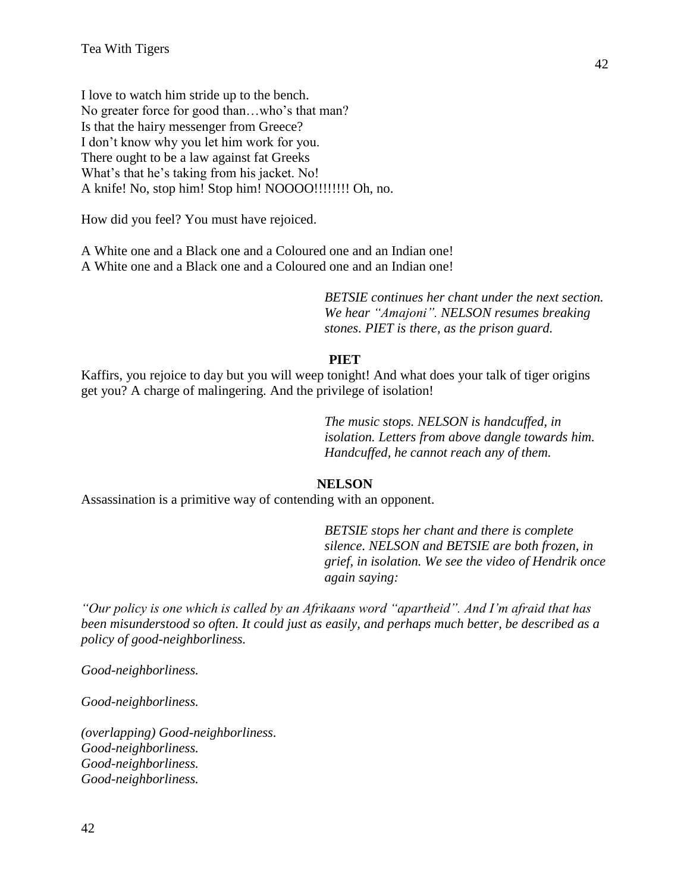I love to watch him stride up to the bench.
No greater force for good than…who's that man?
Is that the hairy messenger from Greece?
I don't know why you let him work for you.
There ought to be a law against fat Greeks
What's that he's taking from his jacket. No!
A knife! No, stop him! Stop him! NOOOO!!!!!!!! Oh, no.

How did you feel? You must have rejoiced.

A White one and a Black one and a Coloured one and an Indian one!
A White one and a Black one and a Coloured one and an Indian one!

*BETSIE continues her chant under the next section. We hear "Amajoni". NELSON resumes breaking stones. PIET is there, as the prison guard.*

**PIET**

Kaffirs, you rejoice to day but you will weep tonight! And what does your talk of tiger origins get you? A charge of malingering. And the privilege of isolation!

*The music stops. NELSON is handcuffed, in isolation. Letters from above dangle towards him. Handcuffed, he cannot reach any of them.*

**NELSON**

Assassination is a primitive way of contending with an opponent.

*BETSIE stops her chant and there is complete silence. NELSON and BETSIE are both frozen, in grief, in isolation. We see the video of Hendrik once again saying:*

*"Our policy is one which is called by an Afrikaans word "apartheid". And I'm afraid that has been misunderstood so often. It could just as easily, and perhaps much better, be described as a policy of good-neighborliness.*

*Good-neighborliness.*

*Good-neighborliness.*

*(overlapping) Good-neighborliness.*
*Good-neighborliness.*
*Good-neighborliness.*
*Good-neighborliness.*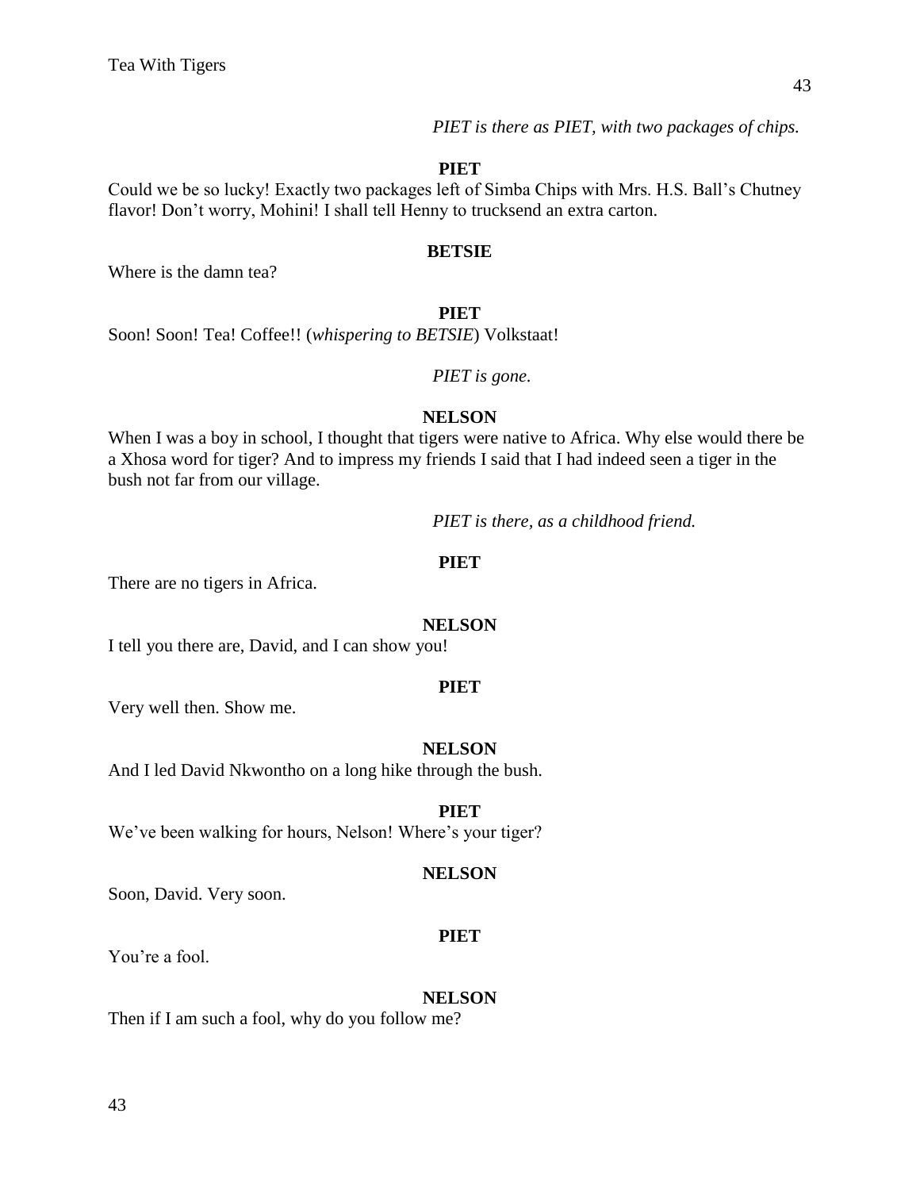*PIET is there as PIET, with two packages of chips.*

**PIET**

Could we be so lucky! Exactly two packages left of Simba Chips with Mrs. H.S. Ball's Chutney flavor! Don't worry, Mohini! I shall tell Henny to trucksend an extra carton.

**BETSIE**

Where is the damn tea?

**PIET**

Soon! Soon! Tea! Coffee!! (*whispering to BETSIE*) Volkstaat!

*PIET is gone.*

**NELSON**

When I was a boy in school, I thought that tigers were native to Africa. Why else would there be a Xhosa word for tiger? And to impress my friends I said that I had indeed seen a tiger in the bush not far from our village.

*PIET is there, as a childhood friend.*

**PIET**

There are no tigers in Africa.

**NELSON**

I tell you there are, David, and I can show you!

**PIET**

Very well then. Show me.

**NELSON**

And I led David Nkwontho on a long hike through the bush.

**PIET**

We've been walking for hours, Nelson! Where's your tiger?

**NELSON**

Soon, David. Very soon.

**PIET**

You're a fool.

**NELSON**

Then if I am such a fool, why do you follow me?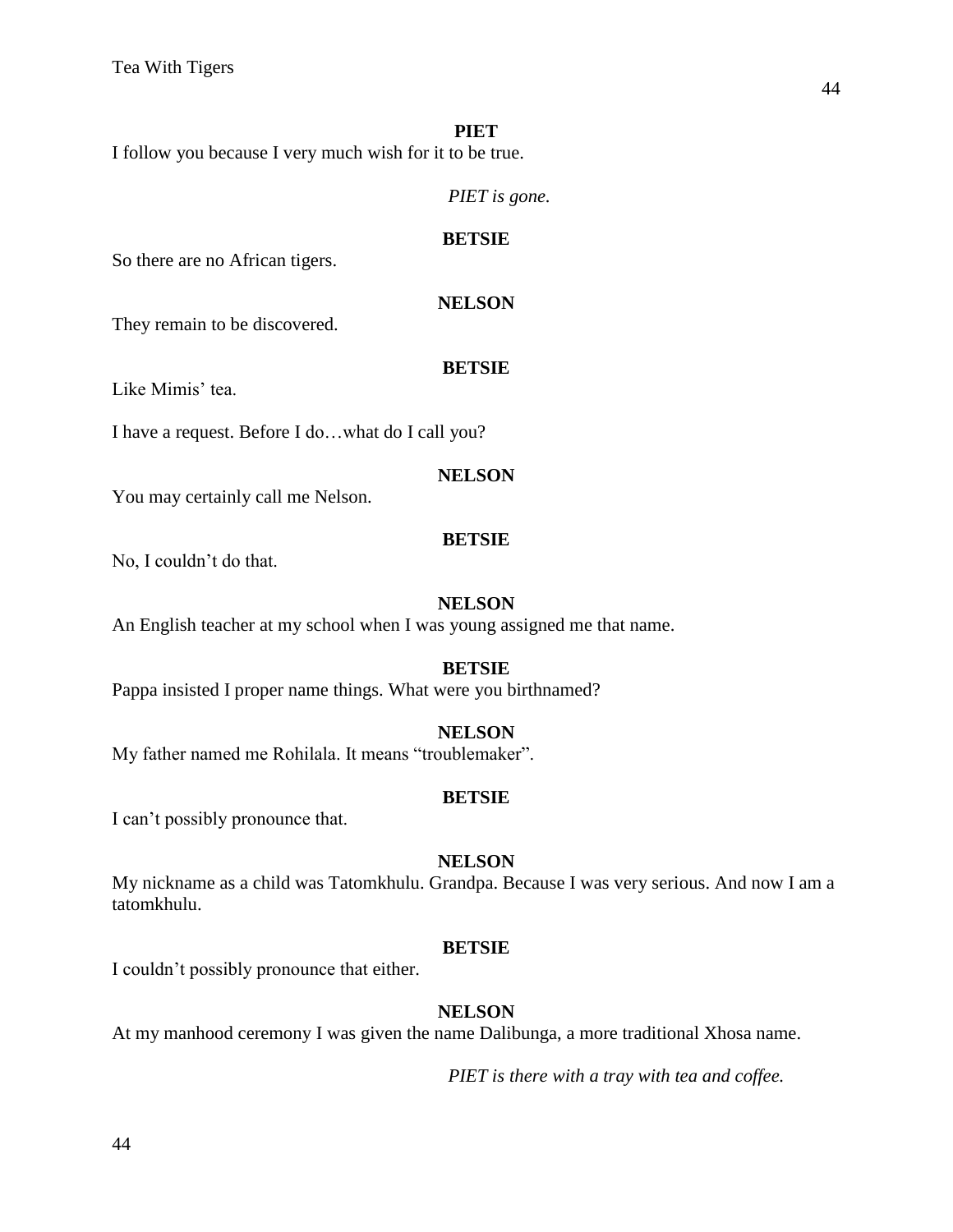**PIET**

I follow you because I very much wish for it to be true.

*PIET is gone.*

**BETSIE**

So there are no African tigers.

**NELSON**

They remain to be discovered.

**BETSIE**

Like Mimis' tea.

I have a request. Before I do…what do I call you?

**NELSON**

You may certainly call me Nelson.

**BETSIE**

No, I couldn't do that.

**NELSON**

An English teacher at my school when I was young assigned me that name.

**BETSIE**

Pappa insisted I proper name things. What were you birthnamed?

**NELSON**

My father named me Rohilala. It means "troublemaker".

**BETSIE**

I can't possibly pronounce that.

**NELSON**

My nickname as a child was Tatomkhulu. Grandpa. Because I was very serious. And now I am a tatomkhulu.

**BETSIE**

I couldn't possibly pronounce that either.

**NELSON**

At my manhood ceremony I was given the name Dalibunga, a more traditional Xhosa name.

*PIET is there with a tray with tea and coffee.*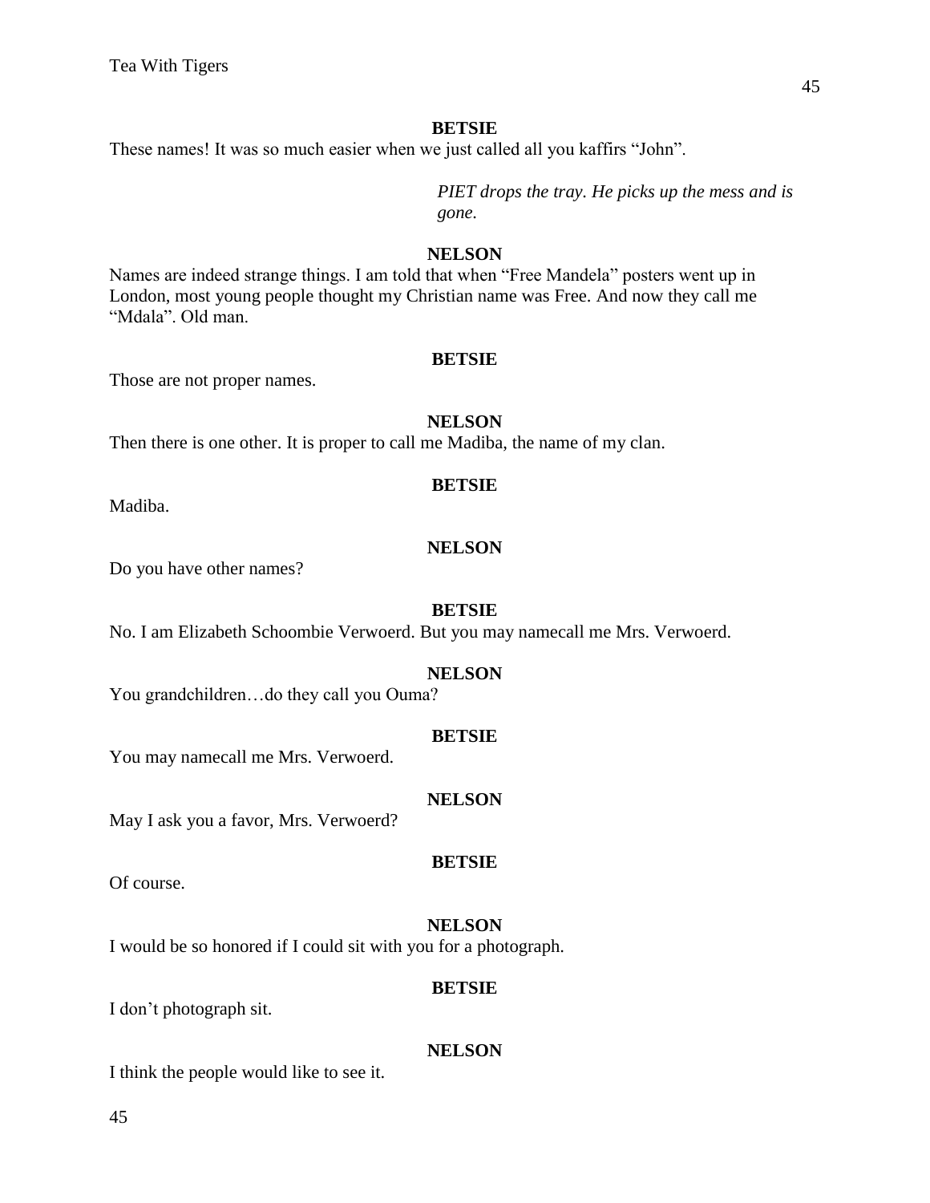**BETSIE**

These names! It was so much easier when we just called all you kaffirs "John".

*PIET drops the tray. He picks up the mess and is gone.*

**NELSON**

Names are indeed strange things. I am told that when "Free Mandela" posters went up in London, most young people thought my Christian name was Free. And now they call me "Mdala". Old man.

**BETSIE**

Those are not proper names.

**NELSON**

Then there is one other. It is proper to call me Madiba, the name of my clan.

**BETSIE**

Madiba.

**NELSON**

Do you have other names?

**BETSIE**

No. I am Elizabeth Schoombie Verwoerd. But you may namecall me Mrs. Verwoerd.

**NELSON**

You grandchildren…do they call you Ouma?

**BETSIE**

You may namecall me Mrs. Verwoerd.

**NELSON**

May I ask you a favor, Mrs. Verwoerd?

**BETSIE**

Of course.

**NELSON**

I would be so honored if I could sit with you for a photograph.

**BETSIE**

I don't photograph sit.

**NELSON**

I think the people would like to see it.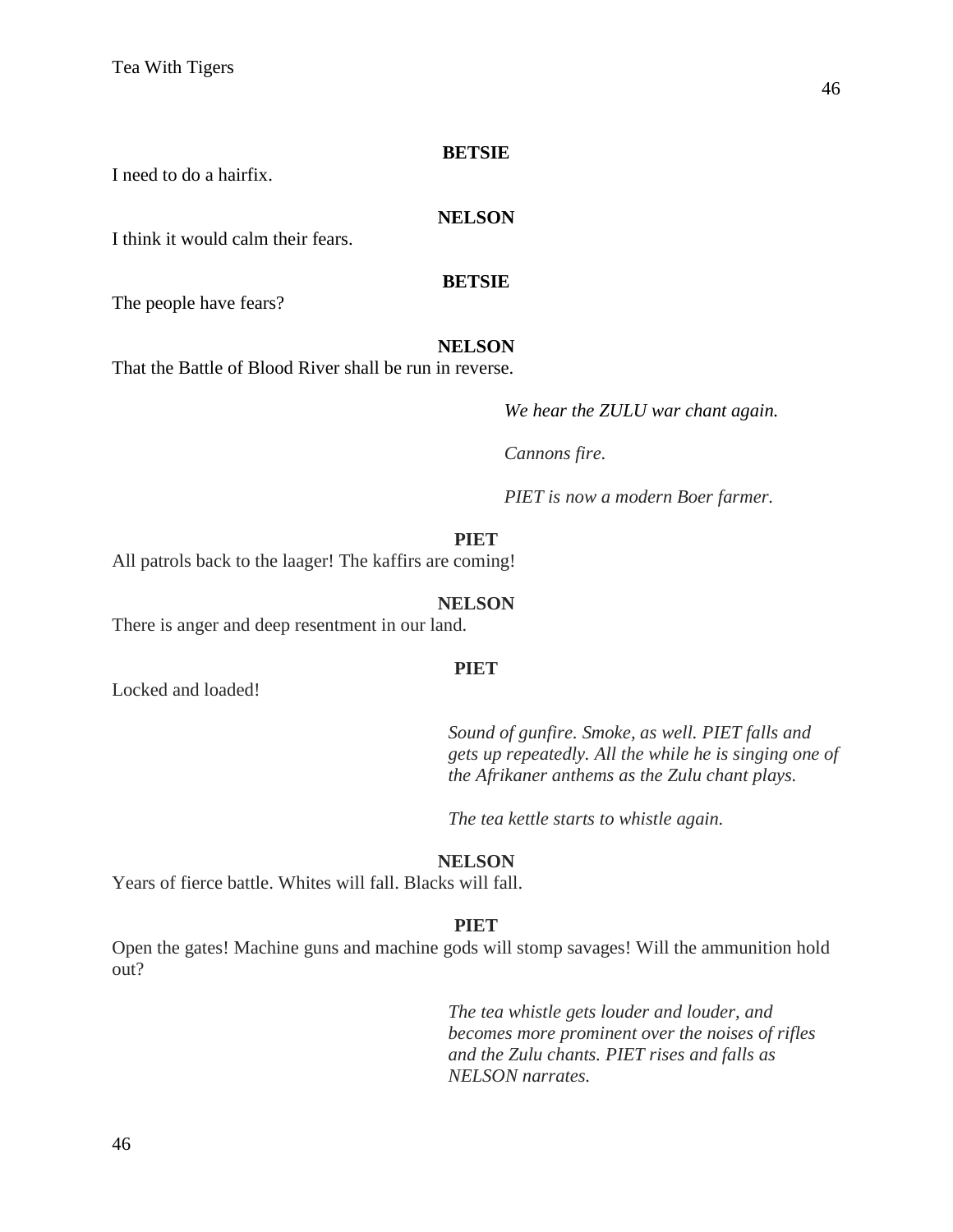**BETSIE**

I need to do a hairfix.

**NELSON**

I think it would calm their fears.

**BETSIE**

The people have fears?

**NELSON**

That the Battle of Blood River shall be run in reverse.

*We hear the ZULU war chant again.*

*Cannons fire.*

*PIET is now a modern Boer farmer.*

**PIET**

All patrols back to the laager! The kaffirs are coming!

**NELSON**

There is anger and deep resentment in our land.

**PIET**

Locked and loaded!

*Sound of gunfire. Smoke, as well. PIET falls and gets up repeatedly. All the while he is singing one of the Afrikaner anthems as the Zulu chant plays.*

*The tea kettle starts to whistle again.*

**NELSON**

Years of fierce battle. Whites will fall. Blacks will fall.

**PIET**

Open the gates! Machine guns and machine gods will stomp savages! Will the ammunition hold out?

*The tea whistle gets louder and louder, and becomes more prominent over the noises of rifles and the Zulu chants. PIET rises and falls as NELSON narrates.*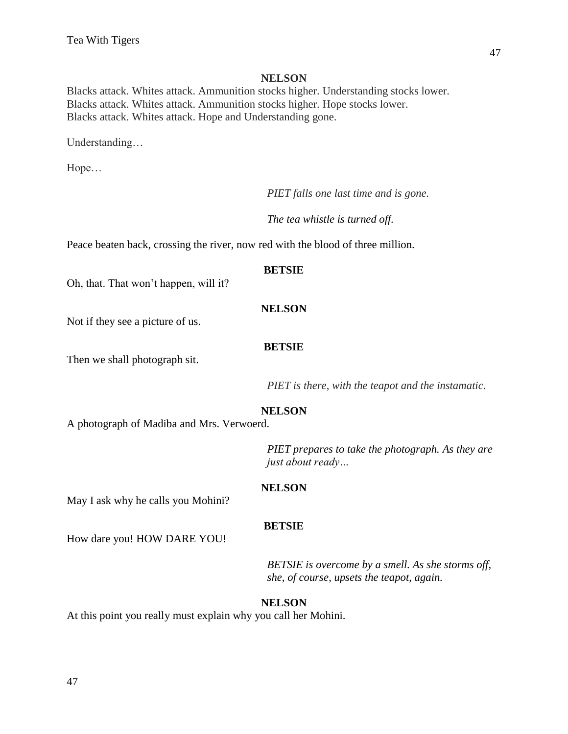**NELSON**

Blacks attack. Whites attack. Ammunition stocks higher. Understanding stocks lower.
Blacks attack. Whites attack. Ammunition stocks higher. Hope stocks lower.
Blacks attack. Whites attack. Hope and Understanding gone.

Understanding…

Hope…

*PIET falls one last time and is gone.*

*The tea whistle is turned off.*

Peace beaten back, crossing the river, now red with the blood of three million.

**BETSIE**

Oh, that. That won't happen, will it?

**NELSON**

Not if they see a picture of us.

**BETSIE**

Then we shall photograph sit.

*PIET is there, with the teapot and the instamatic.*

**NELSON**

A photograph of Madiba and Mrs. Verwoerd.

*PIET prepares to take the photograph. As they are just about ready…*

**NELSON**

May I ask why he calls you Mohini?

**BETSIE**

How dare you! HOW DARE YOU!

*BETSIE is overcome by a smell. As she storms off, she, of course, upsets the teapot, again.*

**NELSON**

At this point you really must explain why you call her Mohini.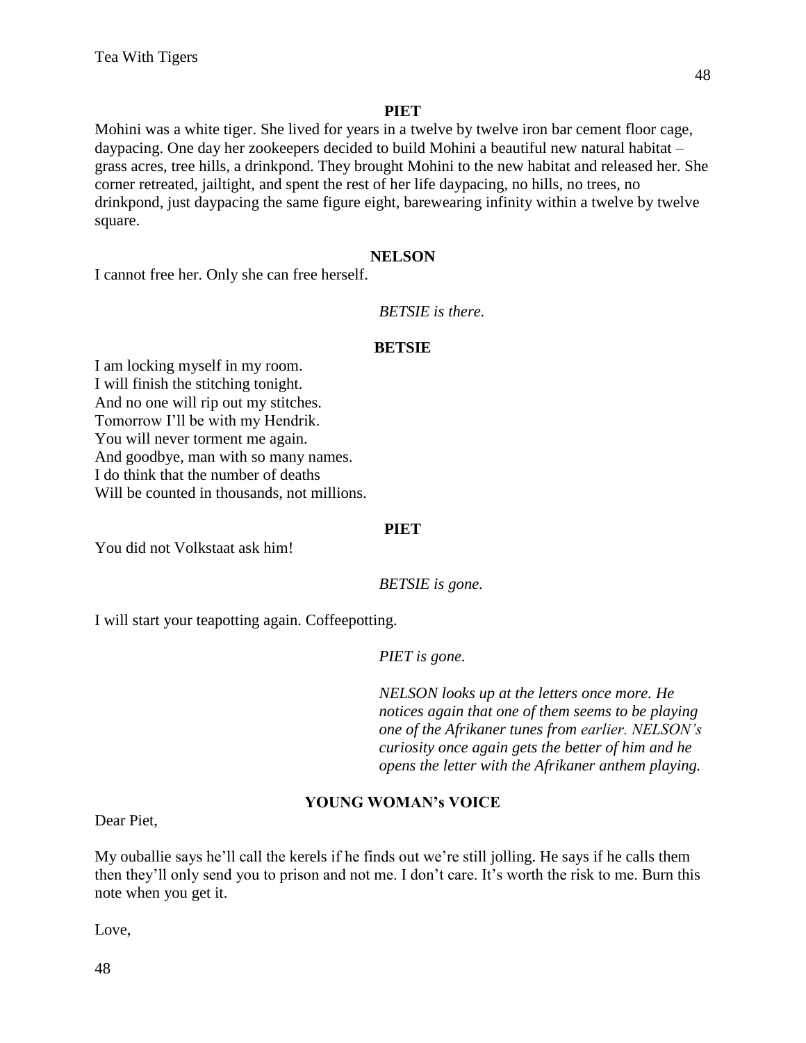**PIET**

Mohini was a white tiger. She lived for years in a twelve by twelve iron bar cement floor cage, daypacing. One day her zookeepers decided to build Mohini a beautiful new natural habitat – grass acres, tree hills, a drinkpond. They brought Mohini to the new habitat and released her. She corner retreated, jailtight, and spent the rest of her life daypacing, no hills, no trees, no drinkpond, just daypacing the same figure eight, barewearing infinity within a twelve by twelve square.

**NELSON**

I cannot free her. Only she can free herself.

*BETSIE is there.*

**BETSIE**

I am locking myself in my room.
I will finish the stitching tonight.
And no one will rip out my stitches.
Tomorrow I'll be with my Hendrik.
You will never torment me again.
And goodbye, man with so many names.
I do think that the number of deaths
Will be counted in thousands, not millions.

**PIET**

You did not Volkstaat ask him!

*BETSIE is gone.*

I will start your teapotting again. Coffeepotting.

*PIET is gone.*

*NELSON looks up at the letters once more. He notices again that one of them seems to be playing one of the Afrikaner tunes from earlier. NELSON's curiosity once again gets the better of him and he opens the letter with the Afrikaner anthem playing.*

**YOUNG WOMAN's VOICE**

Dear Piet,

My ouballie says he'll call the kerels if he finds out we're still jolling. He says if he calls them then they'll only send you to prison and not me. I don't care. It's worth the risk to me. Burn this note when you get it.

Love,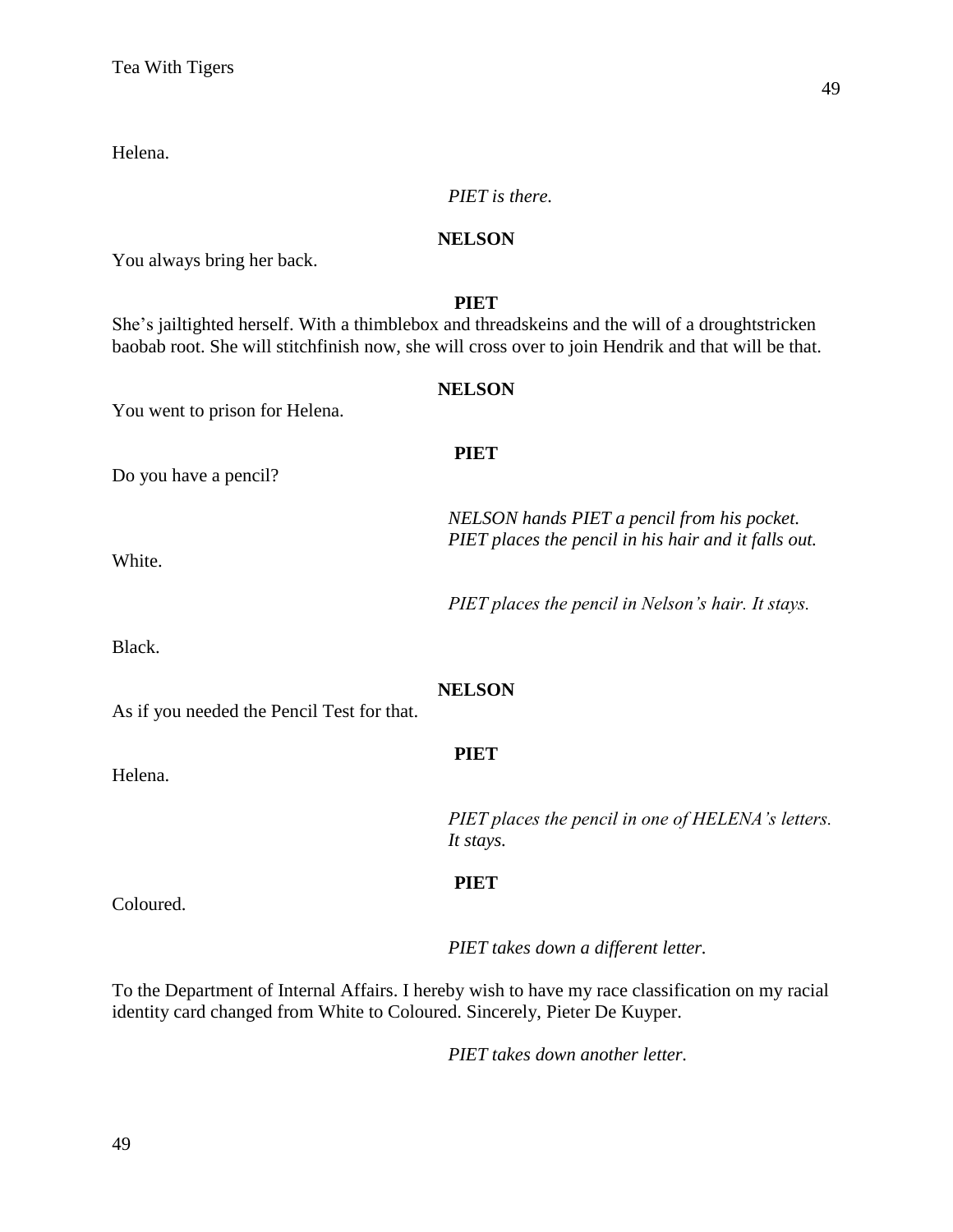Helena.

*PIET is there.*

**NELSON**

You always bring her back.

**PIET**

She's jailtighted herself. With a thimblebox and threadskeins and the will of a droughtstricken baobab root. She will stitchfinish now, she will cross over to join Hendrik and that will be that.

**NELSON**

You went to prison for Helena.

**PIET**

Do you have a pencil?

*NELSON hands PIET a pencil from his pocket. PIET places the pencil in his hair and it falls out.*

White.

*PIET places the pencil in Nelson's hair. It stays.*

Black.

**NELSON**

As if you needed the Pencil Test for that.

**PIET**

Helena.

*PIET places the pencil in one of HELENA's letters. It stays.*

**PIET**

Coloured.

*PIET takes down a different letter.*

To the Department of Internal Affairs. I hereby wish to have my race classification on my racial identity card changed from White to Coloured. Sincerely, Pieter De Kuyper.

*PIET takes down another letter.*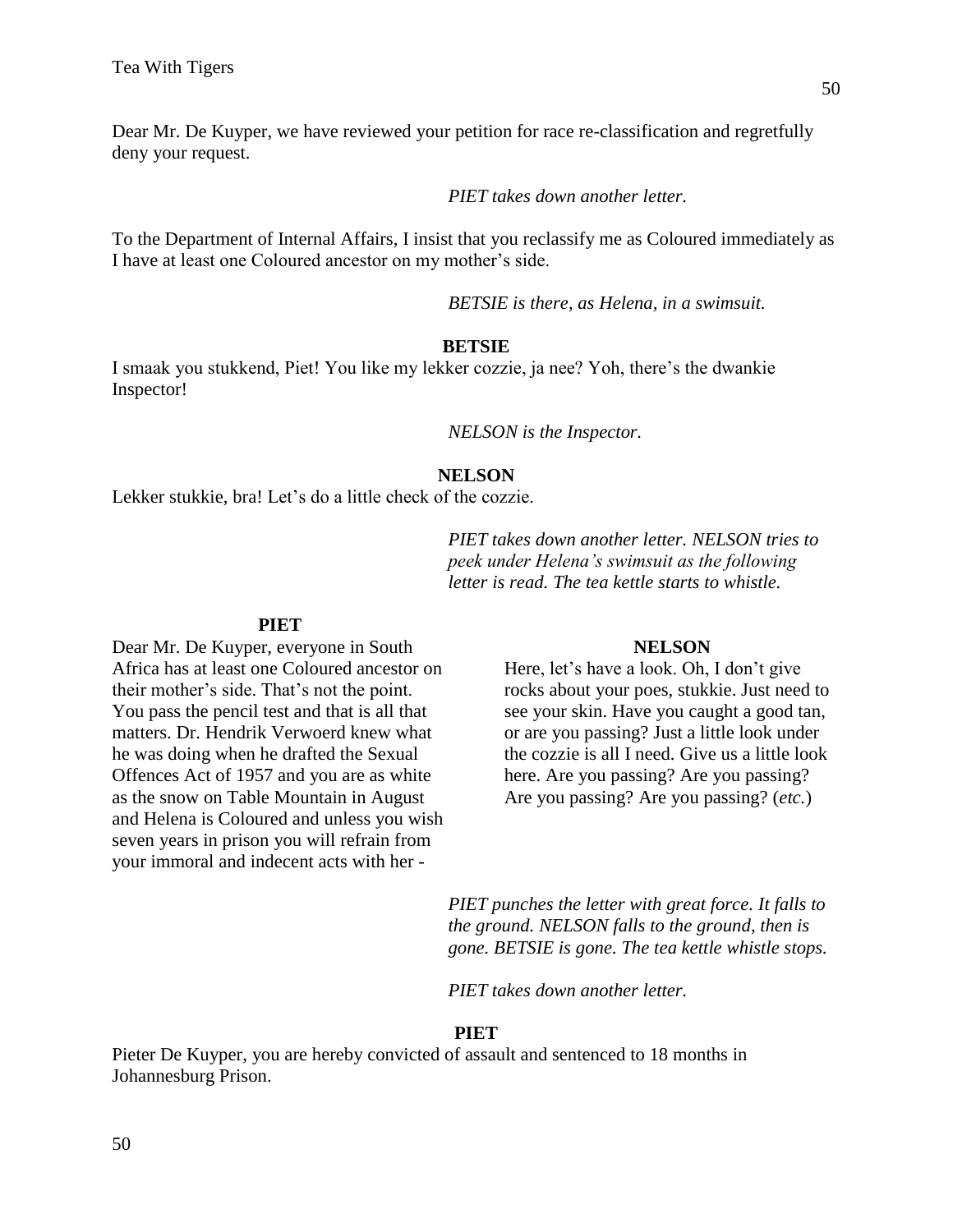Dear Mr. De Kuyper, we have reviewed your petition for race re-classification and regretfully deny your request.

*PIET takes down another letter.*

To the Department of Internal Affairs, I insist that you reclassify me as Coloured immediately as I have at least one Coloured ancestor on my mother's side.

*BETSIE is there, as Helena, in a swimsuit.*

**BETSIE**

I smaak you stukkend, Piet! You like my lekker cozzie, ja nee? Yoh, there's the dwankie Inspector!

*NELSON is the Inspector.*

**NELSON**

Lekker stukkie, bra! Let's do a little check of the cozzie.

*PIET takes down another letter. NELSON tries to peek under Helena's swimsuit as the following letter is read. The tea kettle starts to whistle.*

**PIET**

Dear Mr. De Kuyper, everyone in South Africa has at least one Coloured ancestor on their mother's side. That's not the point. You pass the pencil test and that is all that matters. Dr. Hendrik Verwoerd knew what he was doing when he drafted the Sexual Offences Act of 1957 and you are as white as the snow on Table Mountain in August and Helena is Coloured and unless you wish seven years in prison you will refrain from your immoral and indecent acts with her -

**NELSON**

Here, let's have a look. Oh, I don't give rocks about your poes, stukkie. Just need to see your skin. Have you caught a good tan, or are you passing? Just a little look under the cozzie is all I need. Give us a little look here. Are you passing? Are you passing? Are you passing? Are you passing? (*etc.*)

*PIET punches the letter with great force. It falls to the ground. NELSON falls to the ground, then is gone. BETSIE is gone. The tea kettle whistle stops.*

*PIET takes down another letter.*

**PIET**

Pieter De Kuyper, you are hereby convicted of assault and sentenced to 18 months in Johannesburg Prison.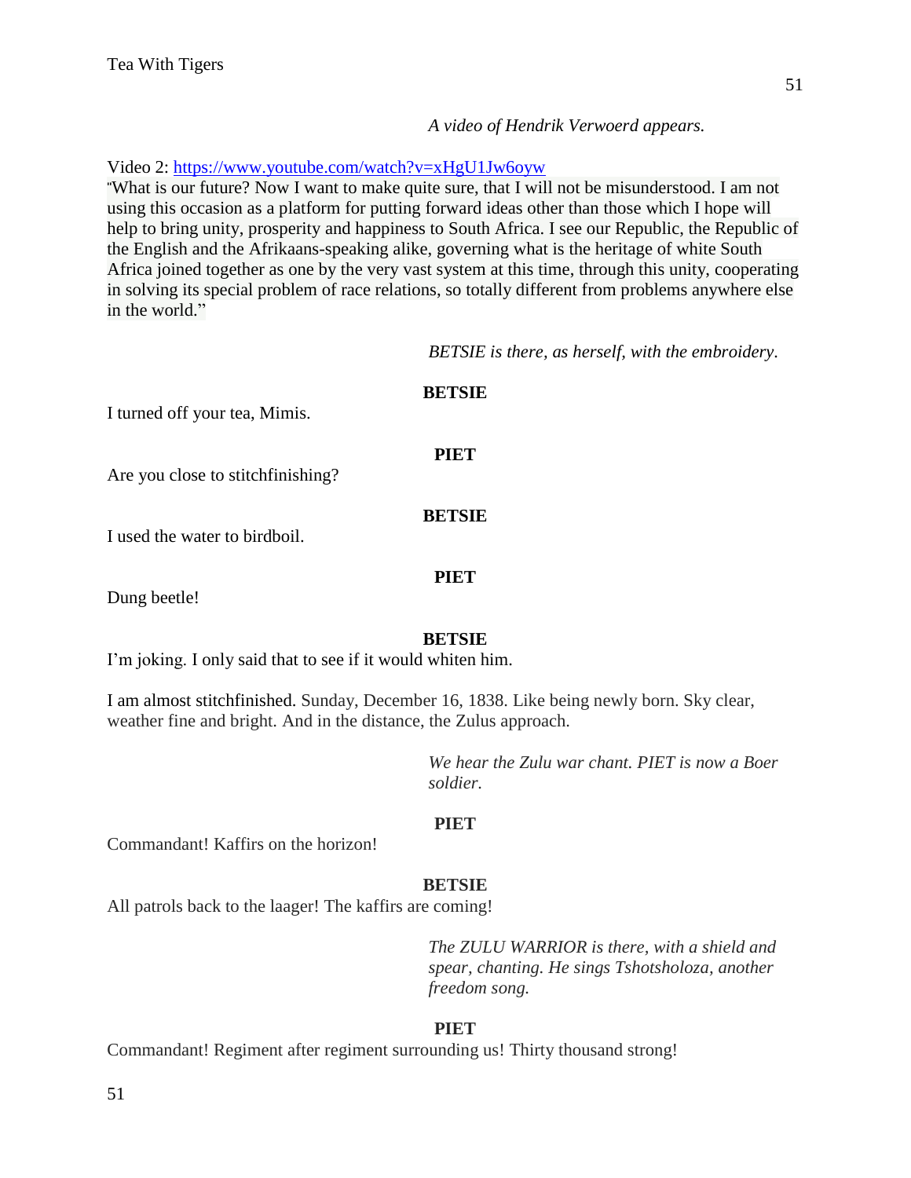*A video of Hendrik Verwoerd appears.*

Video 2: https://www.youtube.com/watch?v=xHgU1Jw6oyw
"What is our future? Now I want to make quite sure, that I will not be misunderstood. I am not using this occasion as a platform for putting forward ideas other than those which I hope will help to bring unity, prosperity and happiness to South Africa. I see our Republic, the Republic of the English and the Afrikaans-speaking alike, governing what is the heritage of white South Africa joined together as one by the very vast system at this time, through this unity, cooperating in solving its special problem of race relations, so totally different from problems anywhere else in the world."

*BETSIE is there, as herself, with the embroidery.*

**BETSIE**

I turned off your tea, Mimis.

**PIET**

Are you close to stitchfinishing?

**BETSIE**

I used the water to birdboil.

**PIET**

Dung beetle!

**BETSIE**

I'm joking. I only said that to see if it would whiten him.

I am almost stitchfinished. Sunday, December 16, 1838. Like being newly born. Sky clear, weather fine and bright. And in the distance, the Zulus approach.

*We hear the Zulu war chant. PIET is now a Boer soldier.*

**PIET**

Commandant! Kaffirs on the horizon!

**BETSIE**

All patrols back to the laager! The kaffirs are coming!

*The ZULU WARRIOR is there, with a shield and spear, chanting. He sings Tshotsholoza, another freedom song.*

**PIET**

Commandant! Regiment after regiment surrounding us! Thirty thousand strong!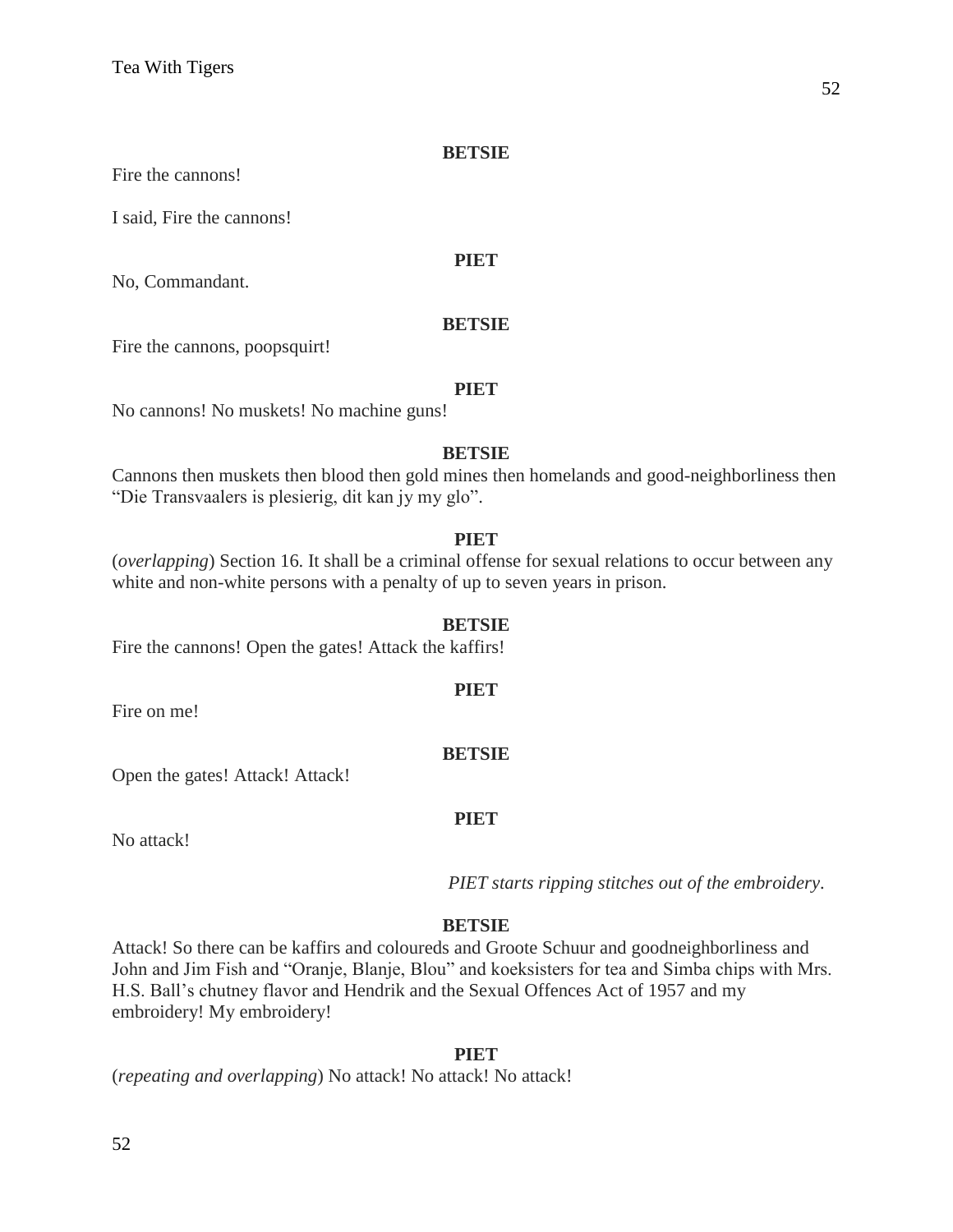**BETSIE**

Fire the cannons!

I said, Fire the cannons!

**PIET**

No, Commandant.

**BETSIE**

Fire the cannons, poopsquirt!

**PIET**

No cannons! No muskets! No machine guns!

**BETSIE**

Cannons then muskets then blood then gold mines then homelands and good-neighborliness then "Die Transvaalers is plesierig, dit kan jy my glo".

**PIET**

(*overlapping*) Section 16. It shall be a criminal offense for sexual relations to occur between any white and non-white persons with a penalty of up to seven years in prison.

**BETSIE**

Fire the cannons! Open the gates! Attack the kaffirs!

**PIET**

Fire on me!

**BETSIE**

Open the gates! Attack! Attack!

**PIET**

No attack!

*PIET starts ripping stitches out of the embroidery.*

**BETSIE**

Attack! So there can be kaffirs and coloureds and Groote Schuur and goodneighborliness and John and Jim Fish and "Oranje, Blanje, Blou" and koeksisters for tea and Simba chips with Mrs. H.S. Ball's chutney flavor and Hendrik and the Sexual Offences Act of 1957 and my embroidery! My embroidery!

**PIET**

(*repeating and overlapping*) No attack! No attack! No attack!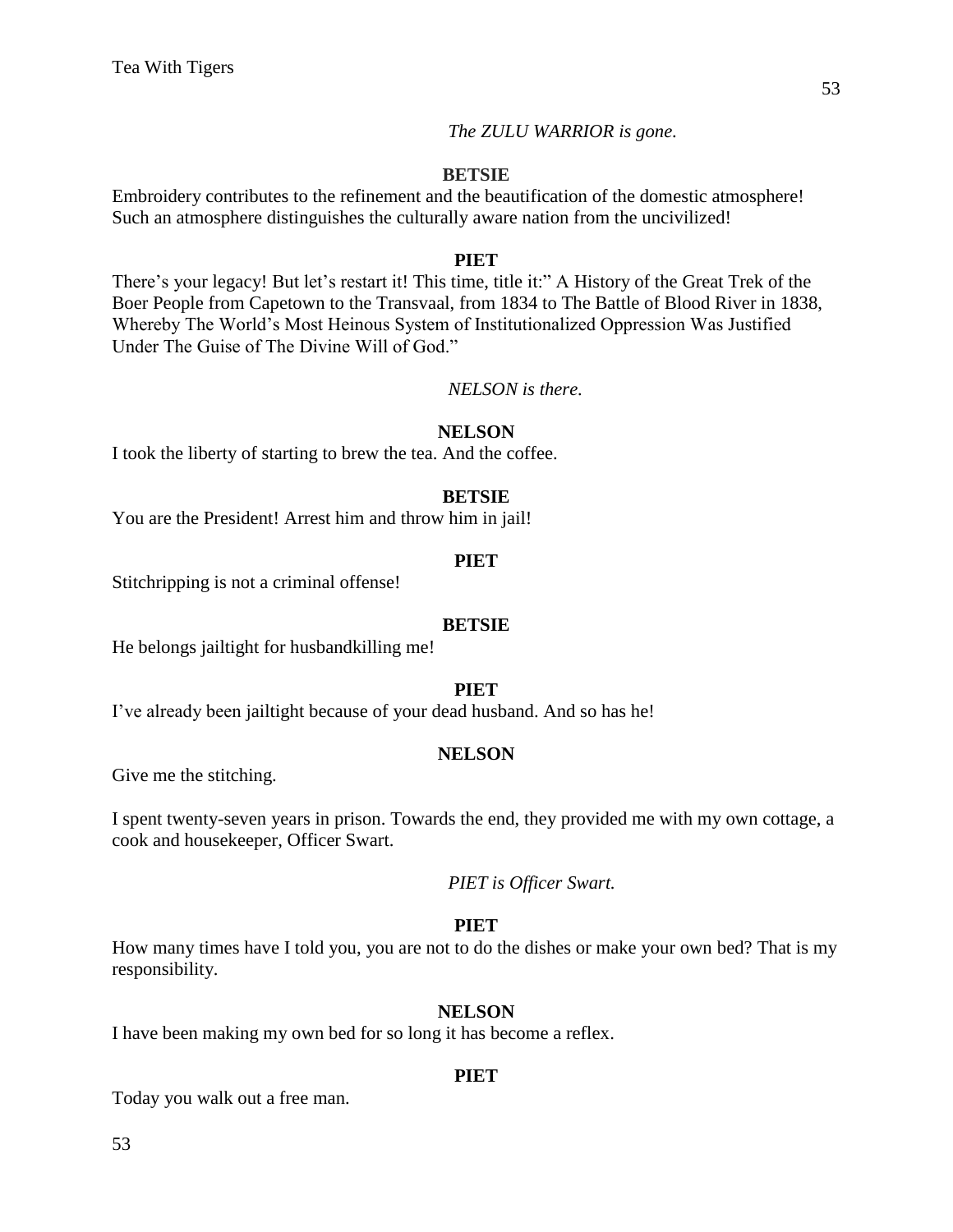*The ZULU WARRIOR is gone.*

**BETSIE**

Embroidery contributes to the refinement and the beautification of the domestic atmosphere! Such an atmosphere distinguishes the culturally aware nation from the uncivilized!

**PIET**

There's your legacy! But let's restart it! This time, title it:" A History of the Great Trek of the Boer People from Capetown to the Transvaal, from 1834 to The Battle of Blood River in 1838, Whereby The World's Most Heinous System of Institutionalized Oppression Was Justified Under The Guise of The Divine Will of God."

*NELSON is there.*

**NELSON**

I took the liberty of starting to brew the tea. And the coffee.

**BETSIE**

You are the President! Arrest him and throw him in jail!

**PIET**

Stitchripping is not a criminal offense!

**BETSIE**

He belongs jailtight for husbandkilling me!

**PIET**

I've already been jailtight because of your dead husband. And so has he!

**NELSON**

Give me the stitching.

I spent twenty-seven years in prison. Towards the end, they provided me with my own cottage, a cook and housekeeper, Officer Swart.

*PIET is Officer Swart.*

**PIET**

How many times have I told you, you are not to do the dishes or make your own bed? That is my responsibility.

**NELSON**

I have been making my own bed for so long it has become a reflex.

**PIET**

Today you walk out a free man.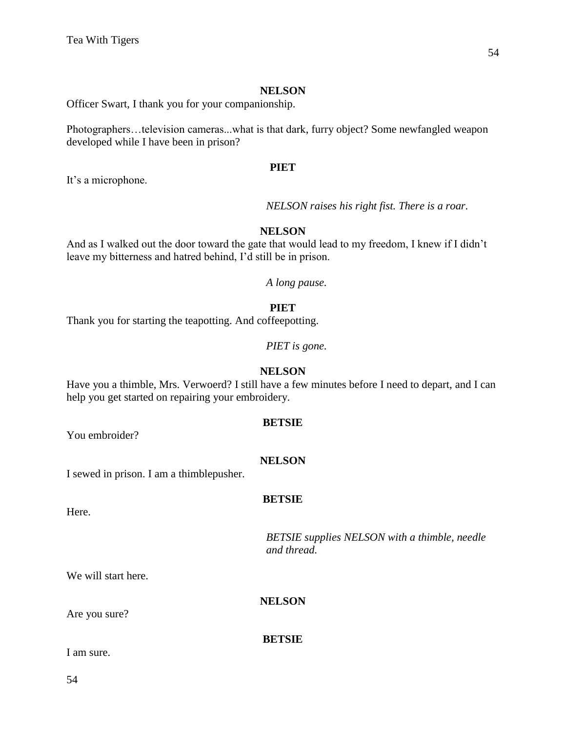**NELSON**

Officer Swart, I thank you for your companionship.

Photographers…television cameras...what is that dark, furry object? Some newfangled weapon developed while I have been in prison?

**PIET**

It's a microphone.

*NELSON raises his right fist. There is a roar.*

**NELSON**

And as I walked out the door toward the gate that would lead to my freedom, I knew if I didn't leave my bitterness and hatred behind, I'd still be in prison.

*A long pause.*

**PIET**

Thank you for starting the teapotting. And coffeepotting.

*PIET is gone.*

**NELSON**

Have you a thimble, Mrs. Verwoerd? I still have a few minutes before I need to depart, and I can help you get started on repairing your embroidery.

**BETSIE**

You embroider?

**NELSON**

I sewed in prison. I am a thimblepusher.

**BETSIE**

Here.

*BETSIE supplies NELSON with a thimble, needle and thread.*

We will start here.

**NELSON**

Are you sure?

**BETSIE**

I am sure.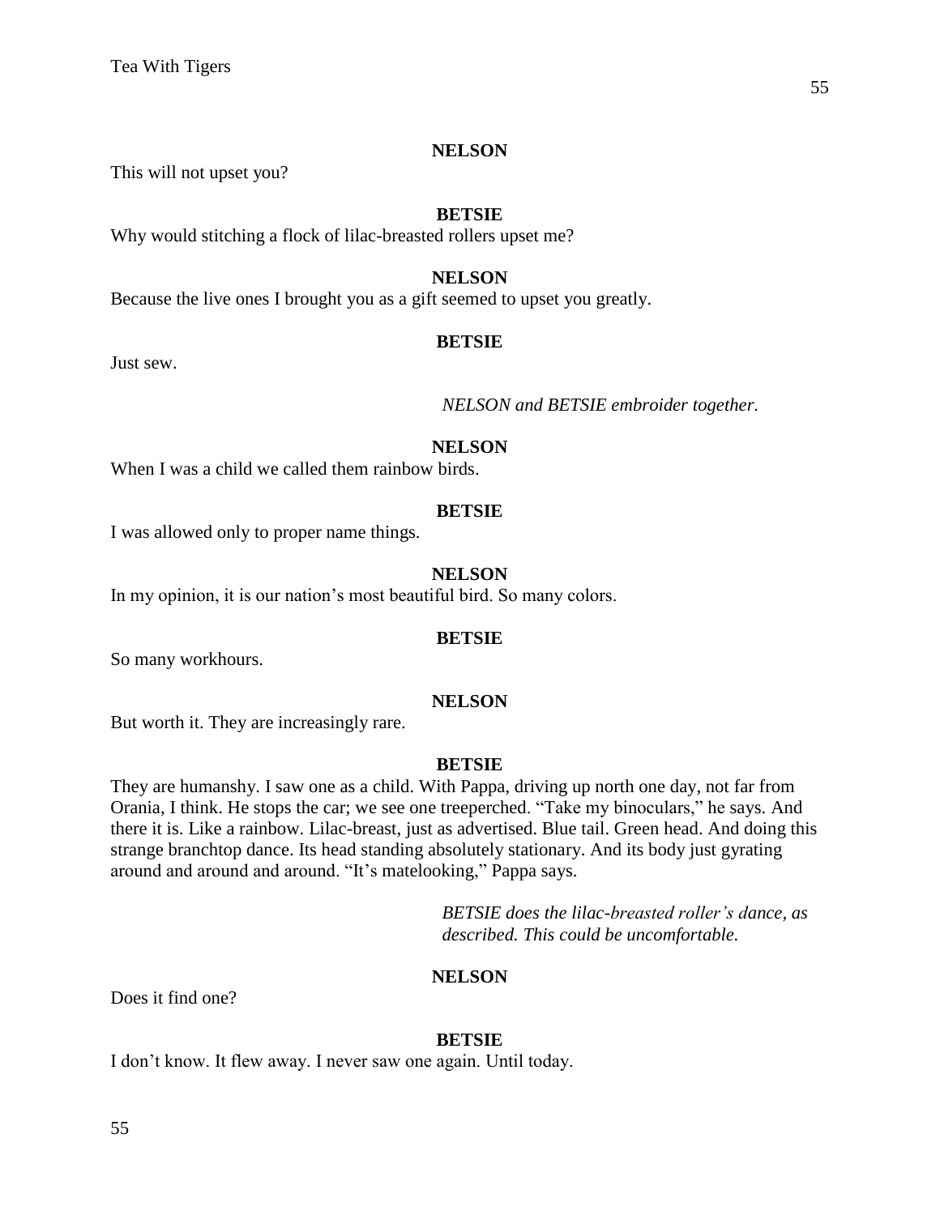**NELSON**

This will not upset you?

**BETSIE**

Why would stitching a flock of lilac-breasted rollers upset me?

**NELSON**

Because the live ones I brought you as a gift seemed to upset you greatly.

**BETSIE**

Just sew.

*NELSON and BETSIE embroider together.*

**NELSON**

When I was a child we called them rainbow birds.

**BETSIE**

I was allowed only to proper name things.

**NELSON**

In my opinion, it is our nation's most beautiful bird. So many colors.

**BETSIE**

So many workhours.

**NELSON**

But worth it. They are increasingly rare.

**BETSIE**

They are humanshy. I saw one as a child. With Pappa, driving up north one day, not far from Orania, I think. He stops the car; we see one treeperched. "Take my binoculars," he says. And there it is. Like a rainbow. Lilac-breast, just as advertised. Blue tail. Green head. And doing this strange branchtop dance. Its head standing absolutely stationary. And its body just gyrating around and around and around. "It's matelooking," Pappa says.

*BETSIE does the lilac-breasted roller's dance, as described. This could be uncomfortable.*

**NELSON**

Does it find one?

**BETSIE**

I don't know. It flew away. I never saw one again. Until today.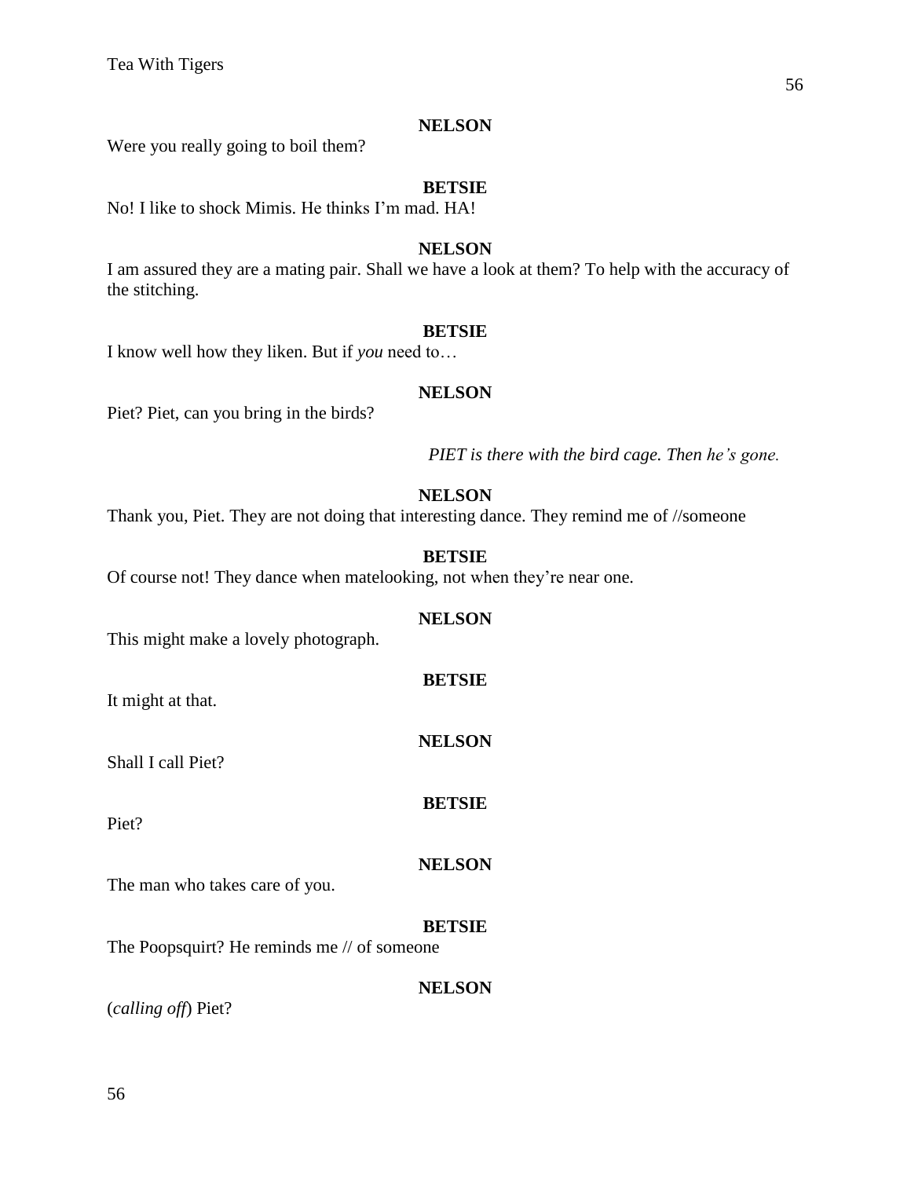**NELSON**

Were you really going to boil them?

**BETSIE**

No! I like to shock Mimis. He thinks I'm mad. HA!

**NELSON**

I am assured they are a mating pair. Shall we have a look at them? To help with the accuracy of the stitching.

**BETSIE**

I know well how they liken. But if *you* need to…

**NELSON**

Piet? Piet, can you bring in the birds?

*PIET is there with the bird cage. Then he's gone.*

**NELSON**

Thank you, Piet. They are not doing that interesting dance. They remind me of //someone

**BETSIE**

Of course not! They dance when matelooking, not when they're near one.

**NELSON**

This might make a lovely photograph.

**BETSIE**

It might at that.

**NELSON**

Shall I call Piet?

**BETSIE**

Piet?

**NELSON**

The man who takes care of you.

**BETSIE**

The Poopsquirt? He reminds me // of someone

**NELSON**

(*calling off*) Piet?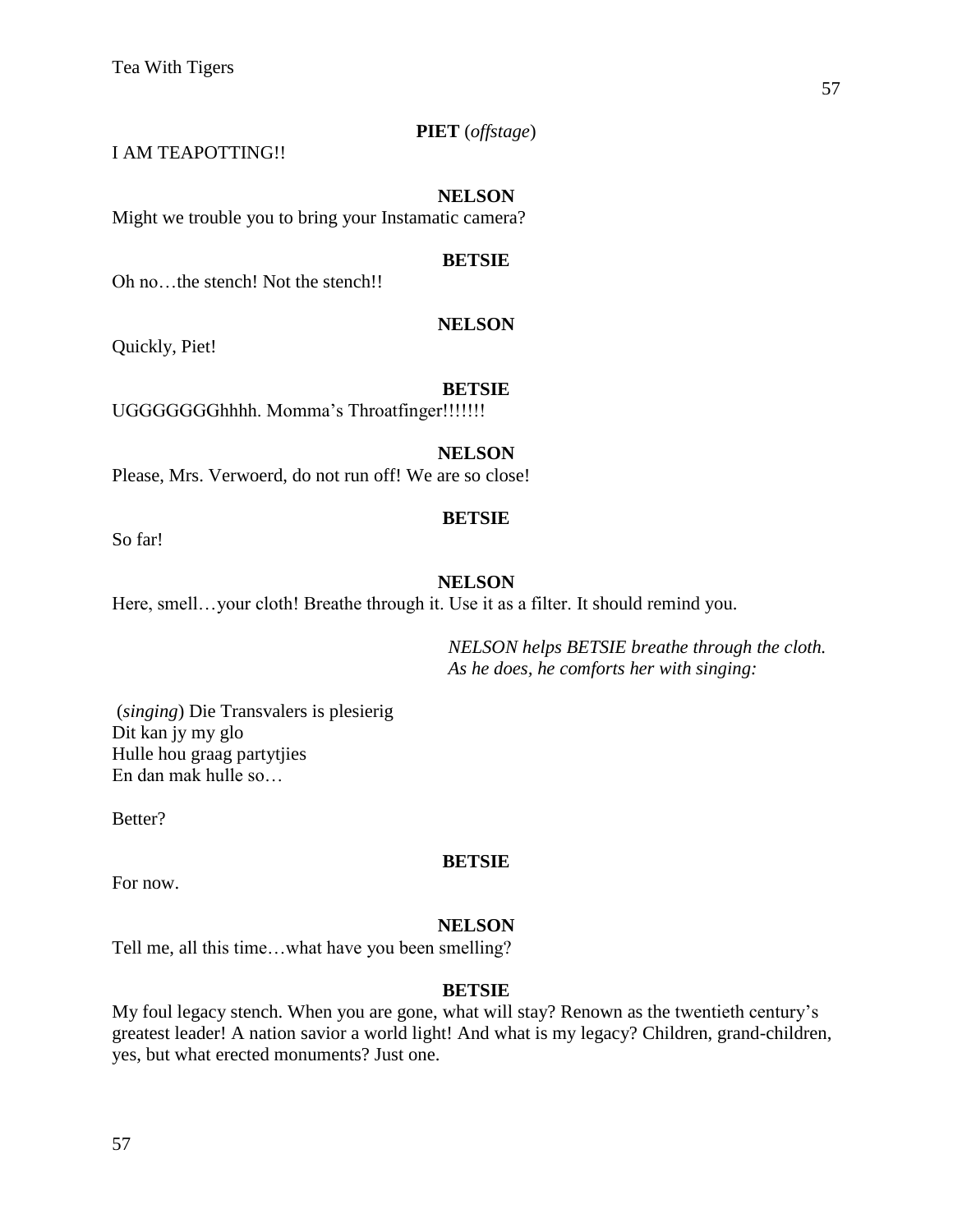**PIET** (*offstage*)

I AM TEAPOTTING!!

**NELSON**

Might we trouble you to bring your Instamatic camera?

**BETSIE**

Oh no…the stench! Not the stench!!

**NELSON**

Quickly, Piet!

**BETSIE**

UGGGGGGGhhhh. Momma's Throatfinger!!!!!!!

**NELSON**

Please, Mrs. Verwoerd, do not run off! We are so close!

**BETSIE**

So far!

**NELSON**

Here, smell…your cloth! Breathe through it. Use it as a filter. It should remind you.

*NELSON helps BETSIE breathe through the cloth. As he does, he comforts her with singing:*

(*singing*) Die Transvalers is plesierig
Dit kan jy my glo
Hulle hou graag partytjies
En dan mak hulle so…

Better?

**BETSIE**

For now.

**NELSON**

Tell me, all this time…what have you been smelling?

**BETSIE**

My foul legacy stench. When you are gone, what will stay? Renown as the twentieth century's greatest leader! A nation savior a world light! And what is my legacy? Children, grand-children, yes, but what erected monuments? Just one.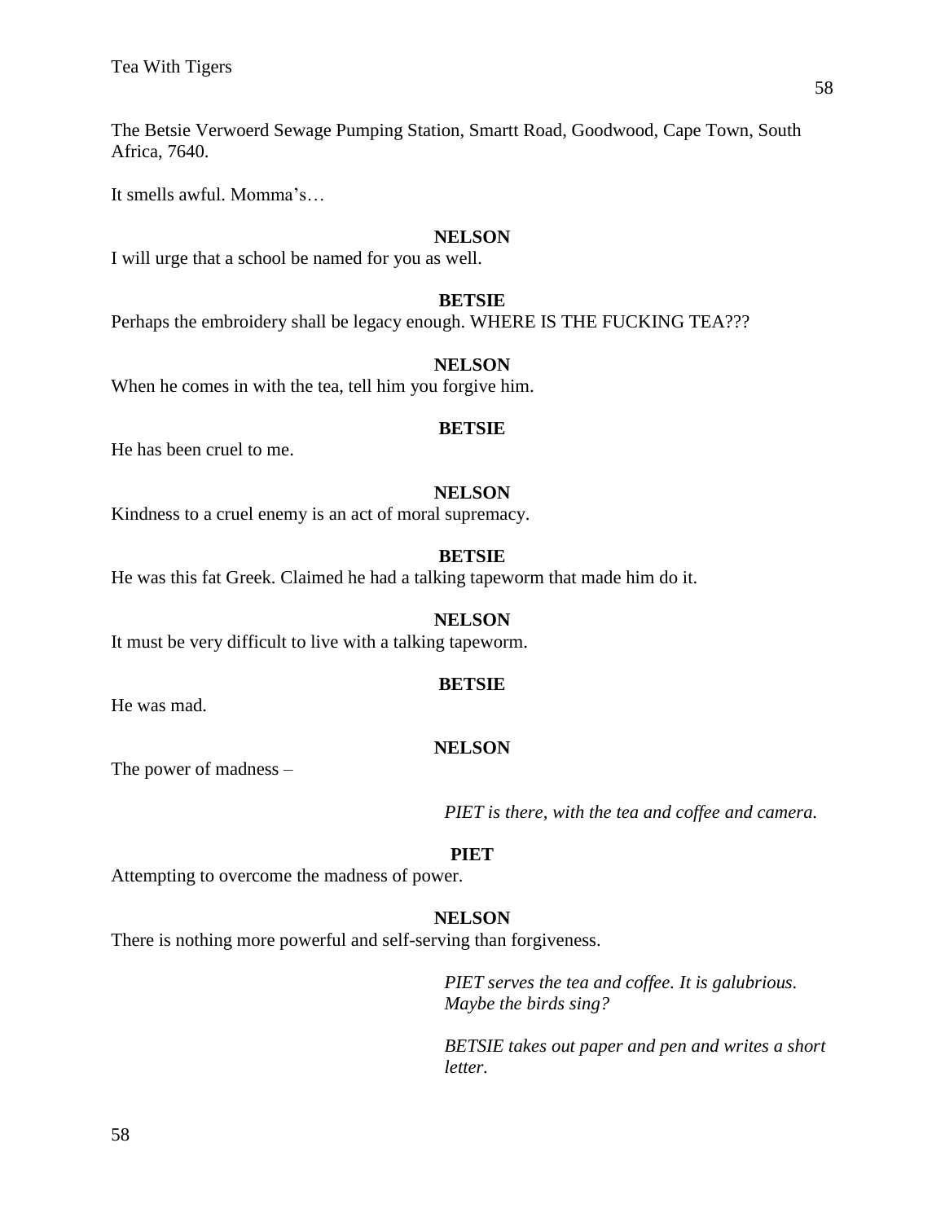The Betsie Verwoerd Sewage Pumping Station, Smartt Road, Goodwood, Cape Town, South Africa, 7640.

It smells awful. Momma's…

**NELSON**

I will urge that a school be named for you as well.

**BETSIE**

Perhaps the embroidery shall be legacy enough. WHERE IS THE FUCKING TEA???

**NELSON**

When he comes in with the tea, tell him you forgive him.

**BETSIE**

He has been cruel to me.

**NELSON**

Kindness to a cruel enemy is an act of moral supremacy.

**BETSIE**

He was this fat Greek. Claimed he had a talking tapeworm that made him do it.

**NELSON**

It must be very difficult to live with a talking tapeworm.

**BETSIE**

He was mad.

**NELSON**

The power of madness –

*PIET is there, with the tea and coffee and camera.*

**PIET**

Attempting to overcome the madness of power.

**NELSON**

There is nothing more powerful and self-serving than forgiveness.

*PIET serves the tea and coffee. It is galubrious. Maybe the birds sing?*

*BETSIE takes out paper and pen and writes a short letter.*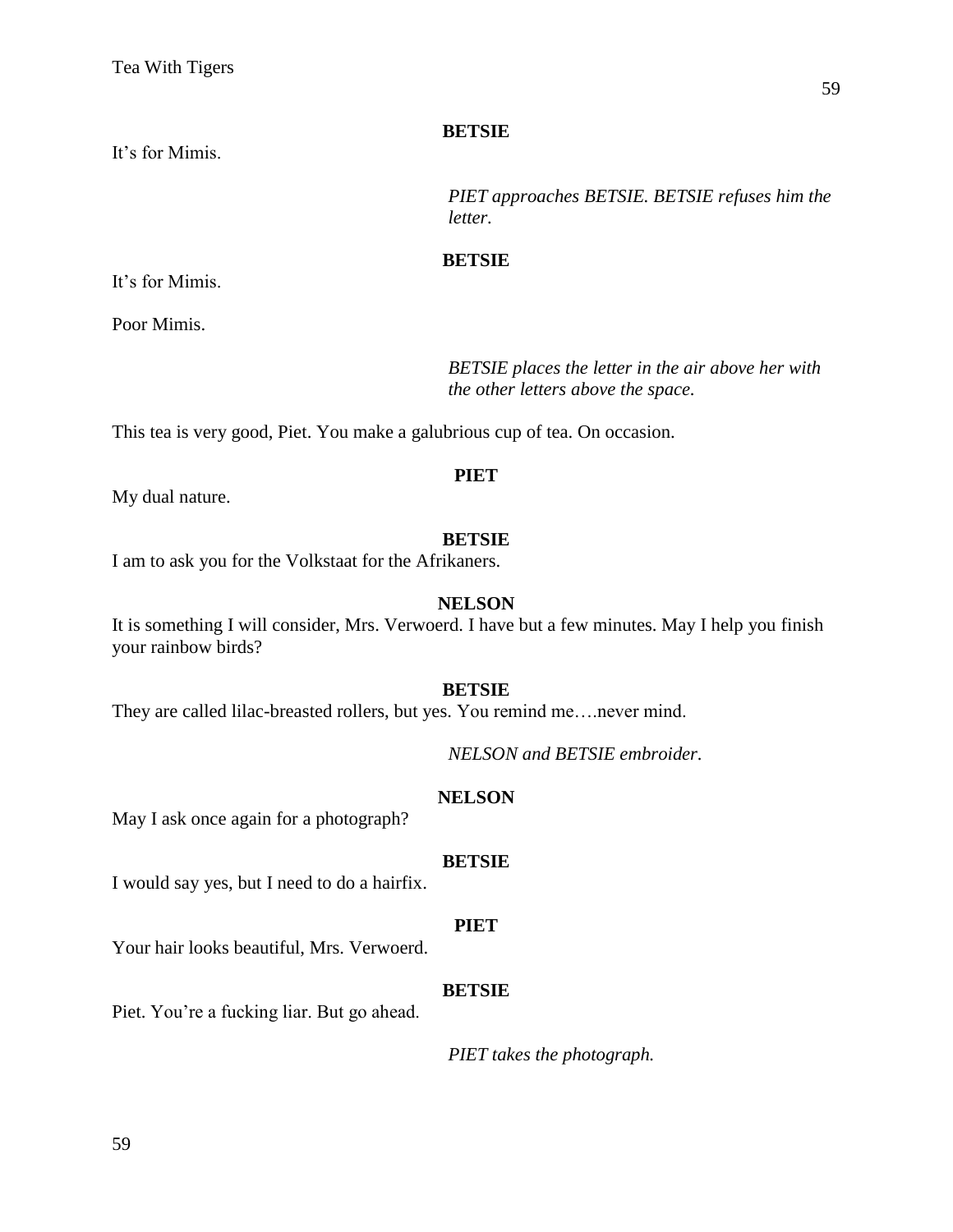**BETSIE**

It's for Mimis.

*PIET approaches BETSIE. BETSIE refuses him the letter.*

**BETSIE**

It's for Mimis.

Poor Mimis.

*BETSIE places the letter in the air above her with the other letters above the space.*

This tea is very good, Piet. You make a galubrious cup of tea. On occasion.

**PIET**

My dual nature.

**BETSIE**

I am to ask you for the Volkstaat for the Afrikaners.

**NELSON**

It is something I will consider, Mrs. Verwoerd. I have but a few minutes. May I help you finish your rainbow birds?

**BETSIE**

They are called lilac-breasted rollers, but yes. You remind me….never mind.

*NELSON and BETSIE embroider.*

**NELSON**

May I ask once again for a photograph?

**BETSIE**

I would say yes, but I need to do a hairfix.

**PIET**

Your hair looks beautiful, Mrs. Verwoerd.

**BETSIE**

Piet. You're a fucking liar. But go ahead.

*PIET takes the photograph.*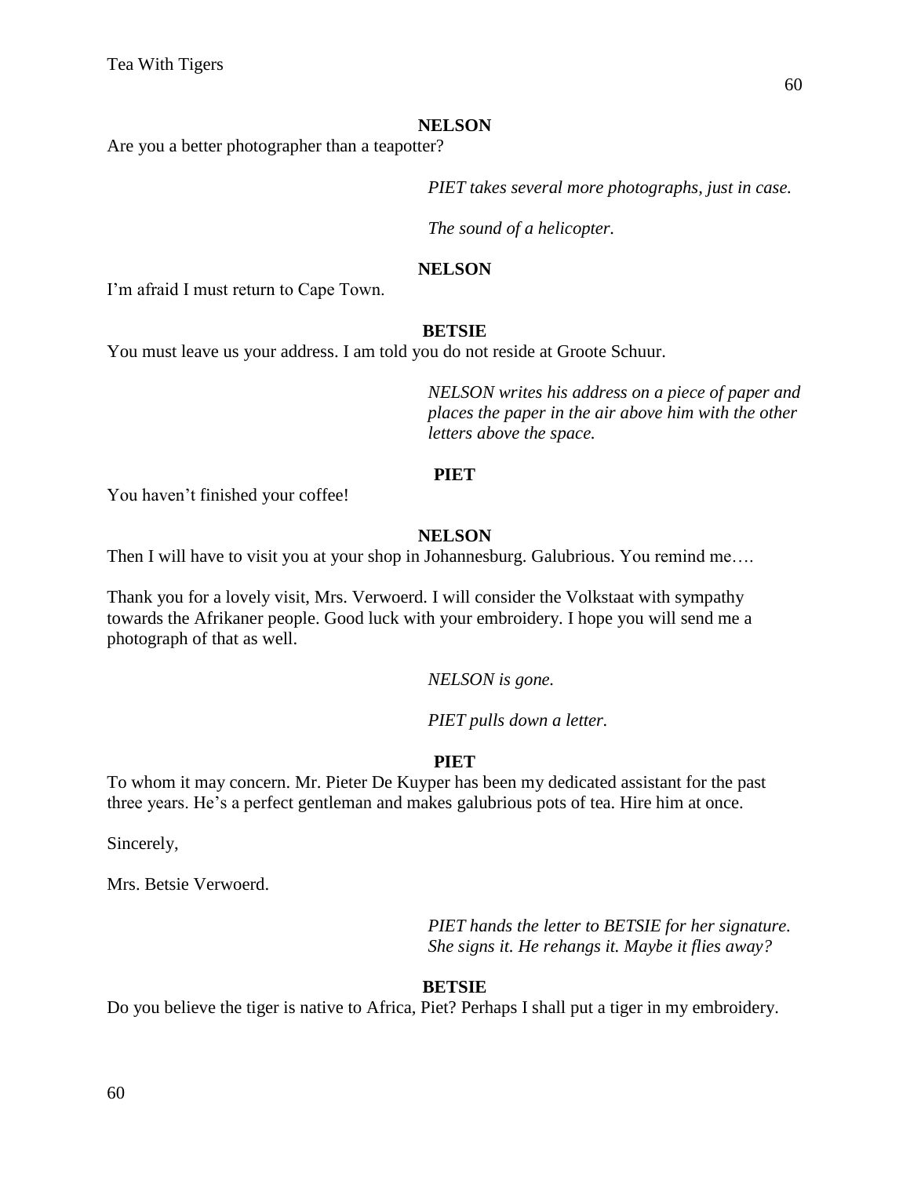**NELSON**

Are you a better photographer than a teapotter?

*PIET takes several more photographs, just in case.*

*The sound of a helicopter.*

**NELSON**

I'm afraid I must return to Cape Town.

**BETSIE**

You must leave us your address. I am told you do not reside at Groote Schuur.

*NELSON writes his address on a piece of paper and places the paper in the air above him with the other letters above the space.*

**PIET**

You haven't finished your coffee!

**NELSON**

Then I will have to visit you at your shop in Johannesburg. Galubrious. You remind me….

Thank you for a lovely visit, Mrs. Verwoerd. I will consider the Volkstaat with sympathy towards the Afrikaner people. Good luck with your embroidery. I hope you will send me a photograph of that as well.

*NELSON is gone.*

*PIET pulls down a letter.*

**PIET**

To whom it may concern. Mr. Pieter De Kuyper has been my dedicated assistant for the past three years. He's a perfect gentleman and makes galubrious pots of tea. Hire him at once.

Sincerely,

Mrs. Betsie Verwoerd.

*PIET hands the letter to BETSIE for her signature. She signs it. He rehangs it. Maybe it flies away?*

**BETSIE**

Do you believe the tiger is native to Africa, Piet? Perhaps I shall put a tiger in my embroidery.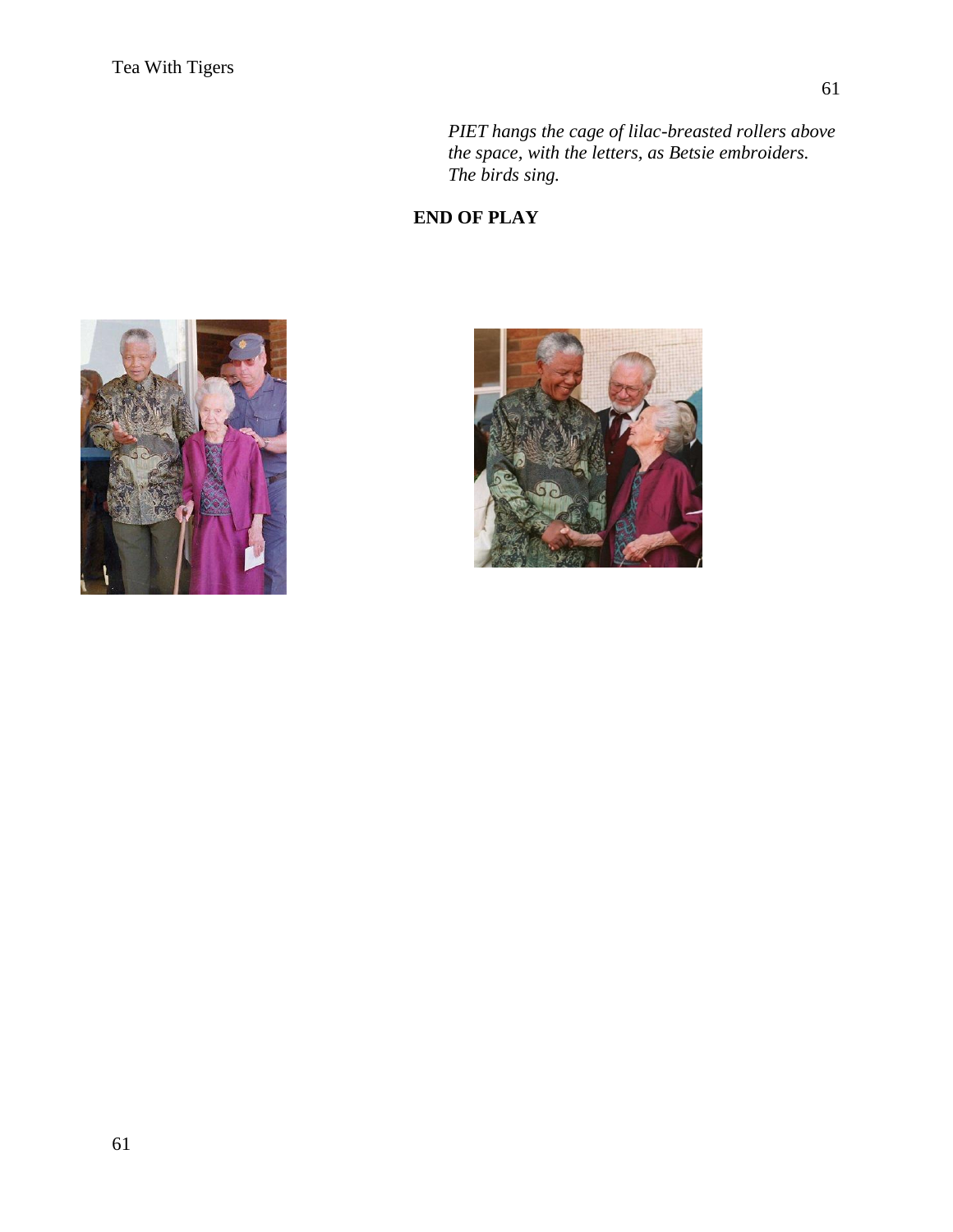*PIET hangs the cage of lilac-breasted rollers above the space, with the letters, as Betsie embroiders. The birds sing.*

**END OF PLAY**